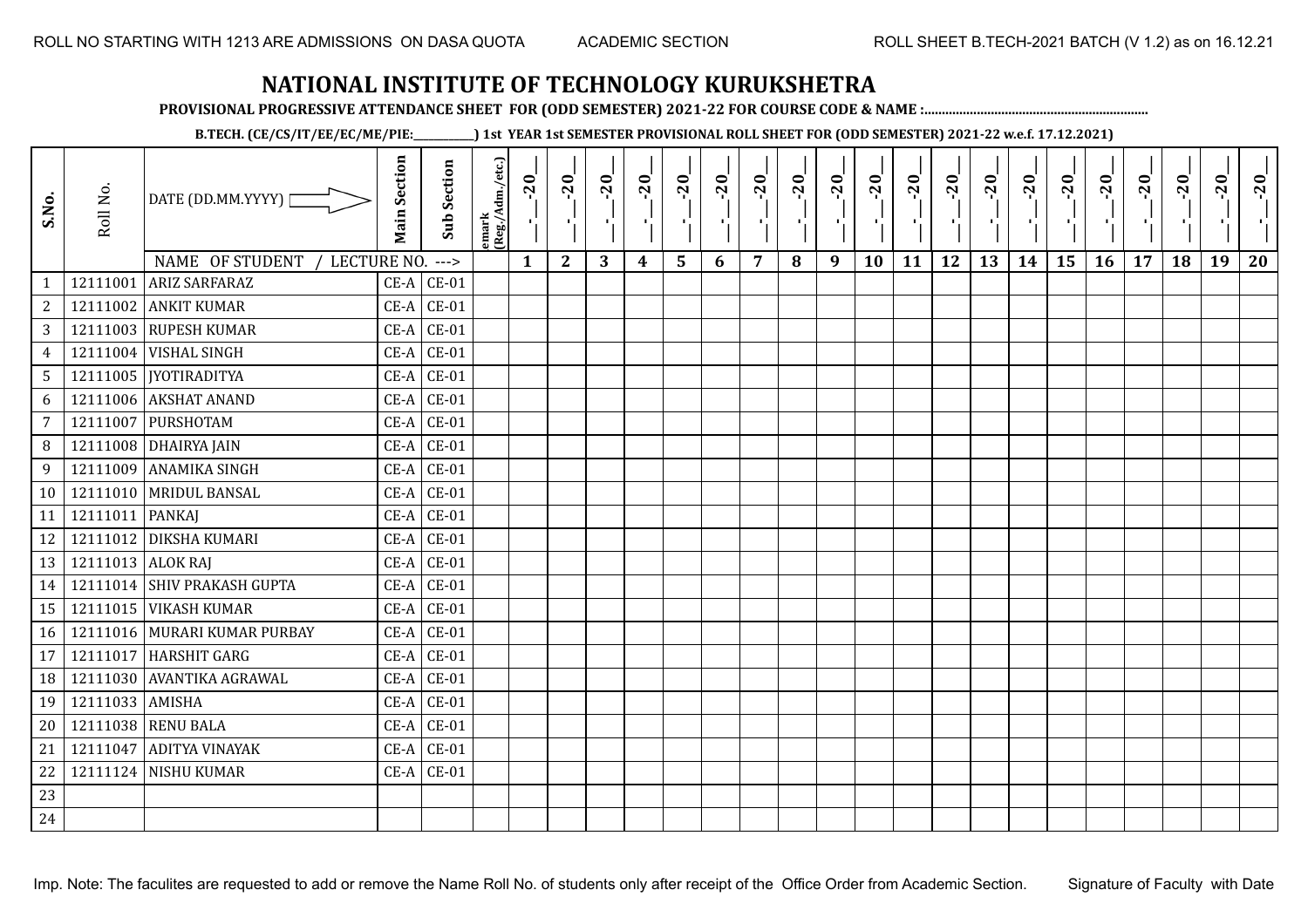ROLL NO STARTING WITH 1213 ARE ADMISSIONS ON DASA QUOTA ACADEMIC SECTION ROLL SHEET B.TECH-2021 BATCH (V 1.2) as on 16.12.21

# NATIONAL INSTITUTE OF TECHNOLOGY KURUKSHETRA

**PROVISIONAL PROGRESSIVE ATTENDANCE SHEET FOR (ODD SEMESTER) 2021-22 FOR COURSE CODE & NAME :..............................................................**

**B.TECH. (CE/CS/IT/EE/EC/ME/PIE:__________) 1st YEAR 1st SEMESTER PROVISIONAL ROLL SHEET FOR (ODD SEMESTER) 2021-22 w.e.f. 17.12.2021)**

| S.No. | Roll No. | DATE (DD.MM.YYYY) | Main Section | Sub Section | emark (Reg./Adm./etc.) | __-__-20__ | __-__-20__ | __-__-20__ | __-__-20__ | __-__-20__ | __-__-20__ | __-__-20__ | __-__-20__ | __-__-20__ | __-__-20__ | __-__-20__ | __-__-20__ | __-__-20__ | __-__-20__ | __-__-20__ | __-__-20__ | __-__-20__ | __-__-20__ | __-__-20__ | __-__-20__ |
|---|---|---|---|---|---|---|---|---|---|---|---|---|---|---|---|---|---|---|---|---|---|---|---|---|---|
| | | NAME OF STUDENT / LECTURE NO. ---> | | | | 1 | 2 | 3 | 4 | 5 | 6 | 7 | 8 | 9 | 10 | 11 | 12 | 13 | 14 | 15 | 16 | 17 | 18 | 19 | 20 |
| 1 | 12111001 | ARIZ SARFARAZ | CE-A | CE-01 | | | | | | | | | | | | | | | | | | | | | |
| 2 | 12111002 | ANKIT KUMAR | CE-A | CE-01 | | | | | | | | | | | | | | | | | | | | | |
| 3 | 12111003 | RUPESH KUMAR | CE-A | CE-01 | | | | | | | | | | | | | | | | | | | | | |
| 4 | 12111004 | VISHAL SINGH | CE-A | CE-01 | | | | | | | | | | | | | | | | | | | | | |
| 5 | 12111005 | JYOTIRADITYA | CE-A | CE-01 | | | | | | | | | | | | | | | | | | | | | |
| 6 | 12111006 | AKSHAT ANAND | CE-A | CE-01 | | | | | | | | | | | | | | | | | | | | | |
| 7 | 12111007 | PURSHOTAM | CE-A | CE-01 | | | | | | | | | | | | | | | | | | | | | |
| 8 | 12111008 | DHAIRYA JAIN | CE-A | CE-01 | | | | | | | | | | | | | | | | | | | | | |
| 9 | 12111009 | ANAMIKA SINGH | CE-A | CE-01 | | | | | | | | | | | | | | | | | | | | | |
| 10 | 12111010 | MRIDUL BANSAL | CE-A | CE-01 | | | | | | | | | | | | | | | | | | | | | |
| 11 | 12111011 | PANKAJ | CE-A | CE-01 | | | | | | | | | | | | | | | | | | | | | |
| 12 | 12111012 | DIKSHA KUMARI | CE-A | CE-01 | | | | | | | | | | | | | | | | | | | | | |
| 13 | 12111013 | ALOK RAJ | CE-A | CE-01 | | | | | | | | | | | | | | | | | | | | | |
| 14 | 12111014 | SHIV PRAKASH GUPTA | CE-A | CE-01 | | | | | | | | | | | | | | | | | | | | | |
| 15 | 12111015 | VIKASH KUMAR | CE-A | CE-01 | | | | | | | | | | | | | | | | | | | | | |
| 16 | 12111016 | MURARI KUMAR PURBAY | CE-A | CE-01 | | | | | | | | | | | | | | | | | | | | | |
| 17 | 12111017 | HARSHIT GARG | CE-A | CE-01 | | | | | | | | | | | | | | | | | | | | | |
| 18 | 12111030 | AVANTIKA AGRAWAL | CE-A | CE-01 | | | | | | | | | | | | | | | | | | | | | |
| 19 | 12111033 | AMISHA | CE-A | CE-01 | | | | | | | | | | | | | | | | | | | | | |
| 20 | 12111038 | RENU BALA | CE-A | CE-01 | | | | | | | | | | | | | | | | | | | | | |
| 21 | 12111047 | ADITYA VINAYAK | CE-A | CE-01 | | | | | | | | | | | | | | | | | | | | | |
| 22 | 12111124 | NISHU KUMAR | CE-A | CE-01 | | | | | | | | | | | | | | | | | | | | | |
| 23 | | | | | | | | | | | | | | | | | | | | | | | | | |
| 24 | | | | | | | | | | | | | | | | | | | | | | | | | |

Imp. Note: The faculites are requested to add or remove the Name Roll No. of students only after receipt of the Office Order from Academic Section. Signature of Faculty with Date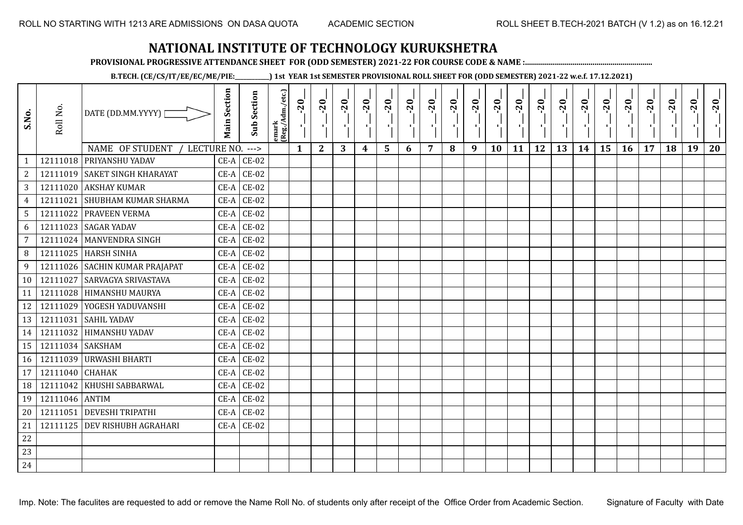ROLL NO STARTING WITH 1213 ARE ADMISSIONS ON DASA QUOTA

ACADEMIC SECTION

ROLL SHEET B.TECH-2021 BATCH (V 1.2) as on 16.12.21

# NATIONAL INSTITUTE OF TECHNOLOGY KURUKSHETRA

**PROVISIONAL PROGRESSIVE ATTENDANCE SHEET FOR (ODD SEMESTER) 2021-22 FOR COURSE CODE & NAME :..............................................................**

**B.TECH. (CE/CS/IT/EE/EC/ME/PIE:__________) 1st YEAR 1st SEMESTER PROVISIONAL ROLL SHEET FOR (ODD SEMESTER) 2021-22 w.e.f. 17.12.2021)**

| S.No. | Roll No. | DATE (DD.MM.YYYY) | Main Section | Sub Section | emark (Reg./Adm./etc.) | _-_-20_ | _-_-20_ | _-_-20_ | _-_-20_ | _-_-20_ | _-_-20_ | _-_-20_ | _-_-20_ | _-_-20_ | _-_-20_ | _-_-20_ | _-_-20_ | _-_-20_ | _-_-20_ | _-_-20_ | _-_-20_ | _-_-20_ | _-_-20_ | _-_-20_ | _-_-20_ |
|---|---|---|---|---|---|---|---|---|---|---|---|---|---|---|---|---|---|---|---|---|---|---|---|---|---|
| | | NAME OF STUDENT / LECTURE NO. ---> | | | | 1 | 2 | 3 | 4 | 5 | 6 | 7 | 8 | 9 | 10 | 11 | 12 | 13 | 14 | 15 | 16 | 17 | 18 | 19 | 20 |
| 1 | 12111018 | PRIYANSHU YADAV | CE-A | CE-02 | | | | | | | | | | | | | | | | | | | | | |
| 2 | 12111019 | SAKET SINGH KHARAYAT | CE-A | CE-02 | | | | | | | | | | | | | | | | | | | | | |
| 3 | 12111020 | AKSHAY KUMAR | CE-A | CE-02 | | | | | | | | | | | | | | | | | | | | | |
| 4 | 12111021 | SHUBHAM KUMAR SHARMA | CE-A | CE-02 | | | | | | | | | | | | | | | | | | | | | |
| 5 | 12111022 | PRAVEEN VERMA | CE-A | CE-02 | | | | | | | | | | | | | | | | | | | | | |
| 6 | 12111023 | SAGAR YADAV | CE-A | CE-02 | | | | | | | | | | | | | | | | | | | | | |
| 7 | 12111024 | MANVENDRA SINGH | CE-A | CE-02 | | | | | | | | | | | | | | | | | | | | | |
| 8 | 12111025 | HARSH SINHA | CE-A | CE-02 | | | | | | | | | | | | | | | | | | | | | |
| 9 | 12111026 | SACHIN KUMAR PRAJAPAT | CE-A | CE-02 | | | | | | | | | | | | | | | | | | | | | |
| 10 | 12111027 | SARVAGYA SRIVASTAVA | CE-A | CE-02 | | | | | | | | | | | | | | | | | | | | | |
| 11 | 12111028 | HIMANSHU MAURYA | CE-A | CE-02 | | | | | | | | | | | | | | | | | | | | | |
| 12 | 12111029 | YOGESH YADUVANSHI | CE-A | CE-02 | | | | | | | | | | | | | | | | | | | | | |
| 13 | 12111031 | SAHIL YADAV | CE-A | CE-02 | | | | | | | | | | | | | | | | | | | | | |
| 14 | 12111032 | HIMANSHU YADAV | CE-A | CE-02 | | | | | | | | | | | | | | | | | | | | | |
| 15 | 12111034 | SAKSHAM | CE-A | CE-02 | | | | | | | | | | | | | | | | | | | | | |
| 16 | 12111039 | URWASHI BHARTI | CE-A | CE-02 | | | | | | | | | | | | | | | | | | | | | |
| 17 | 12111040 | CHAHAK | CE-A | CE-02 | | | | | | | | | | | | | | | | | | | | | |
| 18 | 12111042 | KHUSHI SABBARWAL | CE-A | CE-02 | | | | | | | | | | | | | | | | | | | | | |
| 19 | 12111046 | ANTIM | CE-A | CE-02 | | | | | | | | | | | | | | | | | | | | | |
| 20 | 12111051 | DEVESHI TRIPATHI | CE-A | CE-02 | | | | | | | | | | | | | | | | | | | | | |
| 21 | 12111125 | DEV RISHUBH AGRAHARI | CE-A | CE-02 | | | | | | | | | | | | | | | | | | | | | |
| 22 | | | | | | | | | | | | | | | | | | | | | | | | | |
| 23 | | | | | | | | | | | | | | | | | | | | | | | | | |
| 24 | | | | | | | | | | | | | | | | | | | | | | | | | |

Imp. Note: The faculites are requested to add or remove the Name Roll No. of students only after receipt of the Office Order from Academic Section.

Signature of Faculty with Date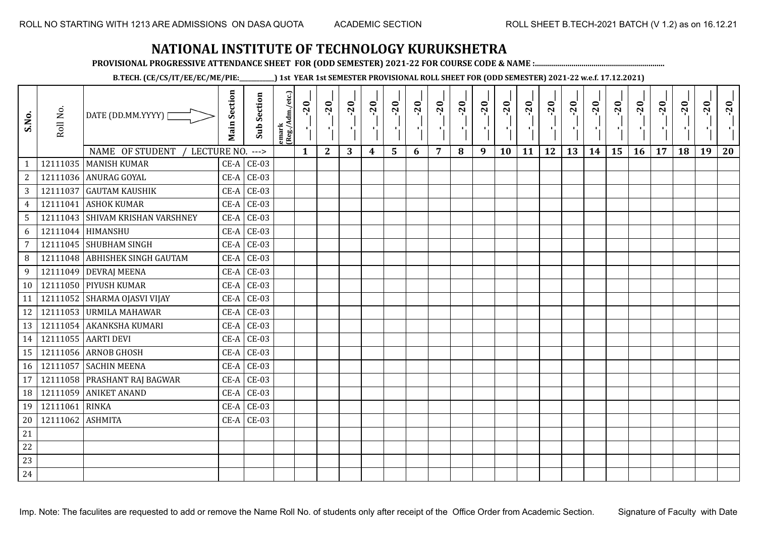# NATIONAL INSTITUTE OF TECHNOLOGY KURUKSHETRA

**PROVISIONAL PROGRESSIVE ATTENDANCE SHEET FOR (ODD SEMESTER) 2021-22 FOR COURSE CODE & NAME :..............................................................**

**B.TECH. (CE/CS/IT/EE/EC/ME/PIE:__________) 1st YEAR 1st SEMESTER PROVISIONAL ROLL SHEET FOR (ODD SEMESTER) 2021-22 w.e.f. 17.12.2021)**

| S.No. | Roll No. | DATE (DD.MM.YYYY) | Main Section | Sub Section | emark (Reg./Adm./etc.) | __-__-20__ | __-__-20__ | __-__-20__ | __-__-20__ | __-__-20__ | __-__-20__ | __-__-20__ | __-__-20__ | __-__-20__ | __-__-20__ | __-__-20__ | __-__-20__ | __-__-20__ | __-__-20__ | __-__-20__ | __-__-20__ | __-__-20__ | __-__-20__ | __-__-20__ | __-__-20__ |
|---|---|---|---|---|---|---|---|---|---|---|---|---|---|---|---|---|---|---|---|---|---|---|---|---|---|
| | | NAME OF STUDENT / LECTURE NO. ---> | | | | 1 | 2 | 3 | 4 | 5 | 6 | 7 | 8 | 9 | 10 | 11 | 12 | 13 | 14 | 15 | 16 | 17 | 18 | 19 | 20 |
| 1 | 12111035 | MANISH KUMAR | CE-A | CE-03 | | | | | | | | | | | | | | | | | | | | | |
| 2 | 12111036 | ANURAG GOYAL | CE-A | CE-03 | | | | | | | | | | | | | | | | | | | | | |
| 3 | 12111037 | GAUTAM KAUSHIK | CE-A | CE-03 | | | | | | | | | | | | | | | | | | | | | |
| 4 | 12111041 | ASHOK KUMAR | CE-A | CE-03 | | | | | | | | | | | | | | | | | | | | | |
| 5 | 12111043 | SHIVAM KRISHAN VARSHNEY | CE-A | CE-03 | | | | | | | | | | | | | | | | | | | | | |
| 6 | 12111044 | HIMANSHU | CE-A | CE-03 | | | | | | | | | | | | | | | | | | | | | |
| 7 | 12111045 | SHUBHAM SINGH | CE-A | CE-03 | | | | | | | | | | | | | | | | | | | | | |
| 8 | 12111048 | ABHISHEK SINGH GAUTAM | CE-A | CE-03 | | | | | | | | | | | | | | | | | | | | | |
| 9 | 12111049 | DEVRAJ MEENA | CE-A | CE-03 | | | | | | | | | | | | | | | | | | | | | |
| 10 | 12111050 | PIYUSH KUMAR | CE-A | CE-03 | | | | | | | | | | | | | | | | | | | | | |
| 11 | 12111052 | SHARMA OJASVI VIJAY | CE-A | CE-03 | | | | | | | | | | | | | | | | | | | | | |
| 12 | 12111053 | URMILA MAHAWAR | CE-A | CE-03 | | | | | | | | | | | | | | | | | | | | | |
| 13 | 12111054 | AKANKSHA KUMARI | CE-A | CE-03 | | | | | | | | | | | | | | | | | | | | | |
| 14 | 12111055 | AARTI DEVI | CE-A | CE-03 | | | | | | | | | | | | | | | | | | | | | |
| 15 | 12111056 | ARNOB GHOSH | CE-A | CE-03 | | | | | | | | | | | | | | | | | | | | | |
| 16 | 12111057 | SACHIN MEENA | CE-A | CE-03 | | | | | | | | | | | | | | | | | | | | | |
| 17 | 12111058 | PRASHANT RAJ BAGWAR | CE-A | CE-03 | | | | | | | | | | | | | | | | | | | | | |
| 18 | 12111059 | ANIKET ANAND | CE-A | CE-03 | | | | | | | | | | | | | | | | | | | | | |
| 19 | 12111061 | RINKA | CE-A | CE-03 | | | | | | | | | | | | | | | | | | | | | |
| 20 | 12111062 | ASHMITA | CE-A | CE-03 | | | | | | | | | | | | | | | | | | | | | |
| 21 | | | | | | | | | | | | | | | | | | | | | | | | | |
| 22 | | | | | | | | | | | | | | | | | | | | | | | | | |
| 23 | | | | | | | | | | | | | | | | | | | | | | | | | |
| 24 | | | | | | | | | | | | | | | | | | | | | | | | | |

Imp. Note: The faculites are requested to add or remove the Name Roll No. of students only after receipt of the Office Order from Academic Section.

Signature of Faculty with Date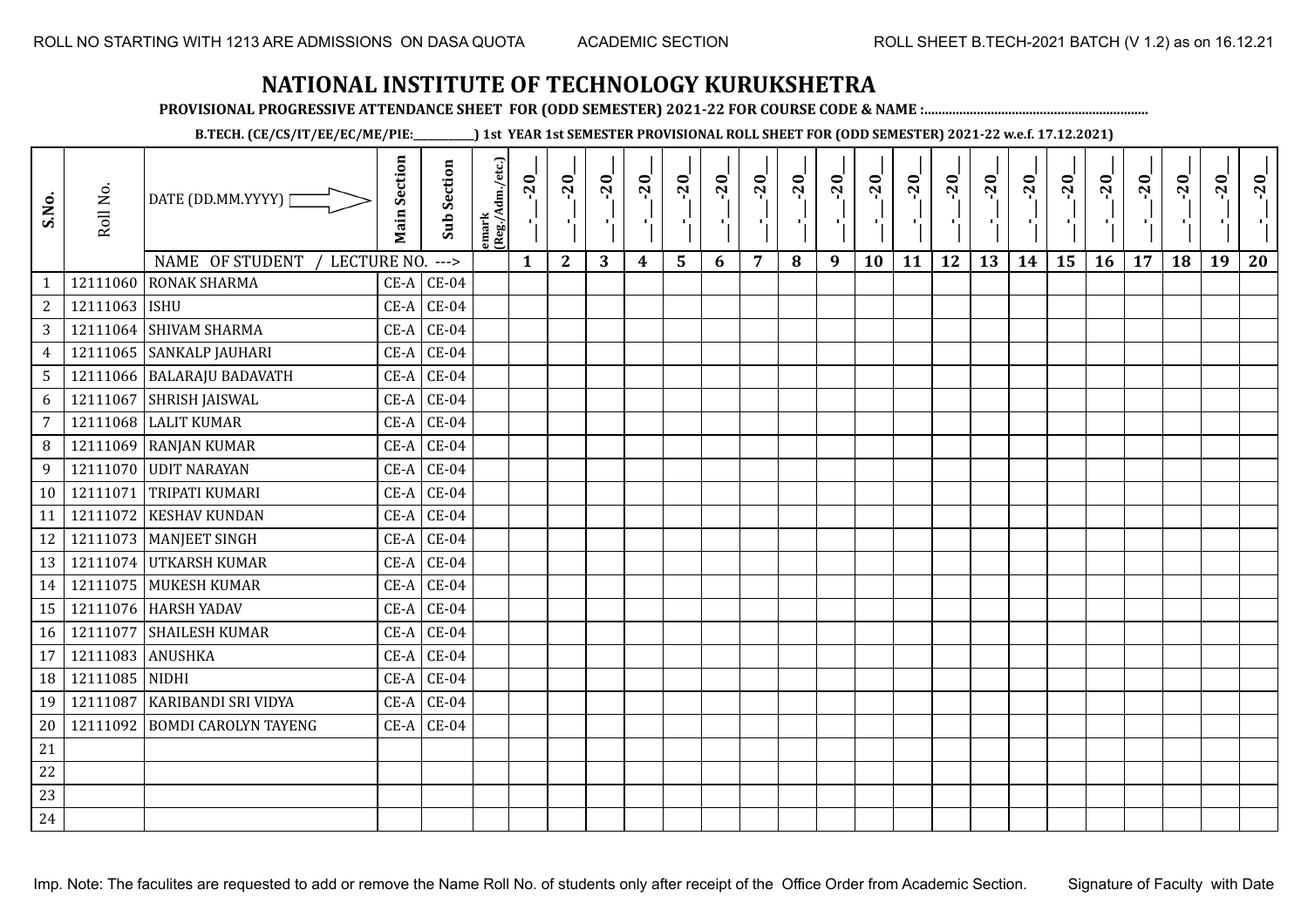ROLL NO STARTING WITH 1213 ARE ADMISSIONS ON DASA QUOTA　　ACADEMIC SECTION　　ROLL SHEET B.TECH-2021 BATCH (V 1.2) as on 16.12.21

# NATIONAL INSTITUTE OF TECHNOLOGY KURUKSHETRA

**PROVISIONAL PROGRESSIVE ATTENDANCE SHEET FOR (ODD SEMESTER) 2021-22 FOR COURSE CODE & NAME :..............................................................**

**B.TECH. (CE/CS/IT/EE/EC/ME/PIE:__________) 1st YEAR 1st SEMESTER PROVISIONAL ROLL SHEET FOR (ODD SEMESTER) 2021-22 w.e.f. 17.12.2021)**

| S.No. | Roll No. | DATE (DD.MM.YYYY) | Main Section | Sub Section | emark (Reg./Adm./etc.) | __-__-20__ | __-__-20__ | __-__-20__ | __-__-20__ | __-__-20__ | __-__-20__ | __-__-20__ | __-__-20__ | __-__-20__ | __-__-20__ | __-__-20__ | __-__-20__ | __-__-20__ | __-__-20__ | __-__-20__ | __-__-20__ | __-__-20__ | __-__-20__ | __-__-20__ | __-__-20__ |
|---|---|---|---|---|---|---|---|---|---|---|---|---|---|---|---|---|---|---|---|---|---|---|---|---|---|
| | | NAME OF STUDENT / LECTURE NO. ---> | | | | 1 | 2 | 3 | 4 | 5 | 6 | 7 | 8 | 9 | 10 | 11 | 12 | 13 | 14 | 15 | 16 | 17 | 18 | 19 | 20 |
| 1 | 12111060 | RONAK SHARMA | CE-A | CE-04 | | | | | | | | | | | | | | | | | | | | | |
| 2 | 12111063 | ISHU | CE-A | CE-04 | | | | | | | | | | | | | | | | | | | | | |
| 3 | 12111064 | SHIVAM SHARMA | CE-A | CE-04 | | | | | | | | | | | | | | | | | | | | | |
| 4 | 12111065 | SANKALP JAUHARI | CE-A | CE-04 | | | | | | | | | | | | | | | | | | | | | |
| 5 | 12111066 | BALARAJU BADAVATH | CE-A | CE-04 | | | | | | | | | | | | | | | | | | | | | |
| 6 | 12111067 | SHRISH JAISWAL | CE-A | CE-04 | | | | | | | | | | | | | | | | | | | | | |
| 7 | 12111068 | LALIT KUMAR | CE-A | CE-04 | | | | | | | | | | | | | | | | | | | | | |
| 8 | 12111069 | RANJAN KUMAR | CE-A | CE-04 | | | | | | | | | | | | | | | | | | | | | |
| 9 | 12111070 | UDIT NARAYAN | CE-A | CE-04 | | | | | | | | | | | | | | | | | | | | | |
| 10 | 12111071 | TRIPATI KUMARI | CE-A | CE-04 | | | | | | | | | | | | | | | | | | | | | |
| 11 | 12111072 | KESHAV KUNDAN | CE-A | CE-04 | | | | | | | | | | | | | | | | | | | | | |
| 12 | 12111073 | MANJEET SINGH | CE-A | CE-04 | | | | | | | | | | | | | | | | | | | | | |
| 13 | 12111074 | UTKARSH KUMAR | CE-A | CE-04 | | | | | | | | | | | | | | | | | | | | | |
| 14 | 12111075 | MUKESH KUMAR | CE-A | CE-04 | | | | | | | | | | | | | | | | | | | | | |
| 15 | 12111076 | HARSH YADAV | CE-A | CE-04 | | | | | | | | | | | | | | | | | | | | | |
| 16 | 12111077 | SHAILESH KUMAR | CE-A | CE-04 | | | | | | | | | | | | | | | | | | | | | |
| 17 | 12111083 | ANUSHKA | CE-A | CE-04 | | | | | | | | | | | | | | | | | | | | | |
| 18 | 12111085 | NIDHI | CE-A | CE-04 | | | | | | | | | | | | | | | | | | | | | |
| 19 | 12111087 | KARIBANDI SRI VIDYA | CE-A | CE-04 | | | | | | | | | | | | | | | | | | | | | |
| 20 | 12111092 | BOMDI CAROLYN TAYENG | CE-A | CE-04 | | | | | | | | | | | | | | | | | | | | | |
| 21 | | | | | | | | | | | | | | | | | | | | | | | | | |
| 22 | | | | | | | | | | | | | | | | | | | | | | | | | |
| 23 | | | | | | | | | | | | | | | | | | | | | | | | | |
| 24 | | | | | | | | | | | | | | | | | | | | | | | | | |

Imp. Note: The faculites are requested to add or remove the Name Roll No. of students only after receipt of the Office Order from Academic Section.　　Signature of Faculty with Date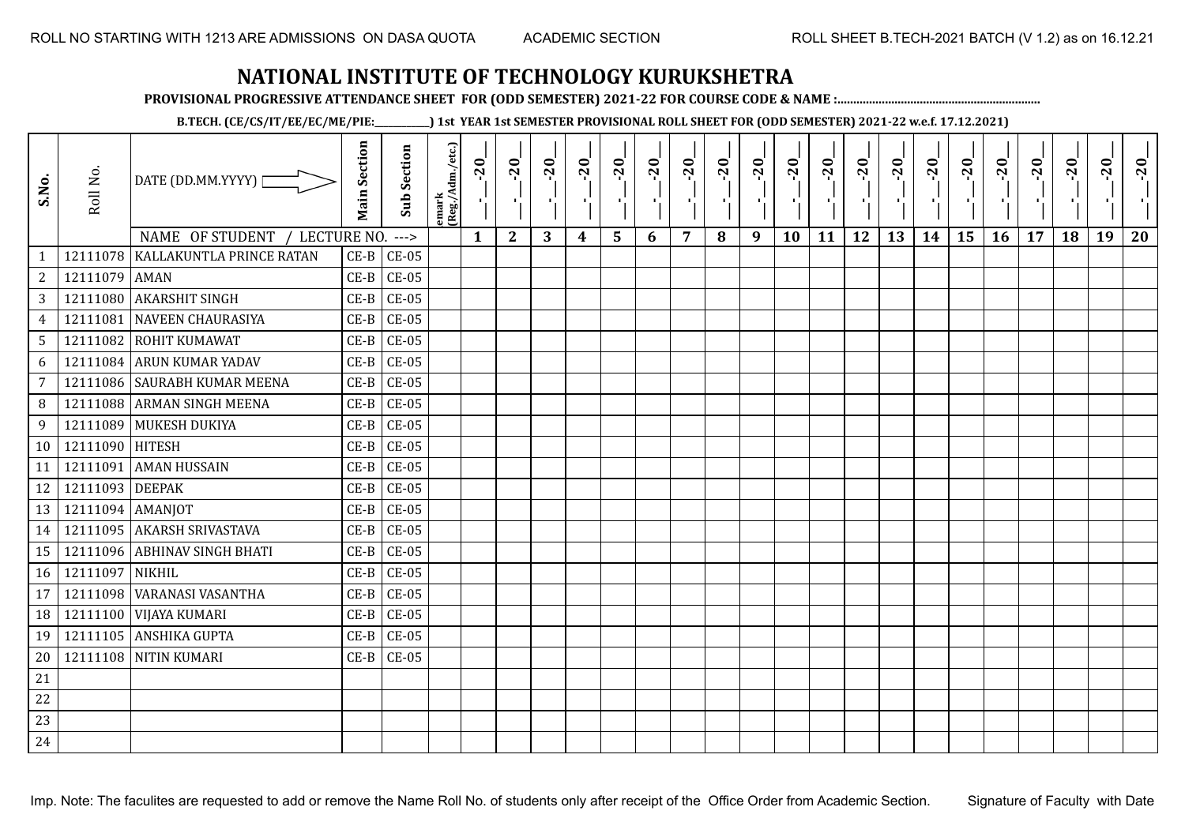# NATIONAL INSTITUTE OF TECHNOLOGY KURUKSHETRA

**PROVISIONAL PROGRESSIVE ATTENDANCE SHEET FOR (ODD SEMESTER) 2021-22 FOR COURSE CODE & NAME :..............................................................**

**B.TECH. (CE/CS/IT/EE/EC/ME/PIE:__________) 1st YEAR 1st SEMESTER PROVISIONAL ROLL SHEET FOR (ODD SEMESTER) 2021-22 w.e.f. 17.12.2021)**

| S.No. | Roll No. | DATE (DD.MM.YYYY) | Main Section | Sub Section | emark (Reg./Adm./etc.) | _-_-20_ | _-_-20_ | _-_-20_ | _-_-20_ | _-_-20_ | _-_-20_ | _-_-20_ | _-_-20_ | _-_-20_ | _-_-20_ | _-_-20_ | _-_-20_ | _-_-20_ | _-_-20_ | _-_-20_ | _-_-20_ | _-_-20_ | _-_-20_ | _-_-20_ | _-_-20_ |
|---|---|---|---|---|---|---|---|---|---|---|---|---|---|---|---|---|---|---|---|---|---|---|---|---|---|
| | | NAME OF STUDENT / LECTURE NO. ---> | | | | 1 | 2 | 3 | 4 | 5 | 6 | 7 | 8 | 9 | 10 | 11 | 12 | 13 | 14 | 15 | 16 | 17 | 18 | 19 | 20 |
| 1 | 12111078 | KALLAKUNTLA PRINCE RATAN | CE-B | CE-05 | | | | | | | | | | | | | | | | | | | | | |
| 2 | 12111079 | AMAN | CE-B | CE-05 | | | | | | | | | | | | | | | | | | | | | |
| 3 | 12111080 | AKARSHIT SINGH | CE-B | CE-05 | | | | | | | | | | | | | | | | | | | | | |
| 4 | 12111081 | NAVEEN CHAURASIYA | CE-B | CE-05 | | | | | | | | | | | | | | | | | | | | | |
| 5 | 12111082 | ROHIT KUMAWAT | CE-B | CE-05 | | | | | | | | | | | | | | | | | | | | | |
| 6 | 12111084 | ARUN KUMAR YADAV | CE-B | CE-05 | | | | | | | | | | | | | | | | | | | | | |
| 7 | 12111086 | SAURABH KUMAR MEENA | CE-B | CE-05 | | | | | | | | | | | | | | | | | | | | | |
| 8 | 12111088 | ARMAN SINGH MEENA | CE-B | CE-05 | | | | | | | | | | | | | | | | | | | | | |
| 9 | 12111089 | MUKESH DUKIYA | CE-B | CE-05 | | | | | | | | | | | | | | | | | | | | | |
| 10 | 12111090 | HITESH | CE-B | CE-05 | | | | | | | | | | | | | | | | | | | | | |
| 11 | 12111091 | AMAN HUSSAIN | CE-B | CE-05 | | | | | | | | | | | | | | | | | | | | | |
| 12 | 12111093 | DEEPAK | CE-B | CE-05 | | | | | | | | | | | | | | | | | | | | | |
| 13 | 12111094 | AMANJOT | CE-B | CE-05 | | | | | | | | | | | | | | | | | | | | | |
| 14 | 12111095 | AKARSH SRIVASTAVA | CE-B | CE-05 | | | | | | | | | | | | | | | | | | | | | |
| 15 | 12111096 | ABHINAV SINGH BHATI | CE-B | CE-05 | | | | | | | | | | | | | | | | | | | | | |
| 16 | 12111097 | NIKHIL | CE-B | CE-05 | | | | | | | | | | | | | | | | | | | | | |
| 17 | 12111098 | VARANASI VASANTHA | CE-B | CE-05 | | | | | | | | | | | | | | | | | | | | | |
| 18 | 12111100 | VIJAYA KUMARI | CE-B | CE-05 | | | | | | | | | | | | | | | | | | | | | |
| 19 | 12111105 | ANSHIKA GUPTA | CE-B | CE-05 | | | | | | | | | | | | | | | | | | | | | |
| 20 | 12111108 | NITIN KUMARI | CE-B | CE-05 | | | | | | | | | | | | | | | | | | | | | |
| 21 | | | | | | | | | | | | | | | | | | | | | | | | | |
| 22 | | | | | | | | | | | | | | | | | | | | | | | | | |
| 23 | | | | | | | | | | | | | | | | | | | | | | | | | |
| 24 | | | | | | | | | | | | | | | | | | | | | | | | | |

Imp. Note: The faculites are requested to add or remove the Name Roll No. of students only after receipt of the Office Order from Academic Section.

Signature of Faculty with Date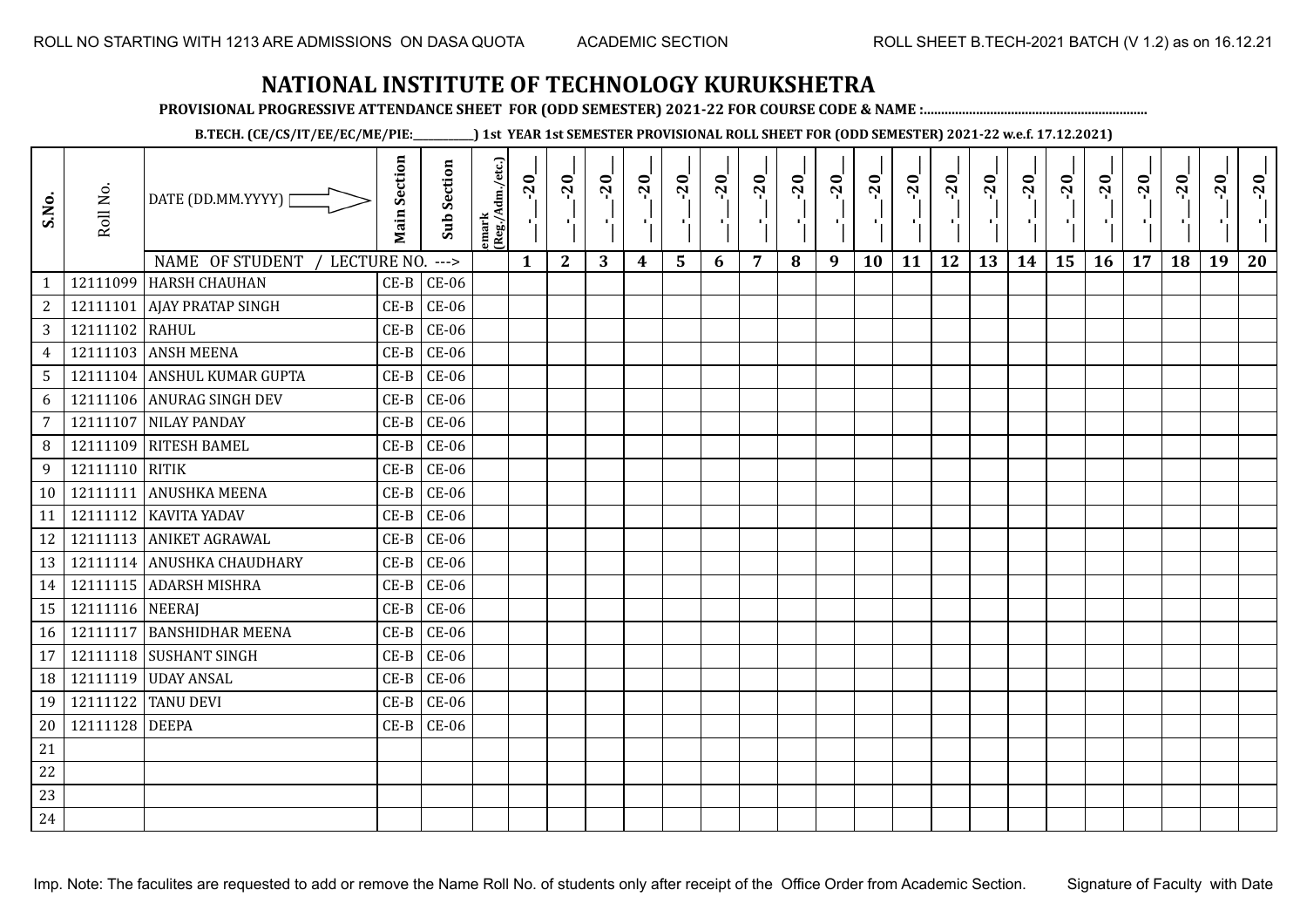ROLL NO STARTING WITH 1213 ARE ADMISSIONS ON DASA QUOTA    ACADEMIC SECTION    ROLL SHEET B.TECH-2021 BATCH (V 1.2) as on 16.12.21

# NATIONAL INSTITUTE OF TECHNOLOGY KURUKSHETRA

**PROVISIONAL PROGRESSIVE ATTENDANCE SHEET FOR (ODD SEMESTER) 2021-22 FOR COURSE CODE & NAME :..............................................................**

**B.TECH. (CE/CS/IT/EE/EC/ME/PIE:__________) 1st YEAR 1st SEMESTER PROVISIONAL ROLL SHEET FOR (ODD SEMESTER) 2021-22 w.e.f. 17.12.2021)**

| S.No. | Roll No. | DATE (DD.MM.YYYY) | Main Section | Sub Section | emark (Reg./Adm./etc.) | _-_-20_ | _-_-20_ | _-_-20_ | _-_-20_ | _-_-20_ | _-_-20_ | _-_-20_ | _-_-20_ | _-_-20_ | _-_-20_ | _-_-20_ | _-_-20_ | _-_-20_ | _-_-20_ | _-_-20_ | _-_-20_ | _-_-20_ | _-_-20_ | _-_-20_ | _-_-20_ |
|---|---|---|---|---|---|---|---|---|---|---|---|---|---|---|---|---|---|---|---|---|---|---|---|---|---|
| | | NAME OF STUDENT / LECTURE NO. ---> | | | | 1 | 2 | 3 | 4 | 5 | 6 | 7 | 8 | 9 | 10 | 11 | 12 | 13 | 14 | 15 | 16 | 17 | 18 | 19 | 20 |
| 1 | 12111099 | HARSH CHAUHAN | CE-B | CE-06 | | | | | | | | | | | | | | | | | | | | | |
| 2 | 12111101 | AJAY PRATAP SINGH | CE-B | CE-06 | | | | | | | | | | | | | | | | | | | | | |
| 3 | 12111102 | RAHUL | CE-B | CE-06 | | | | | | | | | | | | | | | | | | | | | |
| 4 | 12111103 | ANSH MEENA | CE-B | CE-06 | | | | | | | | | | | | | | | | | | | | | |
| 5 | 12111104 | ANSHUL KUMAR GUPTA | CE-B | CE-06 | | | | | | | | | | | | | | | | | | | | | |
| 6 | 12111106 | ANURAG SINGH DEV | CE-B | CE-06 | | | | | | | | | | | | | | | | | | | | | |
| 7 | 12111107 | NILAY PANDAY | CE-B | CE-06 | | | | | | | | | | | | | | | | | | | | | |
| 8 | 12111109 | RITESH BAMEL | CE-B | CE-06 | | | | | | | | | | | | | | | | | | | | | |
| 9 | 12111110 | RITIK | CE-B | CE-06 | | | | | | | | | | | | | | | | | | | | | |
| 10 | 12111111 | ANUSHKA MEENA | CE-B | CE-06 | | | | | | | | | | | | | | | | | | | | | |
| 11 | 12111112 | KAVITA YADAV | CE-B | CE-06 | | | | | | | | | | | | | | | | | | | | | |
| 12 | 12111113 | ANIKET AGRAWAL | CE-B | CE-06 | | | | | | | | | | | | | | | | | | | | | |
| 13 | 12111114 | ANUSHKA CHAUDHARY | CE-B | CE-06 | | | | | | | | | | | | | | | | | | | | | |
| 14 | 12111115 | ADARSH MISHRA | CE-B | CE-06 | | | | | | | | | | | | | | | | | | | | | |
| 15 | 12111116 | NEERAJ | CE-B | CE-06 | | | | | | | | | | | | | | | | | | | | | |
| 16 | 12111117 | BANSHIDHAR MEENA | CE-B | CE-06 | | | | | | | | | | | | | | | | | | | | | |
| 17 | 12111118 | SUSHANT SINGH | CE-B | CE-06 | | | | | | | | | | | | | | | | | | | | | |
| 18 | 12111119 | UDAY ANSAL | CE-B | CE-06 | | | | | | | | | | | | | | | | | | | | | |
| 19 | 12111122 | TANU DEVI | CE-B | CE-06 | | | | | | | | | | | | | | | | | | | | | |
| 20 | 12111128 | DEEPA | CE-B | CE-06 | | | | | | | | | | | | | | | | | | | | | |
| 21 | | | | | | | | | | | | | | | | | | | | | | | | | |
| 22 | | | | | | | | | | | | | | | | | | | | | | | | | |
| 23 | | | | | | | | | | | | | | | | | | | | | | | | | |
| 24 | | | | | | | | | | | | | | | | | | | | | | | | | |

Imp. Note: The faculites are requested to add or remove the Name Roll No. of students only after receipt of the Office Order from Academic Section.    Signature of Faculty with Date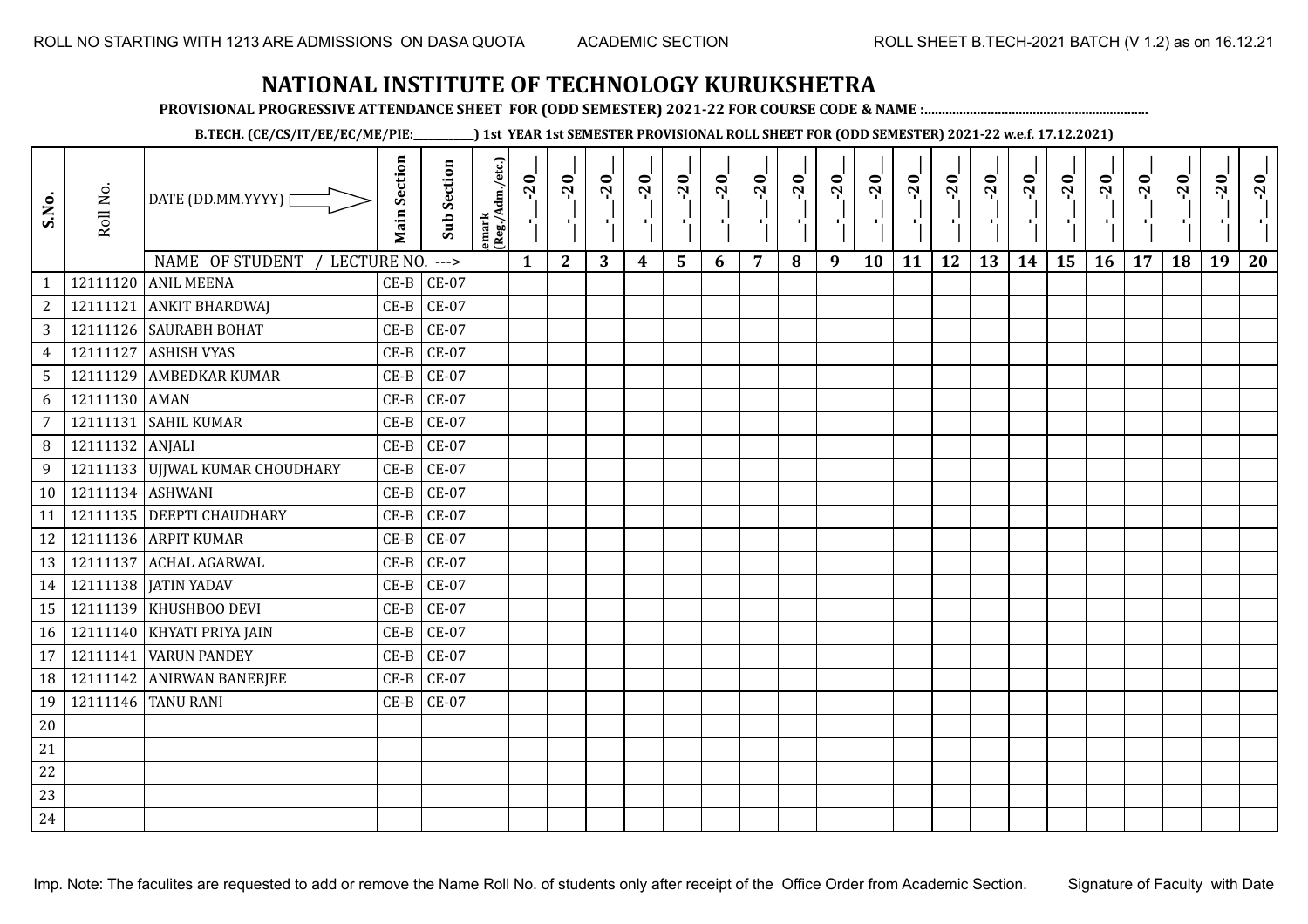ROLL NO STARTING WITH 1213 ARE ADMISSIONS ON DASA QUOTA    ACADEMIC SECTION    ROLL SHEET B.TECH-2021 BATCH (V 1.2) as on 16.12.21

# NATIONAL INSTITUTE OF TECHNOLOGY KURUKSHETRA

**PROVISIONAL PROGRESSIVE ATTENDANCE SHEET FOR (ODD SEMESTER) 2021-22 FOR COURSE CODE & NAME :..............................................................**

**B.TECH. (CE/CS/IT/EE/EC/ME/PIE:__________) 1st YEAR 1st SEMESTER PROVISIONAL ROLL SHEET FOR (ODD SEMESTER) 2021-22 w.e.f. 17.12.2021)**

| S.No. | Roll No. | DATE (DD.MM.YYYY) | Main Section | Sub Section | emark (Reg./Adm./etc.) | _-_-20_ | _-_-20_ | _-_-20_ | _-_-20_ | _-_-20_ | _-_-20_ | _-_-20_ | _-_-20_ | _-_-20_ | _-_-20_ | _-_-20_ | _-_-20_ | _-_-20_ | _-_-20_ | _-_-20_ | _-_-20_ | _-_-20_ | _-_-20_ | _-_-20_ | _-_-20_ |
|---|---|---|---|---|---|---|---|---|---|---|---|---|---|---|---|---|---|---|---|---|---|---|---|---|---|
| | | NAME OF STUDENT / LECTURE NO. ---> | | | | 1 | 2 | 3 | 4 | 5 | 6 | 7 | 8 | 9 | 10 | 11 | 12 | 13 | 14 | 15 | 16 | 17 | 18 | 19 | 20 |
| 1 | 12111120 | ANIL MEENA | CE-B | CE-07 | | | | | | | | | | | | | | | | | | | | | |
| 2 | 12111121 | ANKIT BHARDWAJ | CE-B | CE-07 | | | | | | | | | | | | | | | | | | | | | |
| 3 | 12111126 | SAURABH BOHAT | CE-B | CE-07 | | | | | | | | | | | | | | | | | | | | | |
| 4 | 12111127 | ASHISH VYAS | CE-B | CE-07 | | | | | | | | | | | | | | | | | | | | | |
| 5 | 12111129 | AMBEDKAR KUMAR | CE-B | CE-07 | | | | | | | | | | | | | | | | | | | | | |
| 6 | 12111130 | AMAN | CE-B | CE-07 | | | | | | | | | | | | | | | | | | | | | |
| 7 | 12111131 | SAHIL KUMAR | CE-B | CE-07 | | | | | | | | | | | | | | | | | | | | | |
| 8 | 12111132 | ANJALI | CE-B | CE-07 | | | | | | | | | | | | | | | | | | | | | |
| 9 | 12111133 | UJJWAL KUMAR CHOUDHARY | CE-B | CE-07 | | | | | | | | | | | | | | | | | | | | | |
| 10 | 12111134 | ASHWANI | CE-B | CE-07 | | | | | | | | | | | | | | | | | | | | | |
| 11 | 12111135 | DEEPTI CHAUDHARY | CE-B | CE-07 | | | | | | | | | | | | | | | | | | | | | |
| 12 | 12111136 | ARPIT KUMAR | CE-B | CE-07 | | | | | | | | | | | | | | | | | | | | | |
| 13 | 12111137 | ACHAL AGARWAL | CE-B | CE-07 | | | | | | | | | | | | | | | | | | | | | |
| 14 | 12111138 | JATIN YADAV | CE-B | CE-07 | | | | | | | | | | | | | | | | | | | | | |
| 15 | 12111139 | KHUSHBOO DEVI | CE-B | CE-07 | | | | | | | | | | | | | | | | | | | | | |
| 16 | 12111140 | KHYATI PRIYA JAIN | CE-B | CE-07 | | | | | | | | | | | | | | | | | | | | | |
| 17 | 12111141 | VARUN PANDEY | CE-B | CE-07 | | | | | | | | | | | | | | | | | | | | | |
| 18 | 12111142 | ANIRWAN BANERJEE | CE-B | CE-07 | | | | | | | | | | | | | | | | | | | | | |
| 19 | 12111146 | TANU RANI | CE-B | CE-07 | | | | | | | | | | | | | | | | | | | | | |
| 20 | | | | | | | | | | | | | | | | | | | | | | | | | |
| 21 | | | | | | | | | | | | | | | | | | | | | | | | | |
| 22 | | | | | | | | | | | | | | | | | | | | | | | | | |
| 23 | | | | | | | | | | | | | | | | | | | | | | | | | |
| 24 | | | | | | | | | | | | | | | | | | | | | | | | | |

Imp. Note: The faculites are requested to add or remove the Name Roll No. of students only after receipt of the Office Order from Academic Section.    Signature of Faculty with Date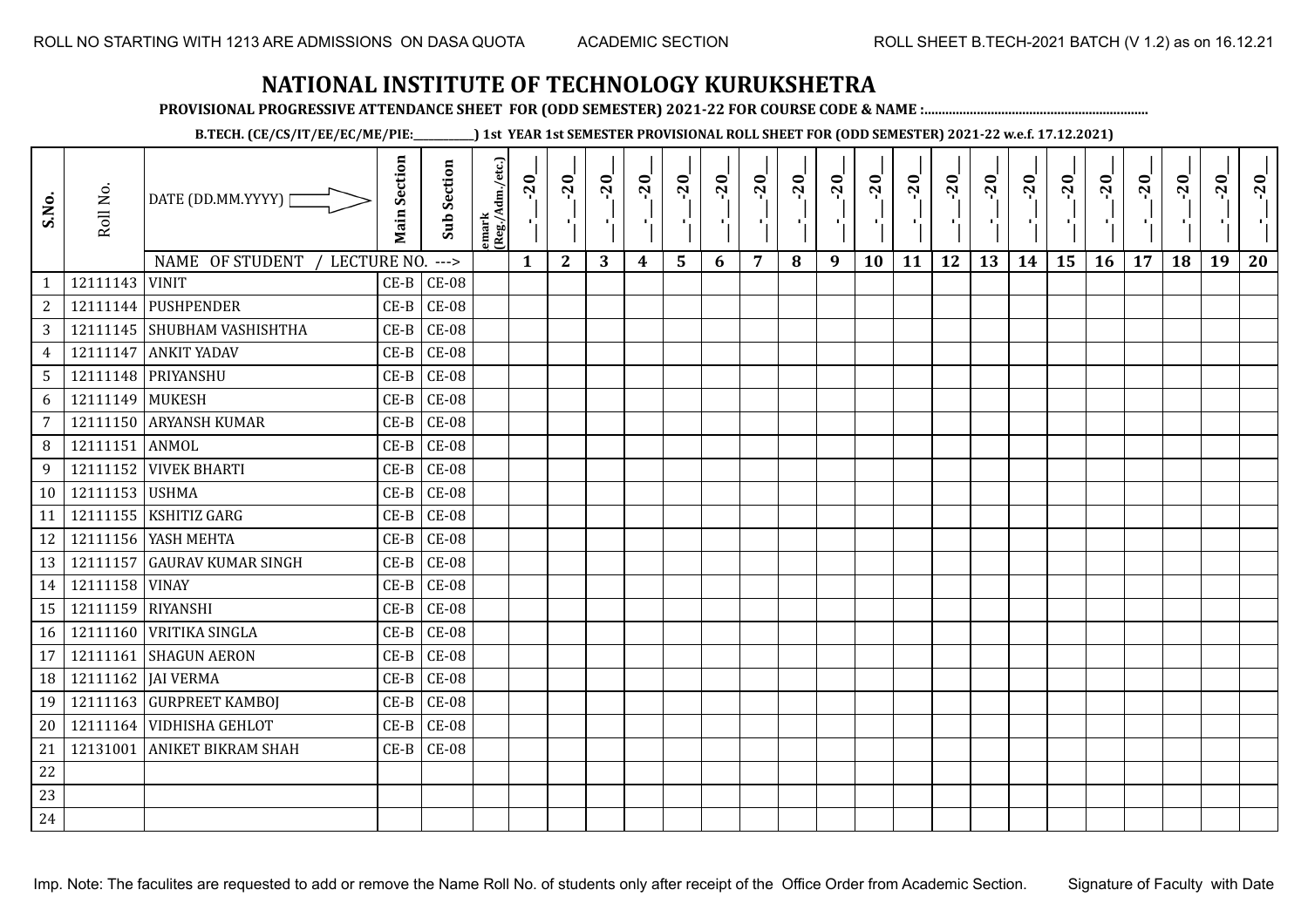ROLL NO STARTING WITH 1213 ARE ADMISSIONS ON DASA QUOTA    ACADEMIC SECTION    ROLL SHEET B.TECH-2021 BATCH (V 1.2) as on 16.12.21

# NATIONAL INSTITUTE OF TECHNOLOGY KURUKSHETRA

**PROVISIONAL PROGRESSIVE ATTENDANCE SHEET FOR (ODD SEMESTER) 2021-22 FOR COURSE CODE & NAME :..............................................................**

**B.TECH. (CE/CS/IT/EE/EC/ME/PIE:___________) 1st YEAR 1st SEMESTER PROVISIONAL ROLL SHEET FOR (ODD SEMESTER) 2021-22 w.e.f. 17.12.2021)**

| S.No. | Roll No. | DATE (DD.MM.YYYY) | Main Section | Sub Section | emark (Reg./Adm./etc.) | __-__-20__ | __-__-20__ | __-__-20__ | __-__-20__ | __-__-20__ | __-__-20__ | __-__-20__ | __-__-20__ | __-__-20__ | __-__-20__ | __-__-20__ | __-__-20__ | __-__-20__ | __-__-20__ | __-__-20__ | __-__-20__ | __-__-20__ | __-__-20__ | __-__-20__ | __-__-20__ |
|---|---|---|---|---|---|---|---|---|---|---|---|---|---|---|---|---|---|---|---|---|---|---|---|---|---|
| | | NAME OF STUDENT / LECTURE NO. ---> | | | | 1 | 2 | 3 | 4 | 5 | 6 | 7 | 8 | 9 | 10 | 11 | 12 | 13 | 14 | 15 | 16 | 17 | 18 | 19 | 20 |
| 1 | 12111143 | VINIT | CE-B | CE-08 | | | | | | | | | | | | | | | | | | | | | |
| 2 | 12111144 | PUSHPENDER | CE-B | CE-08 | | | | | | | | | | | | | | | | | | | | | |
| 3 | 12111145 | SHUBHAM VASHISHTHA | CE-B | CE-08 | | | | | | | | | | | | | | | | | | | | | |
| 4 | 12111147 | ANKIT YADAV | CE-B | CE-08 | | | | | | | | | | | | | | | | | | | | | |
| 5 | 12111148 | PRIYANSHU | CE-B | CE-08 | | | | | | | | | | | | | | | | | | | | | |
| 6 | 12111149 | MUKESH | CE-B | CE-08 | | | | | | | | | | | | | | | | | | | | | |
| 7 | 12111150 | ARYANSH KUMAR | CE-B | CE-08 | | | | | | | | | | | | | | | | | | | | | |
| 8 | 12111151 | ANMOL | CE-B | CE-08 | | | | | | | | | | | | | | | | | | | | | |
| 9 | 12111152 | VIVEK BHARTI | CE-B | CE-08 | | | | | | | | | | | | | | | | | | | | | |
| 10 | 12111153 | USHMA | CE-B | CE-08 | | | | | | | | | | | | | | | | | | | | | |
| 11 | 12111155 | KSHITIZ GARG | CE-B | CE-08 | | | | | | | | | | | | | | | | | | | | | |
| 12 | 12111156 | YASH MEHTA | CE-B | CE-08 | | | | | | | | | | | | | | | | | | | | | |
| 13 | 12111157 | GAURAV KUMAR SINGH | CE-B | CE-08 | | | | | | | | | | | | | | | | | | | | | |
| 14 | 12111158 | VINAY | CE-B | CE-08 | | | | | | | | | | | | | | | | | | | | | |
| 15 | 12111159 | RIYANSHI | CE-B | CE-08 | | | | | | | | | | | | | | | | | | | | | |
| 16 | 12111160 | VRITIKA SINGLA | CE-B | CE-08 | | | | | | | | | | | | | | | | | | | | | |
| 17 | 12111161 | SHAGUN AERON | CE-B | CE-08 | | | | | | | | | | | | | | | | | | | | | |
| 18 | 12111162 | JAI VERMA | CE-B | CE-08 | | | | | | | | | | | | | | | | | | | | | |
| 19 | 12111163 | GURPREET KAMBOJ | CE-B | CE-08 | | | | | | | | | | | | | | | | | | | | | |
| 20 | 12111164 | VIDHISHA GEHLOT | CE-B | CE-08 | | | | | | | | | | | | | | | | | | | | | |
| 21 | 12131001 | ANIKET BIKRAM SHAH | CE-B | CE-08 | | | | | | | | | | | | | | | | | | | | | |
| 22 | | | | | | | | | | | | | | | | | | | | | | | | | |
| 23 | | | | | | | | | | | | | | | | | | | | | | | | | |
| 24 | | | | | | | | | | | | | | | | | | | | | | | | | |

Imp. Note: The faculites are requested to add or remove the Name Roll No. of students only after receipt of the Office Order from Academic Section.    Signature of Faculty with Date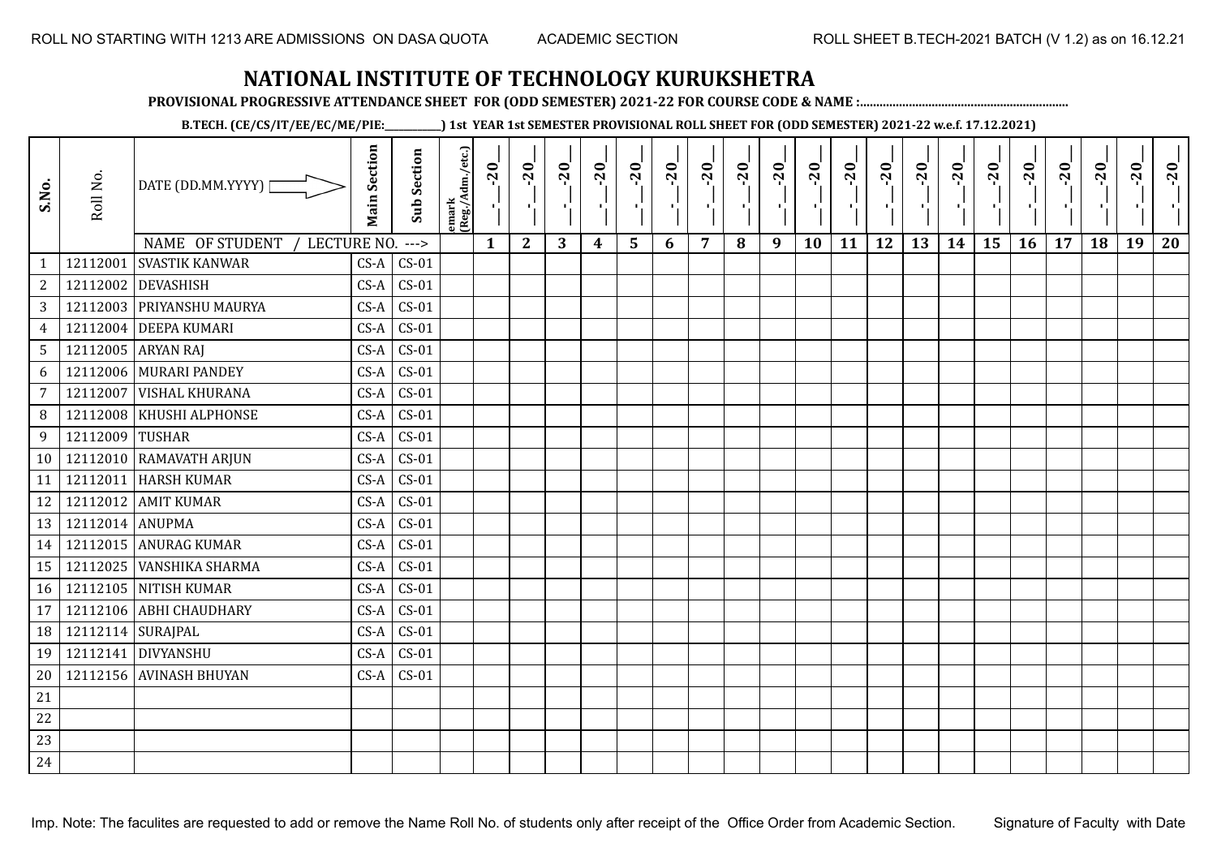# NATIONAL INSTITUTE OF TECHNOLOGY KURUKSHETRA

**PROVISIONAL PROGRESSIVE ATTENDANCE SHEET FOR (ODD SEMESTER) 2021-22 FOR COURSE CODE & NAME :..............................................................**

**B.TECH. (CE/CS/IT/EE/EC/ME/PIE:__________) 1st YEAR 1st SEMESTER PROVISIONAL ROLL SHEET FOR (ODD SEMESTER) 2021-22 w.e.f. 17.12.2021)**

| S.No. | Roll No. | DATE (DD.MM.YYYY) | Main Section | Sub Section | emark (Reg./Adm./etc.) | __-__-20__ | __-__-20__ | __-__-20__ | __-__-20__ | __-__-20__ | __-__-20__ | __-__-20__ | __-__-20__ | __-__-20__ | __-__-20__ | __-__-20__ | __-__-20__ | __-__-20__ | __-__-20__ | __-__-20__ | __-__-20__ | __-__-20__ | __-__-20__ | __-__-20__ | __-__-20__ |
|---|---|---|---|---|---|---|---|---|---|---|---|---|---|---|---|---|---|---|---|---|---|---|---|---|---|
| | | NAME OF STUDENT / LECTURE NO. ---> | | | | 1 | 2 | 3 | 4 | 5 | 6 | 7 | 8 | 9 | 10 | 11 | 12 | 13 | 14 | 15 | 16 | 17 | 18 | 19 | 20 |
| 1 | 12112001 | SVASTIK KANWAR | CS-A | CS-01 | | | | | | | | | | | | | | | | | | | | | |
| 2 | 12112002 | DEVASHISH | CS-A | CS-01 | | | | | | | | | | | | | | | | | | | | | |
| 3 | 12112003 | PRIYANSHU MAURYA | CS-A | CS-01 | | | | | | | | | | | | | | | | | | | | | |
| 4 | 12112004 | DEEPA KUMARI | CS-A | CS-01 | | | | | | | | | | | | | | | | | | | | | |
| 5 | 12112005 | ARYAN RAJ | CS-A | CS-01 | | | | | | | | | | | | | | | | | | | | | |
| 6 | 12112006 | MURARI PANDEY | CS-A | CS-01 | | | | | | | | | | | | | | | | | | | | | |
| 7 | 12112007 | VISHAL KHURANA | CS-A | CS-01 | | | | | | | | | | | | | | | | | | | | | |
| 8 | 12112008 | KHUSHI ALPHONSE | CS-A | CS-01 | | | | | | | | | | | | | | | | | | | | | |
| 9 | 12112009 | TUSHAR | CS-A | CS-01 | | | | | | | | | | | | | | | | | | | | | |
| 10 | 12112010 | RAMAVATH ARJUN | CS-A | CS-01 | | | | | | | | | | | | | | | | | | | | | |
| 11 | 12112011 | HARSH KUMAR | CS-A | CS-01 | | | | | | | | | | | | | | | | | | | | | |
| 12 | 12112012 | AMIT KUMAR | CS-A | CS-01 | | | | | | | | | | | | | | | | | | | | | |
| 13 | 12112014 | ANUPMA | CS-A | CS-01 | | | | | | | | | | | | | | | | | | | | | |
| 14 | 12112015 | ANURAG KUMAR | CS-A | CS-01 | | | | | | | | | | | | | | | | | | | | | |
| 15 | 12112025 | VANSHIKA SHARMA | CS-A | CS-01 | | | | | | | | | | | | | | | | | | | | | |
| 16 | 12112105 | NITISH KUMAR | CS-A | CS-01 | | | | | | | | | | | | | | | | | | | | | |
| 17 | 12112106 | ABHI CHAUDHARY | CS-A | CS-01 | | | | | | | | | | | | | | | | | | | | | |
| 18 | 12112114 | SURAJPAL | CS-A | CS-01 | | | | | | | | | | | | | | | | | | | | | |
| 19 | 12112141 | DIVYANSHU | CS-A | CS-01 | | | | | | | | | | | | | | | | | | | | | |
| 20 | 12112156 | AVINASH BHUYAN | CS-A | CS-01 | | | | | | | | | | | | | | | | | | | | | |
| 21 | | | | | | | | | | | | | | | | | | | | | | | | | |
| 22 | | | | | | | | | | | | | | | | | | | | | | | | | |
| 23 | | | | | | | | | | | | | | | | | | | | | | | | | |
| 24 | | | | | | | | | | | | | | | | | | | | | | | | | |

Imp. Note: The faculites are requested to add or remove the Name Roll No. of students only after receipt of the Office Order from Academic Section.

Signature of Faculty with Date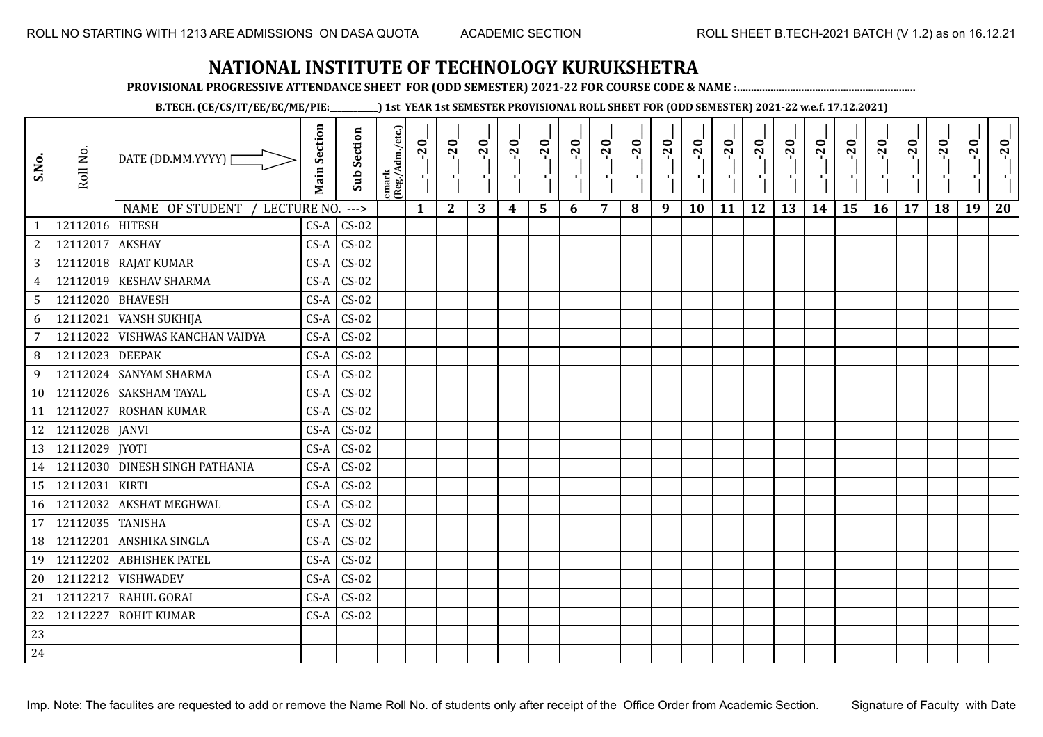ROLL NO STARTING WITH 1213 ARE ADMISSIONS ON DASA QUOTA    ACADEMIC SECTION    ROLL SHEET B.TECH-2021 BATCH (V 1.2) as on 16.12.21

# NATIONAL INSTITUTE OF TECHNOLOGY KURUKSHETRA

**PROVISIONAL PROGRESSIVE ATTENDANCE SHEET FOR (ODD SEMESTER) 2021-22 FOR COURSE CODE & NAME :..............................................................**

**B.TECH. (CE/CS/IT/EE/EC/ME/PIE:__________) 1st YEAR 1st SEMESTER PROVISIONAL ROLL SHEET FOR (ODD SEMESTER) 2021-22 w.e.f. 17.12.2021)**

| S.No. | Roll No. | DATE (DD.MM.YYYY) | Main Section | Sub Section | emark (Reg./Adm./etc.) | __-__-20__ | __-__-20__ | __-__-20__ | __-__-20__ | __-__-20__ | __-__-20__ | __-__-20__ | __-__-20__ | __-__-20__ | __-__-20__ | __-__-20__ | __-__-20__ | __-__-20__ | __-__-20__ | __-__-20__ | __-__-20__ | __-__-20__ | __-__-20__ | __-__-20__ | __-__-20__ |
|---|---|---|---|---|---|---|---|---|---|---|---|---|---|---|---|---|---|---|---|---|---|---|---|---|---|
| | | NAME OF STUDENT / LECTURE NO. ---> | | | | 1 | 2 | 3 | 4 | 5 | 6 | 7 | 8 | 9 | 10 | 11 | 12 | 13 | 14 | 15 | 16 | 17 | 18 | 19 | 20 |
| 1 | 12112016 | HITESH | CS-A | CS-02 | | | | | | | | | | | | | | | | | | | | | |
| 2 | 12112017 | AKSHAY | CS-A | CS-02 | | | | | | | | | | | | | | | | | | | | | |
| 3 | 12112018 | RAJAT KUMAR | CS-A | CS-02 | | | | | | | | | | | | | | | | | | | | | |
| 4 | 12112019 | KESHAV SHARMA | CS-A | CS-02 | | | | | | | | | | | | | | | | | | | | | |
| 5 | 12112020 | BHAVESH | CS-A | CS-02 | | | | | | | | | | | | | | | | | | | | | |
| 6 | 12112021 | VANSH SUKHIJA | CS-A | CS-02 | | | | | | | | | | | | | | | | | | | | | |
| 7 | 12112022 | VISHWAS KANCHAN VAIDYA | CS-A | CS-02 | | | | | | | | | | | | | | | | | | | | | |
| 8 | 12112023 | DEEPAK | CS-A | CS-02 | | | | | | | | | | | | | | | | | | | | | |
| 9 | 12112024 | SANYAM SHARMA | CS-A | CS-02 | | | | | | | | | | | | | | | | | | | | | |
| 10 | 12112026 | SAKSHAM TAYAL | CS-A | CS-02 | | | | | | | | | | | | | | | | | | | | | |
| 11 | 12112027 | ROSHAN KUMAR | CS-A | CS-02 | | | | | | | | | | | | | | | | | | | | | |
| 12 | 12112028 | JANVI | CS-A | CS-02 | | | | | | | | | | | | | | | | | | | | | |
| 13 | 12112029 | JYOTI | CS-A | CS-02 | | | | | | | | | | | | | | | | | | | | | |
| 14 | 12112030 | DINESH SINGH PATHANIA | CS-A | CS-02 | | | | | | | | | | | | | | | | | | | | | |
| 15 | 12112031 | KIRTI | CS-A | CS-02 | | | | | | | | | | | | | | | | | | | | | |
| 16 | 12112032 | AKSHAT MEGHWAL | CS-A | CS-02 | | | | | | | | | | | | | | | | | | | | | |
| 17 | 12112035 | TANISHA | CS-A | CS-02 | | | | | | | | | | | | | | | | | | | | | |
| 18 | 12112201 | ANSHIKA SINGLA | CS-A | CS-02 | | | | | | | | | | | | | | | | | | | | | |
| 19 | 12112202 | ABHISHEK PATEL | CS-A | CS-02 | | | | | | | | | | | | | | | | | | | | | |
| 20 | 12112212 | VISHWADEV | CS-A | CS-02 | | | | | | | | | | | | | | | | | | | | | |
| 21 | 12112217 | RAHUL GORAI | CS-A | CS-02 | | | | | | | | | | | | | | | | | | | | | |
| 22 | 12112227 | ROHIT KUMAR | CS-A | CS-02 | | | | | | | | | | | | | | | | | | | | | |
| 23 | | | | | | | | | | | | | | | | | | | | | | | | | |
| 24 | | | | | | | | | | | | | | | | | | | | | | | | | |

Imp. Note: The faculites are requested to add or remove the Name Roll No. of students only after receipt of the Office Order from Academic Section.    Signature of Faculty with Date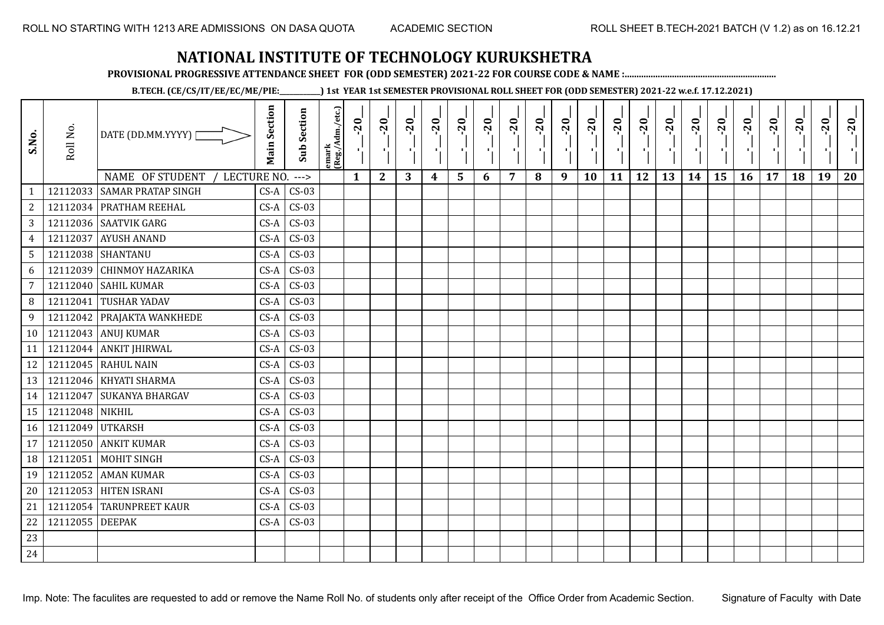# NATIONAL INSTITUTE OF TECHNOLOGY KURUKSHETRA

**PROVISIONAL PROGRESSIVE ATTENDANCE SHEET FOR (ODD SEMESTER) 2021-22 FOR COURSE CODE & NAME :...............................................................**

**B.TECH. (CE/CS/IT/EE/EC/ME/PIE:___________) 1st YEAR 1st SEMESTER PROVISIONAL ROLL SHEET FOR (ODD SEMESTER) 2021-22 w.e.f. 17.12.2021)**

| S.No. | Roll No. | DATE (DD.MM.YYYY) | Main Section | Sub Section | emark (Reg./Adm./etc.) | _._-20_ | _._-20_ | _._-20_ | _._-20_ | _._-20_ | _._-20_ | _._-20_ | _._-20_ | _._-20_ | _._-20_ | _._-20_ | _._-20_ | _._-20_ | _._-20_ | _._-20_ | _._-20_ | _._-20_ | _._-20_ | _._-20_ | _._-20_ |
|---|---|---|---|---|---|---|---|---|---|---|---|---|---|---|---|---|---|---|---|---|---|---|---|---|---|
| | | NAME OF STUDENT / LECTURE NO. ---> | | | | 1 | 2 | 3 | 4 | 5 | 6 | 7 | 8 | 9 | 10 | 11 | 12 | 13 | 14 | 15 | 16 | 17 | 18 | 19 | 20 |
| 1 | 12112033 | SAMAR PRATAP SINGH | CS-A | CS-03 | | | | | | | | | | | | | | | | | | | | | |
| 2 | 12112034 | PRATHAM REEHAL | CS-A | CS-03 | | | | | | | | | | | | | | | | | | | | | |
| 3 | 12112036 | SAATVIK GARG | CS-A | CS-03 | | | | | | | | | | | | | | | | | | | | | |
| 4 | 12112037 | AYUSH ANAND | CS-A | CS-03 | | | | | | | | | | | | | | | | | | | | | |
| 5 | 12112038 | SHANTANU | CS-A | CS-03 | | | | | | | | | | | | | | | | | | | | | |
| 6 | 12112039 | CHINMOY HAZARIKA | CS-A | CS-03 | | | | | | | | | | | | | | | | | | | | | |
| 7 | 12112040 | SAHIL KUMAR | CS-A | CS-03 | | | | | | | | | | | | | | | | | | | | | |
| 8 | 12112041 | TUSHAR YADAV | CS-A | CS-03 | | | | | | | | | | | | | | | | | | | | | |
| 9 | 12112042 | PRAJAKTA WANKHEDE | CS-A | CS-03 | | | | | | | | | | | | | | | | | | | | | |
| 10 | 12112043 | ANUJ KUMAR | CS-A | CS-03 | | | | | | | | | | | | | | | | | | | | | |
| 11 | 12112044 | ANKIT JHIRWAL | CS-A | CS-03 | | | | | | | | | | | | | | | | | | | | | |
| 12 | 12112045 | RAHUL NAIN | CS-A | CS-03 | | | | | | | | | | | | | | | | | | | | | |
| 13 | 12112046 | KHYATI SHARMA | CS-A | CS-03 | | | | | | | | | | | | | | | | | | | | | |
| 14 | 12112047 | SUKANYA BHARGAV | CS-A | CS-03 | | | | | | | | | | | | | | | | | | | | | |
| 15 | 12112048 | NIKHIL | CS-A | CS-03 | | | | | | | | | | | | | | | | | | | | | |
| 16 | 12112049 | UTKARSH | CS-A | CS-03 | | | | | | | | | | | | | | | | | | | | | |
| 17 | 12112050 | ANKIT KUMAR | CS-A | CS-03 | | | | | | | | | | | | | | | | | | | | | |
| 18 | 12112051 | MOHIT SINGH | CS-A | CS-03 | | | | | | | | | | | | | | | | | | | | | |
| 19 | 12112052 | AMAN KUMAR | CS-A | CS-03 | | | | | | | | | | | | | | | | | | | | | |
| 20 | 12112053 | HITEN ISRANI | CS-A | CS-03 | | | | | | | | | | | | | | | | | | | | | |
| 21 | 12112054 | TARUNPREET KAUR | CS-A | CS-03 | | | | | | | | | | | | | | | | | | | | | |
| 22 | 12112055 | DEEPAK | CS-A | CS-03 | | | | | | | | | | | | | | | | | | | | | |
| 23 | | | | | | | | | | | | | | | | | | | | | | | | | |
| 24 | | | | | | | | | | | | | | | | | | | | | | | | | |

Imp. Note: The faculites are requested to add or remove the Name Roll No. of students only after receipt of the Office Order from Academic Section.

Signature of Faculty with Date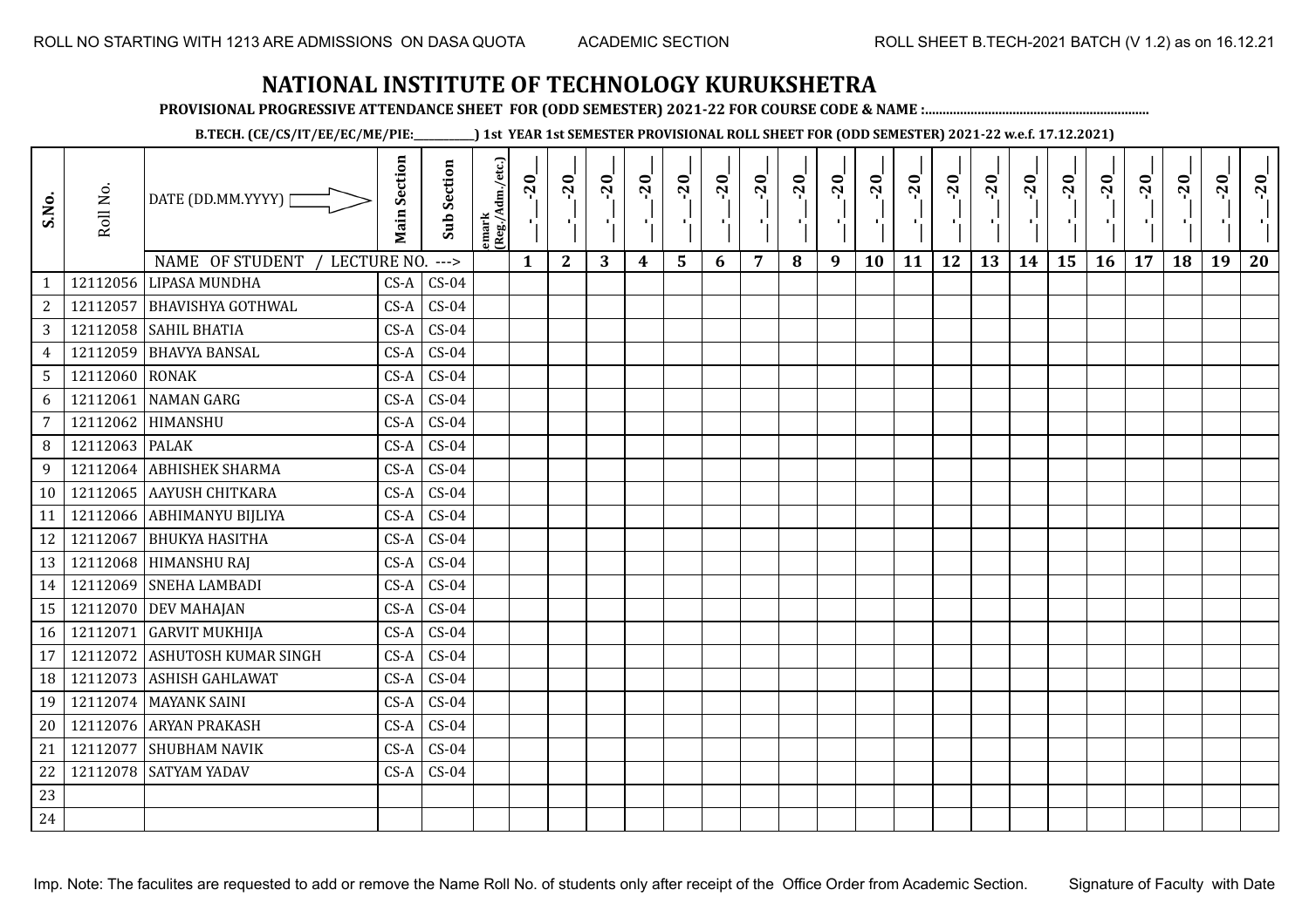ROLL NO STARTING WITH 1213 ARE ADMISSIONS ON DASA QUOTA — ACADEMIC SECTION — ROLL SHEET B.TECH-2021 BATCH (V 1.2) as on 16.12.21

# NATIONAL INSTITUTE OF TECHNOLOGY KURUKSHETRA

**PROVISIONAL PROGRESSIVE ATTENDANCE SHEET FOR (ODD SEMESTER) 2021-22 FOR COURSE CODE & NAME :..............................................................**

**B.TECH. (CE/CS/IT/EE/EC/ME/PIE:___________) 1st YEAR 1st SEMESTER PROVISIONAL ROLL SHEET FOR (ODD SEMESTER) 2021-22 w.e.f. 17.12.2021)**

| S.No. | Roll No. | DATE (DD.MM.YYYY) | Main Section | Sub Section | emark (Reg./Adm./etc.) | __-__-20__ | __-__-20__ | __-__-20__ | __-__-20__ | __-__-20__ | __-__-20__ | __-__-20__ | __-__-20__ | __-__-20__ | __-__-20__ | __-__-20__ | __-__-20__ | __-__-20__ | __-__-20__ | __-__-20__ | __-__-20__ | __-__-20__ | __-__-20__ | __-__-20__ | __-__-20__ |
|---|---|---|---|---|---|---|---|---|---|---|---|---|---|---|---|---|---|---|---|---|---|---|---|---|---|
| | | NAME OF STUDENT / LECTURE NO. ---> | | | | 1 | 2 | 3 | 4 | 5 | 6 | 7 | 8 | 9 | 10 | 11 | 12 | 13 | 14 | 15 | 16 | 17 | 18 | 19 | 20 |
| 1 | 12112056 | LIPASA MUNDHA | CS-A | CS-04 | | | | | | | | | | | | | | | | | | | | | |
| 2 | 12112057 | BHAVISHYA GOTHWAL | CS-A | CS-04 | | | | | | | | | | | | | | | | | | | | | |
| 3 | 12112058 | SAHIL BHATIA | CS-A | CS-04 | | | | | | | | | | | | | | | | | | | | | |
| 4 | 12112059 | BHAVYA BANSAL | CS-A | CS-04 | | | | | | | | | | | | | | | | | | | | | |
| 5 | 12112060 | RONAK | CS-A | CS-04 | | | | | | | | | | | | | | | | | | | | | |
| 6 | 12112061 | NAMAN GARG | CS-A | CS-04 | | | | | | | | | | | | | | | | | | | | | |
| 7 | 12112062 | HIMANSHU | CS-A | CS-04 | | | | | | | | | | | | | | | | | | | | | |
| 8 | 12112063 | PALAK | CS-A | CS-04 | | | | | | | | | | | | | | | | | | | | | |
| 9 | 12112064 | ABHISHEK SHARMA | CS-A | CS-04 | | | | | | | | | | | | | | | | | | | | | |
| 10 | 12112065 | AAYUSH CHITKARA | CS-A | CS-04 | | | | | | | | | | | | | | | | | | | | | |
| 11 | 12112066 | ABHIMANYU BIJLIYA | CS-A | CS-04 | | | | | | | | | | | | | | | | | | | | | |
| 12 | 12112067 | BHUKYA HASITHA | CS-A | CS-04 | | | | | | | | | | | | | | | | | | | | | |
| 13 | 12112068 | HIMANSHU RAJ | CS-A | CS-04 | | | | | | | | | | | | | | | | | | | | | |
| 14 | 12112069 | SNEHA LAMBADI | CS-A | CS-04 | | | | | | | | | | | | | | | | | | | | | |
| 15 | 12112070 | DEV MAHAJAN | CS-A | CS-04 | | | | | | | | | | | | | | | | | | | | | |
| 16 | 12112071 | GARVIT MUKHIJA | CS-A | CS-04 | | | | | | | | | | | | | | | | | | | | | |
| 17 | 12112072 | ASHUTOSH KUMAR SINGH | CS-A | CS-04 | | | | | | | | | | | | | | | | | | | | | |
| 18 | 12112073 | ASHISH GAHLAWAT | CS-A | CS-04 | | | | | | | | | | | | | | | | | | | | | |
| 19 | 12112074 | MAYANK SAINI | CS-A | CS-04 | | | | | | | | | | | | | | | | | | | | | |
| 20 | 12112076 | ARYAN PRAKASH | CS-A | CS-04 | | | | | | | | | | | | | | | | | | | | | |
| 21 | 12112077 | SHUBHAM NAVIK | CS-A | CS-04 | | | | | | | | | | | | | | | | | | | | | |
| 22 | 12112078 | SATYAM YADAV | CS-A | CS-04 | | | | | | | | | | | | | | | | | | | | | |
| 23 | | | | | | | | | | | | | | | | | | | | | | | | | |
| 24 | | | | | | | | | | | | | | | | | | | | | | | | | |

Imp. Note: The faculites are requested to add or remove the Name Roll No. of students only after receipt of the Office Order from Academic Section. Signature of Faculty with Date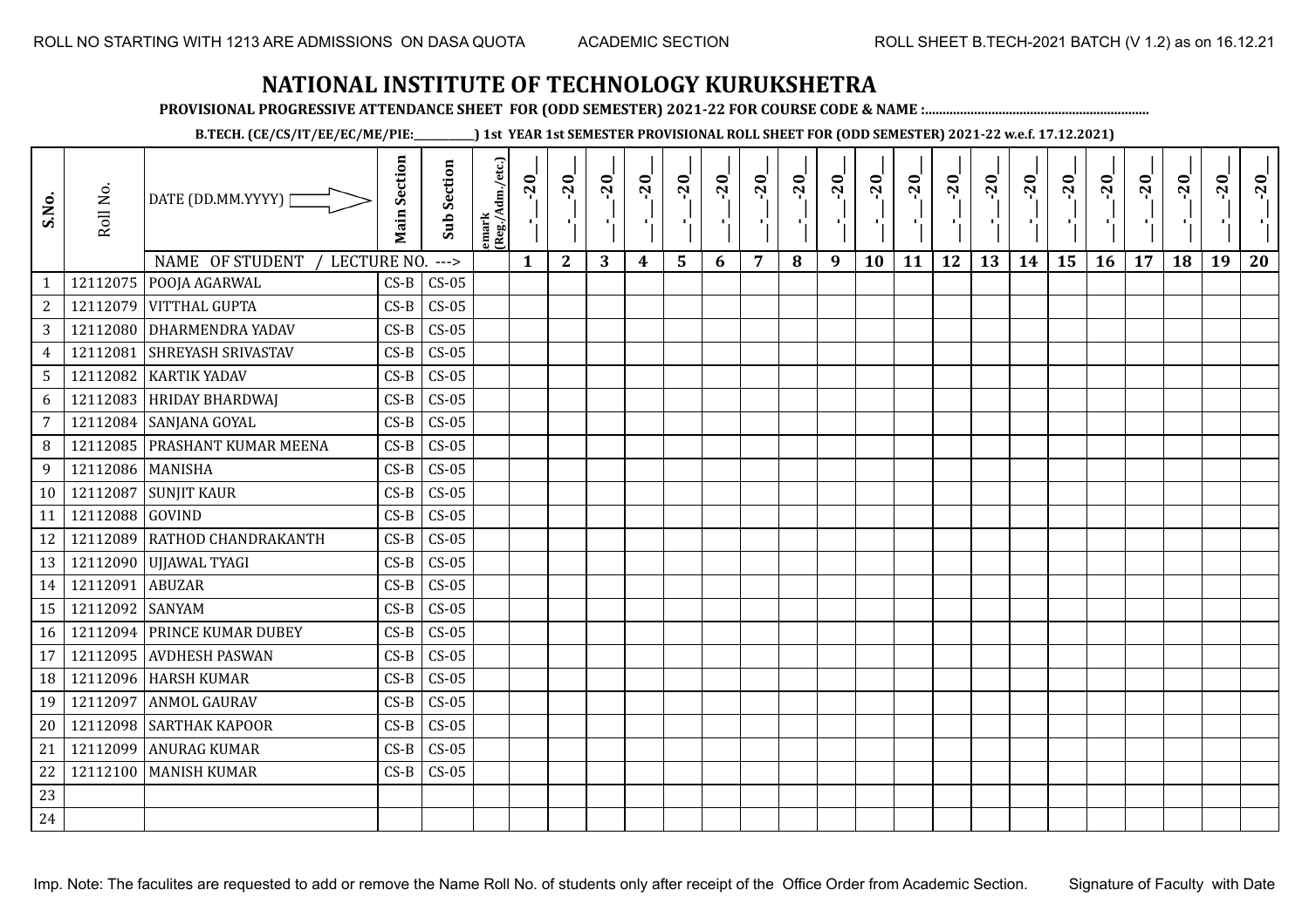# NATIONAL INSTITUTE OF TECHNOLOGY KURUKSHETRA

**PROVISIONAL PROGRESSIVE ATTENDANCE SHEET FOR (ODD SEMESTER) 2021-22 FOR COURSE CODE & NAME :..............................................................**

**B.TECH. (CE/CS/IT/EE/EC/ME/PIE:__________) 1st YEAR 1st SEMESTER PROVISIONAL ROLL SHEET FOR (ODD SEMESTER) 2021-22 w.e.f. 17.12.2021)**

| S.No. | Roll No. | DATE (DD.MM.YYYY) | Main Section | Sub Section | emark (Reg./Adm./etc.) | __-__-20__ | __-__-20__ | __-__-20__ | __-__-20__ | __-__-20__ | __-__-20__ | __-__-20__ | __-__-20__ | __-__-20__ | __-__-20__ | __-__-20__ | __-__-20__ | __-__-20__ | __-__-20__ | __-__-20__ | __-__-20__ | __-__-20__ | __-__-20__ | __-__-20__ | __-__-20__ |
|---|---|---|---|---|---|---|---|---|---|---|---|---|---|---|---|---|---|---|---|---|---|---|---|---|---|
| | | NAME OF STUDENT / LECTURE NO. ---> | | | | 1 | 2 | 3 | 4 | 5 | 6 | 7 | 8 | 9 | 10 | 11 | 12 | 13 | 14 | 15 | 16 | 17 | 18 | 19 | 20 |
| 1 | 12112075 | POOJA AGARWAL | CS-B | CS-05 | | | | | | | | | | | | | | | | | | | | | |
| 2 | 12112079 | VITTHAL GUPTA | CS-B | CS-05 | | | | | | | | | | | | | | | | | | | | | |
| 3 | 12112080 | DHARMENDRA YADAV | CS-B | CS-05 | | | | | | | | | | | | | | | | | | | | | |
| 4 | 12112081 | SHREYASH SRIVASTAV | CS-B | CS-05 | | | | | | | | | | | | | | | | | | | | | |
| 5 | 12112082 | KARTIK YADAV | CS-B | CS-05 | | | | | | | | | | | | | | | | | | | | | |
| 6 | 12112083 | HRIDAY BHARDWAJ | CS-B | CS-05 | | | | | | | | | | | | | | | | | | | | | |
| 7 | 12112084 | SANJANA GOYAL | CS-B | CS-05 | | | | | | | | | | | | | | | | | | | | | |
| 8 | 12112085 | PRASHANT KUMAR MEENA | CS-B | CS-05 | | | | | | | | | | | | | | | | | | | | | |
| 9 | 12112086 | MANISHA | CS-B | CS-05 | | | | | | | | | | | | | | | | | | | | | |
| 10 | 12112087 | SUNJIT KAUR | CS-B | CS-05 | | | | | | | | | | | | | | | | | | | | | |
| 11 | 12112088 | GOVIND | CS-B | CS-05 | | | | | | | | | | | | | | | | | | | | | |
| 12 | 12112089 | RATHOD CHANDRAKANTH | CS-B | CS-05 | | | | | | | | | | | | | | | | | | | | | |
| 13 | 12112090 | UJJAWAL TYAGI | CS-B | CS-05 | | | | | | | | | | | | | | | | | | | | | |
| 14 | 12112091 | ABUZAR | CS-B | CS-05 | | | | | | | | | | | | | | | | | | | | | |
| 15 | 12112092 | SANYAM | CS-B | CS-05 | | | | | | | | | | | | | | | | | | | | | |
| 16 | 12112094 | PRINCE KUMAR DUBEY | CS-B | CS-05 | | | | | | | | | | | | | | | | | | | | | |
| 17 | 12112095 | AVDHESH PASWAN | CS-B | CS-05 | | | | | | | | | | | | | | | | | | | | | |
| 18 | 12112096 | HARSH KUMAR | CS-B | CS-05 | | | | | | | | | | | | | | | | | | | | | |
| 19 | 12112097 | ANMOL GAURAV | CS-B | CS-05 | | | | | | | | | | | | | | | | | | | | | |
| 20 | 12112098 | SARTHAK KAPOOR | CS-B | CS-05 | | | | | | | | | | | | | | | | | | | | | |
| 21 | 12112099 | ANURAG KUMAR | CS-B | CS-05 | | | | | | | | | | | | | | | | | | | | | |
| 22 | 12112100 | MANISH KUMAR | CS-B | CS-05 | | | | | | | | | | | | | | | | | | | | | |
| 23 | | | | | | | | | | | | | | | | | | | | | | | | | |
| 24 | | | | | | | | | | | | | | | | | | | | | | | | | |

Imp. Note: The faculites are requested to add or remove the Name Roll No. of students only after receipt of the Office Order from Academic Section.

Signature of Faculty with Date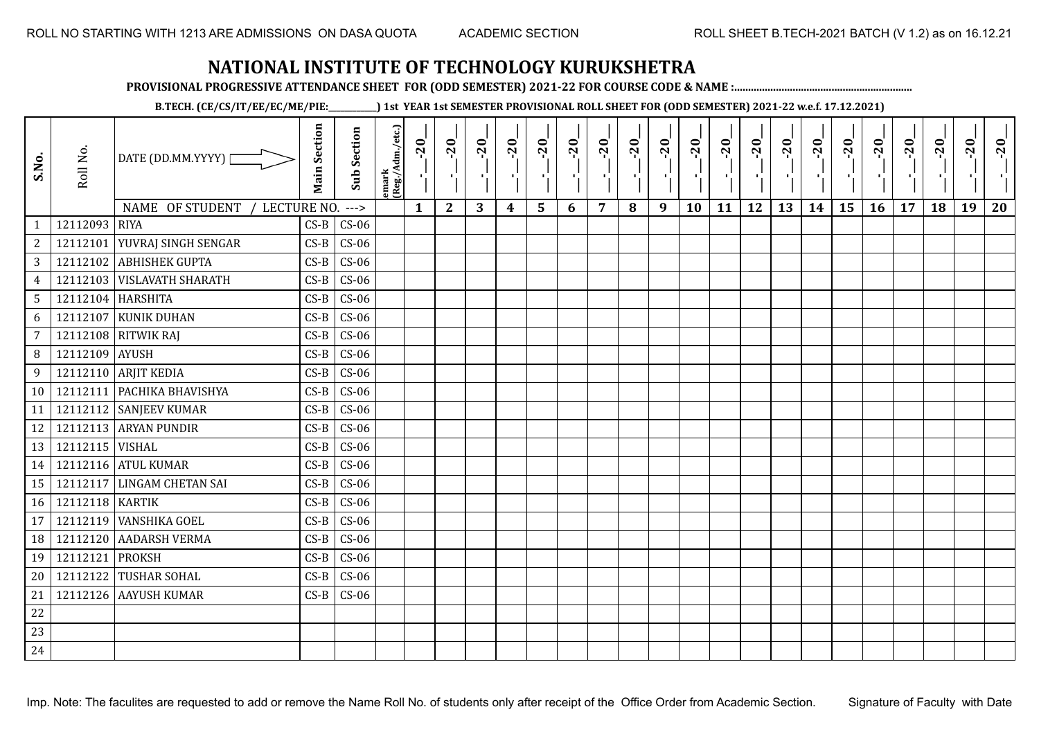ROLL NO STARTING WITH 1213 ARE ADMISSIONS ON DASA QUOTA    ACADEMIC SECTION    ROLL SHEET B.TECH-2021 BATCH (V 1.2) as on 16.12.21

# NATIONAL INSTITUTE OF TECHNOLOGY KURUKSHETRA

**PROVISIONAL PROGRESSIVE ATTENDANCE SHEET FOR (ODD SEMESTER) 2021-22 FOR COURSE CODE & NAME :...............................................................**

**B.TECH. (CE/CS/IT/EE/EC/ME/PIE:__________) 1st YEAR 1st SEMESTER PROVISIONAL ROLL SHEET FOR (ODD SEMESTER) 2021-22 w.e.f. 17.12.2021)**

| S.No. | Roll No. | DATE (DD.MM.YYYY) | Main Section | Sub Section | emark (Reg./Adm./etc.) | __-__-20__ | __-__-20__ | __-__-20__ | __-__-20__ | __-__-20__ | __-__-20__ | __-__-20__ | __-__-20__ | __-__-20__ | __-__-20__ | __-__-20__ | __-__-20__ | __-__-20__ | __-__-20__ | __-__-20__ | __-__-20__ | __-__-20__ | __-__-20__ | __-__-20__ | __-__-20__ |
|---|---|---|---|---|---|---|---|---|---|---|---|---|---|---|---|---|---|---|---|---|---|---|---|---|---|
| | | NAME OF STUDENT / LECTURE NO. ---> | | | | 1 | 2 | 3 | 4 | 5 | 6 | 7 | 8 | 9 | 10 | 11 | 12 | 13 | 14 | 15 | 16 | 17 | 18 | 19 | 20 |
| 1 | 12112093 | RIYA | CS-B | CS-06 | | | | | | | | | | | | | | | | | | | | | |
| 2 | 12112101 | YUVRAJ SINGH SENGAR | CS-B | CS-06 | | | | | | | | | | | | | | | | | | | | | |
| 3 | 12112102 | ABHISHEK GUPTA | CS-B | CS-06 | | | | | | | | | | | | | | | | | | | | | |
| 4 | 12112103 | VISLAVATH SHARATH | CS-B | CS-06 | | | | | | | | | | | | | | | | | | | | | |
| 5 | 12112104 | HARSHITA | CS-B | CS-06 | | | | | | | | | | | | | | | | | | | | | |
| 6 | 12112107 | KUNIK DUHAN | CS-B | CS-06 | | | | | | | | | | | | | | | | | | | | | |
| 7 | 12112108 | RITWIK RAJ | CS-B | CS-06 | | | | | | | | | | | | | | | | | | | | | |
| 8 | 12112109 | AYUSH | CS-B | CS-06 | | | | | | | | | | | | | | | | | | | | | |
| 9 | 12112110 | ARJIT KEDIA | CS-B | CS-06 | | | | | | | | | | | | | | | | | | | | | |
| 10 | 12112111 | PACHIKA BHAVISHYA | CS-B | CS-06 | | | | | | | | | | | | | | | | | | | | | |
| 11 | 12112112 | SANJEEV KUMAR | CS-B | CS-06 | | | | | | | | | | | | | | | | | | | | | |
| 12 | 12112113 | ARYAN PUNDIR | CS-B | CS-06 | | | | | | | | | | | | | | | | | | | | | |
| 13 | 12112115 | VISHAL | CS-B | CS-06 | | | | | | | | | | | | | | | | | | | | | |
| 14 | 12112116 | ATUL KUMAR | CS-B | CS-06 | | | | | | | | | | | | | | | | | | | | | |
| 15 | 12112117 | LINGAM CHETAN SAI | CS-B | CS-06 | | | | | | | | | | | | | | | | | | | | | |
| 16 | 12112118 | KARTIK | CS-B | CS-06 | | | | | | | | | | | | | | | | | | | | | |
| 17 | 12112119 | VANSHIKA GOEL | CS-B | CS-06 | | | | | | | | | | | | | | | | | | | | | |
| 18 | 12112120 | AADARSH VERMA | CS-B | CS-06 | | | | | | | | | | | | | | | | | | | | | |
| 19 | 12112121 | PROKSH | CS-B | CS-06 | | | | | | | | | | | | | | | | | | | | | |
| 20 | 12112122 | TUSHAR SOHAL | CS-B | CS-06 | | | | | | | | | | | | | | | | | | | | | |
| 21 | 12112126 | AAYUSH KUMAR | CS-B | CS-06 | | | | | | | | | | | | | | | | | | | | | |
| 22 | | | | | | | | | | | | | | | | | | | | | | | | | |
| 23 | | | | | | | | | | | | | | | | | | | | | | | | | |
| 24 | | | | | | | | | | | | | | | | | | | | | | | | | |

Imp. Note: The faculites are requested to add or remove the Name Roll No. of students only after receipt of the Office Order from Academic Section.    Signature of Faculty with Date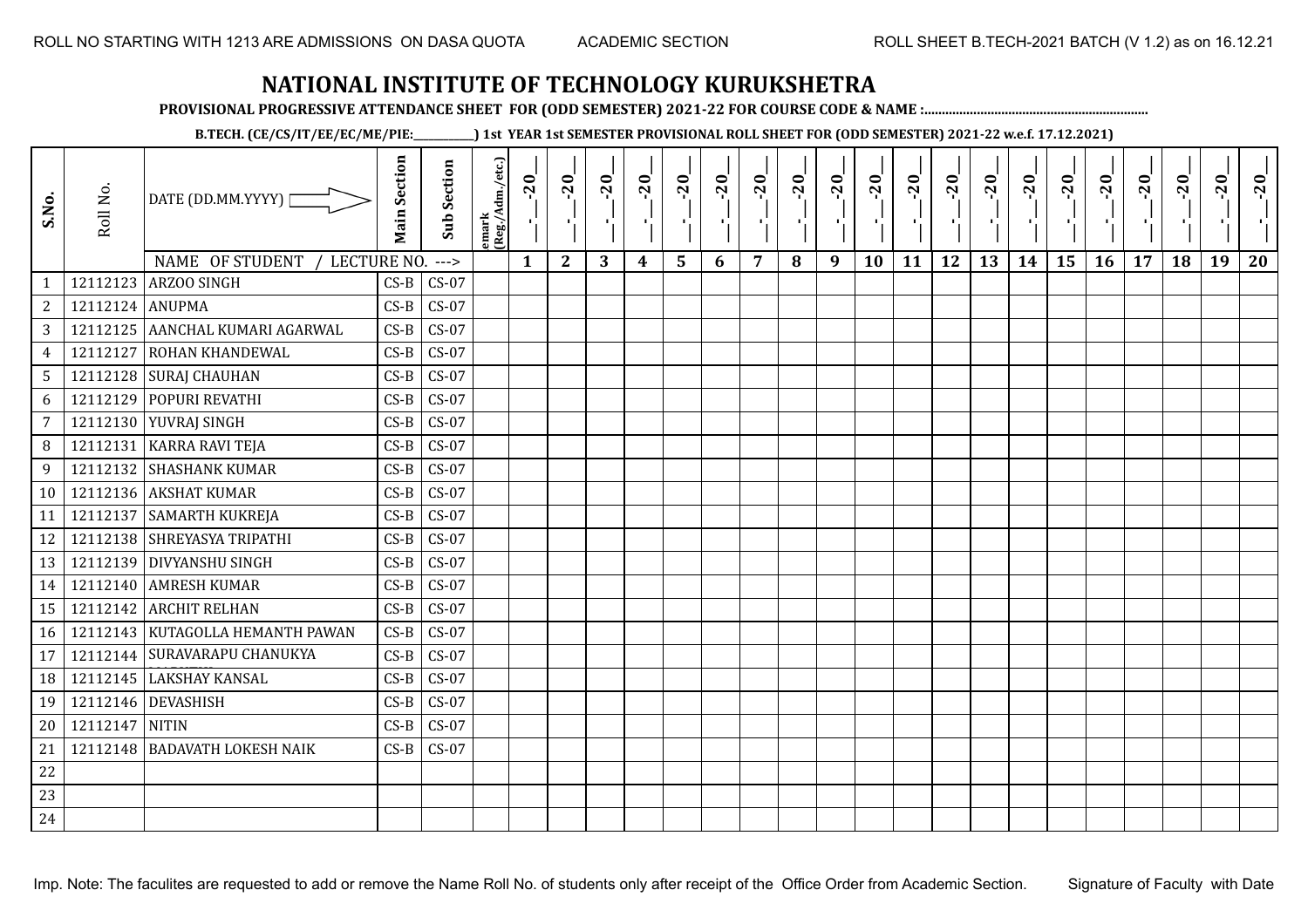ROLL NO STARTING WITH 1213 ARE ADMISSIONS ON DASA QUOTA    ACADEMIC SECTION    ROLL SHEET B.TECH-2021 BATCH (V 1.2) as on 16.12.21

# NATIONAL INSTITUTE OF TECHNOLOGY KURUKSHETRA

**PROVISIONAL PROGRESSIVE ATTENDANCE SHEET FOR (ODD SEMESTER) 2021-22 FOR COURSE CODE & NAME :..............................................................**

**B.TECH. (CE/CS/IT/EE/EC/ME/PIE:__________) 1st YEAR 1st SEMESTER PROVISIONAL ROLL SHEET FOR (ODD SEMESTER) 2021-22 w.e.f. 17.12.2021)**

| S.No. | Roll No. | DATE (DD.MM.YYYY) | Main Section | Sub Section | emark (Reg./Adm./etc.) | __-__-20__ | __-__-20__ | __-__-20__ | __-__-20__ | __-__-20__ | __-__-20__ | __-__-20__ | __-__-20__ | __-__-20__ | __-__-20__ | __-__-20__ | __-__-20__ | __-__-20__ | __-__-20__ | __-__-20__ | __-__-20__ | __-__-20__ | __-__-20__ | __-__-20__ | __-__-20__ |
|---|---|---|---|---|---|---|---|---|---|---|---|---|---|---|---|---|---|---|---|---|---|---|---|---|---|
| | | NAME OF STUDENT / LECTURE NO. ---> | | | | 1 | 2 | 3 | 4 | 5 | 6 | 7 | 8 | 9 | 10 | 11 | 12 | 13 | 14 | 15 | 16 | 17 | 18 | 19 | 20 |
| 1 | 12112123 | ARZOO SINGH | CS-B | CS-07 | | | | | | | | | | | | | | | | | | | | | |
| 2 | 12112124 | ANUPMA | CS-B | CS-07 | | | | | | | | | | | | | | | | | | | | | |
| 3 | 12112125 | AANCHAL KUMARI AGARWAL | CS-B | CS-07 | | | | | | | | | | | | | | | | | | | | | |
| 4 | 12112127 | ROHAN KHANDEWAL | CS-B | CS-07 | | | | | | | | | | | | | | | | | | | | | |
| 5 | 12112128 | SURAJ CHAUHAN | CS-B | CS-07 | | | | | | | | | | | | | | | | | | | | | |
| 6 | 12112129 | POPURI REVATHI | CS-B | CS-07 | | | | | | | | | | | | | | | | | | | | | |
| 7 | 12112130 | YUVRAJ SINGH | CS-B | CS-07 | | | | | | | | | | | | | | | | | | | | | |
| 8 | 12112131 | KARRA RAVI TEJA | CS-B | CS-07 | | | | | | | | | | | | | | | | | | | | | |
| 9 | 12112132 | SHASHANK KUMAR | CS-B | CS-07 | | | | | | | | | | | | | | | | | | | | | |
| 10 | 12112136 | AKSHAT KUMAR | CS-B | CS-07 | | | | | | | | | | | | | | | | | | | | | |
| 11 | 12112137 | SAMARTH KUKREJA | CS-B | CS-07 | | | | | | | | | | | | | | | | | | | | | |
| 12 | 12112138 | SHREYASYA TRIPATHI | CS-B | CS-07 | | | | | | | | | | | | | | | | | | | | | |
| 13 | 12112139 | DIVYANSHU SINGH | CS-B | CS-07 | | | | | | | | | | | | | | | | | | | | | |
| 14 | 12112140 | AMRESH KUMAR | CS-B | CS-07 | | | | | | | | | | | | | | | | | | | | | |
| 15 | 12112142 | ARCHIT RELHAN | CS-B | CS-07 | | | | | | | | | | | | | | | | | | | | | |
| 16 | 12112143 | KUTAGOLLA HEMANTH PAWAN | CS-B | CS-07 | | | | | | | | | | | | | | | | | | | | | |
| 17 | 12112144 | SURAVARAPU CHANUKYA | CS-B | CS-07 | | | | | | | | | | | | | | | | | | | | | |
| 18 | 12112145 | LAKSHAY KANSAL | CS-B | CS-07 | | | | | | | | | | | | | | | | | | | | | |
| 19 | 12112146 | DEVASHISH | CS-B | CS-07 | | | | | | | | | | | | | | | | | | | | | |
| 20 | 12112147 | NITIN | CS-B | CS-07 | | | | | | | | | | | | | | | | | | | | | |
| 21 | 12112148 | BADAVATH LOKESH NAIK | CS-B | CS-07 | | | | | | | | | | | | | | | | | | | | | |
| 22 | | | | | | | | | | | | | | | | | | | | | | | | | |
| 23 | | | | | | | | | | | | | | | | | | | | | | | | | |
| 24 | | | | | | | | | | | | | | | | | | | | | | | | | |

Imp. Note: The faculites are requested to add or remove the Name Roll No. of students only after receipt of the Office Order from Academic Section.    Signature of Faculty with Date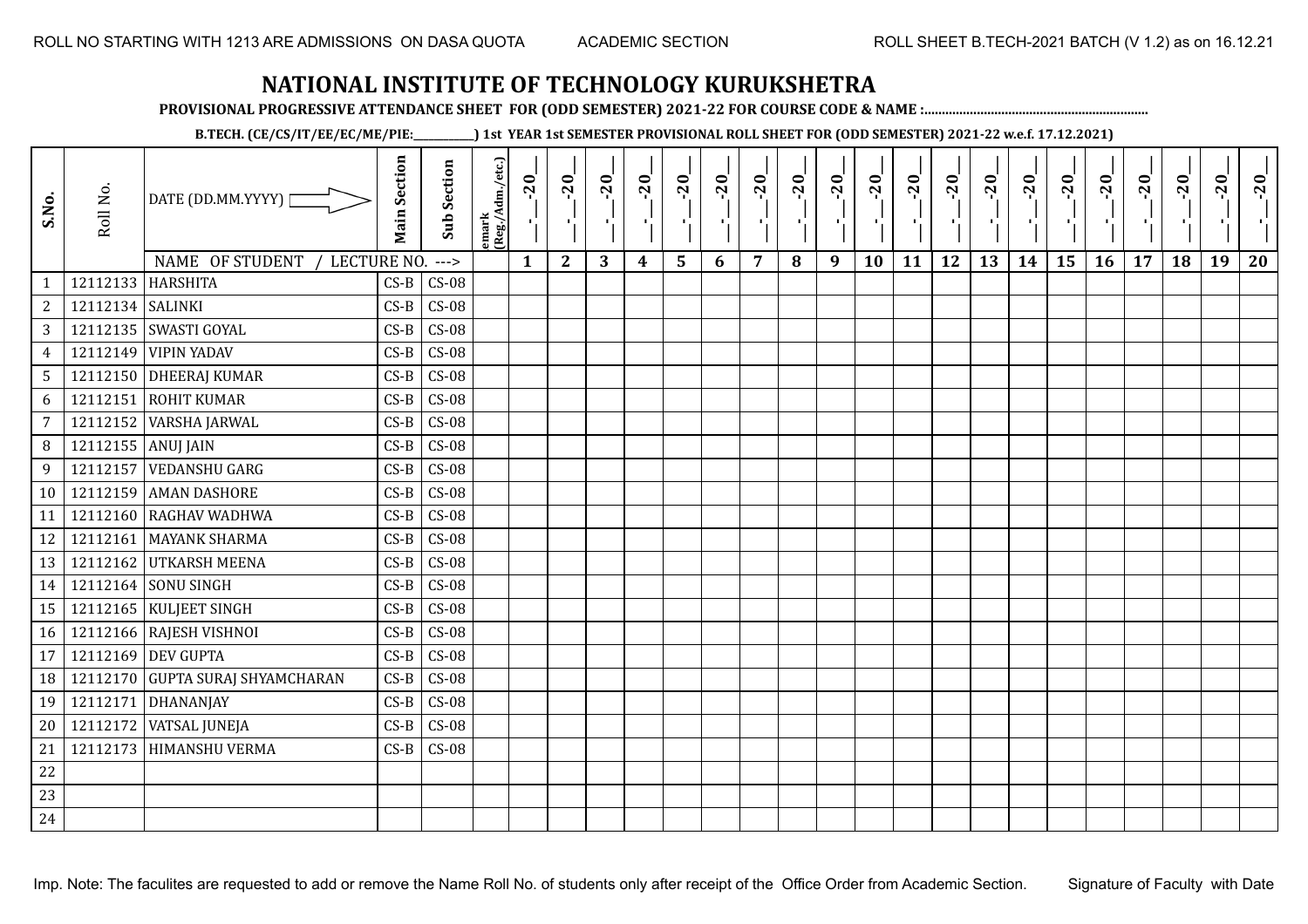ROLL NO STARTING WITH 1213 ARE ADMISSIONS ON DASA QUOTA　　ACADEMIC SECTION　　ROLL SHEET B.TECH-2021 BATCH (V 1.2) as on 16.12.21

# NATIONAL INSTITUTE OF TECHNOLOGY KURUKSHETRA

**PROVISIONAL PROGRESSIVE ATTENDANCE SHEET FOR (ODD SEMESTER) 2021-22 FOR COURSE CODE & NAME :.............................................................**

**B.TECH. (CE/CS/IT/EE/EC/ME/PIE:\_\_\_\_\_\_\_\_\_\_) 1st YEAR 1st SEMESTER PROVISIONAL ROLL SHEET FOR (ODD SEMESTER) 2021-22 w.e.f. 17.12.2021)**

| S.No. | Roll No. | DATE (DD.MM.YYYY) / NAME OF STUDENT / LECTURE NO. ---> | Main Section | Sub Section | emark (Reg./Adm./etc.) | _-_-20_ 1 | _-_-20_ 2 | _-_-20_ 3 | _-_-20_ 4 | _-_-20_ 5 | _-_-20_ 6 | _-_-20_ 7 | _-_-20_ 8 | _-_-20_ 9 | _-_-20_ 10 | _-_-20_ 11 | _-_-20_ 12 | _-_-20_ 13 | _-_-20_ 14 | _-_-20_ 15 | _-_-20_ 16 | _-_-20_ 17 | _-_-20_ 18 | _-_-20_ 19 | _-_-20_ 20 |
|---|---|---|---|---|---|---|---|---|---|---|---|---|---|---|---|---|---|---|---|---|---|---|---|---|---|
| 1 | 12112133 | HARSHITA | CS-B | CS-08 | | | | | | | | | | | | | | | | | | | | | |
| 2 | 12112134 | SALINKI | CS-B | CS-08 | | | | | | | | | | | | | | | | | | | | | |
| 3 | 12112135 | SWASTI GOYAL | CS-B | CS-08 | | | | | | | | | | | | | | | | | | | | | |
| 4 | 12112149 | VIPIN YADAV | CS-B | CS-08 | | | | | | | | | | | | | | | | | | | | | |
| 5 | 12112150 | DHEERAJ KUMAR | CS-B | CS-08 | | | | | | | | | | | | | | | | | | | | | |
| 6 | 12112151 | ROHIT KUMAR | CS-B | CS-08 | | | | | | | | | | | | | | | | | | | | | |
| 7 | 12112152 | VARSHA JARWAL | CS-B | CS-08 | | | | | | | | | | | | | | | | | | | | | |
| 8 | 12112155 | ANUJ JAIN | CS-B | CS-08 | | | | | | | | | | | | | | | | | | | | | |
| 9 | 12112157 | VEDANSHU GARG | CS-B | CS-08 | | | | | | | | | | | | | | | | | | | | | |
| 10 | 12112159 | AMAN DASHORE | CS-B | CS-08 | | | | | | | | | | | | | | | | | | | | | |
| 11 | 12112160 | RAGHAV WADHWA | CS-B | CS-08 | | | | | | | | | | | | | | | | | | | | | |
| 12 | 12112161 | MAYANK SHARMA | CS-B | CS-08 | | | | | | | | | | | | | | | | | | | | | |
| 13 | 12112162 | UTKARSH MEENA | CS-B | CS-08 | | | | | | | | | | | | | | | | | | | | | |
| 14 | 12112164 | SONU SINGH | CS-B | CS-08 | | | | | | | | | | | | | | | | | | | | | |
| 15 | 12112165 | KULJEET SINGH | CS-B | CS-08 | | | | | | | | | | | | | | | | | | | | | |
| 16 | 12112166 | RAJESH VISHNOI | CS-B | CS-08 | | | | | | | | | | | | | | | | | | | | | |
| 17 | 12112169 | DEV GUPTA | CS-B | CS-08 | | | | | | | | | | | | | | | | | | | | | |
| 18 | 12112170 | GUPTA SURAJ SHYAMCHARAN | CS-B | CS-08 | | | | | | | | | | | | | | | | | | | | | |
| 19 | 12112171 | DHANANJAY | CS-B | CS-08 | | | | | | | | | | | | | | | | | | | | | |
| 20 | 12112172 | VATSAL JUNEJA | CS-B | CS-08 | | | | | | | | | | | | | | | | | | | | | |
| 21 | 12112173 | HIMANSHU VERMA | CS-B | CS-08 | | | | | | | | | | | | | | | | | | | | | |
| 22 | | | | | | | | | | | | | | | | | | | | | | | | | |
| 23 | | | | | | | | | | | | | | | | | | | | | | | | | |
| 24 | | | | | | | | | | | | | | | | | | | | | | | | | |

Imp. Note: The faculites are requested to add or remove the Name Roll No. of students only after receipt of the Office Order from Academic Section.　　Signature of Faculty with Date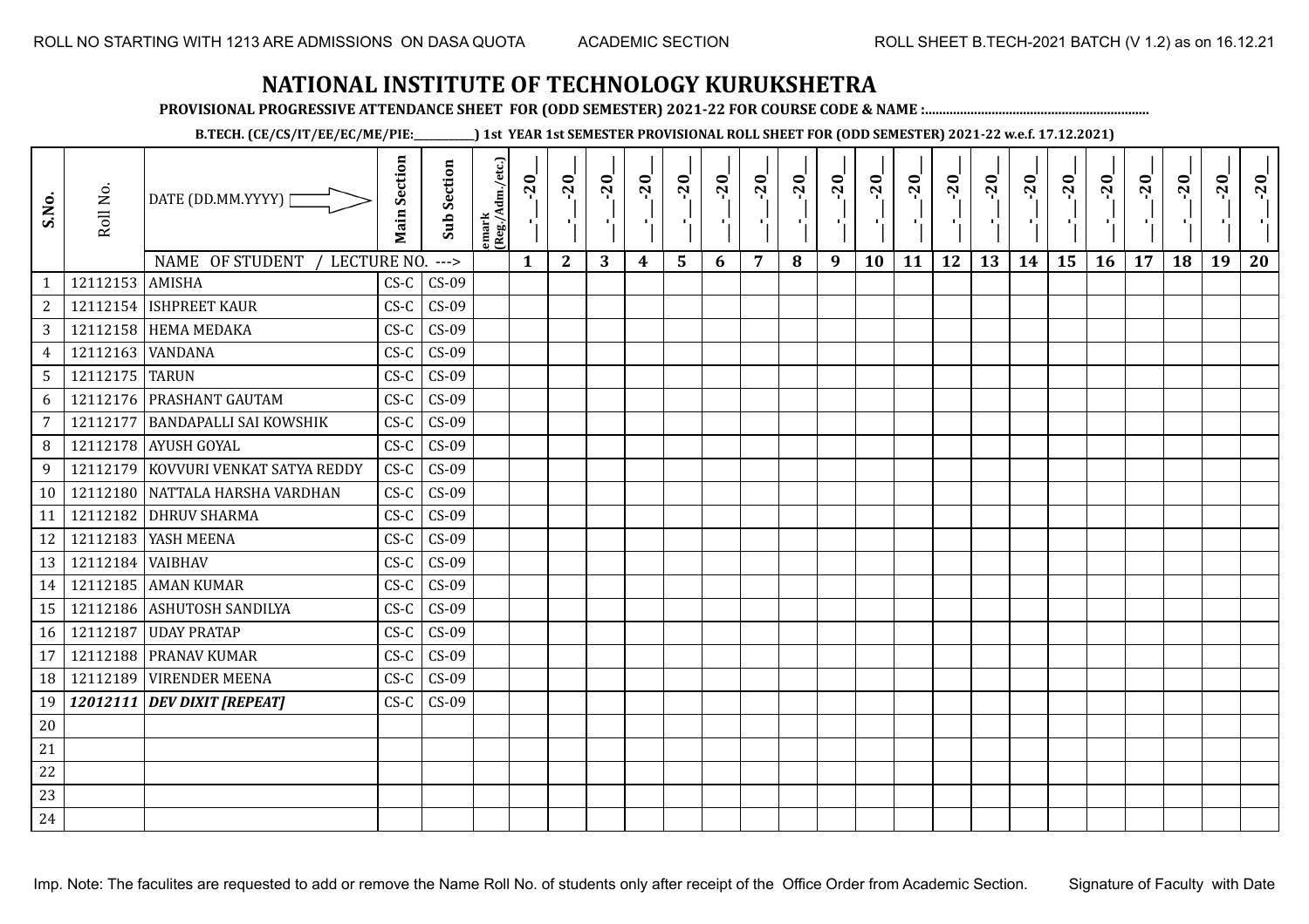ROLL NO STARTING WITH 1213 ARE ADMISSIONS ON DASA QUOTA — ACADEMIC SECTION — ROLL SHEET B.TECH-2021 BATCH (V 1.2) as on 16.12.21

# NATIONAL INSTITUTE OF TECHNOLOGY KURUKSHETRA

**PROVISIONAL PROGRESSIVE ATTENDANCE SHEET FOR (ODD SEMESTER) 2021-22 FOR COURSE CODE & NAME :...............................................................**

**B.TECH. (CE/CS/IT/EE/EC/ME/PIE:__________) 1st YEAR 1st SEMESTER PROVISIONAL ROLL SHEET FOR (ODD SEMESTER) 2021-22 w.e.f. 17.12.2021)**

| S.No. | Roll No. | DATE (DD.MM.YYYY) | Main Section | Sub Section | Remark (Reg./Adm./etc.) | __-__-20__ | __-__-20__ | __-__-20__ | __-__-20__ | __-__-20__ | __-__-20__ | __-__-20__ | __-__-20__ | __-__-20__ | __-__-20__ | __-__-20__ | __-__-20__ | __-__-20__ | __-__-20__ | __-__-20__ | __-__-20__ | __-__-20__ | __-__-20__ | __-__-20__ | __-__-20__ |
|---|---|---|---|---|---|---|---|---|---|---|---|---|---|---|---|---|---|---|---|---|---|---|---|---|---|
| | | NAME OF STUDENT / LECTURE NO. ---> | | | | 1 | 2 | 3 | 4 | 5 | 6 | 7 | 8 | 9 | 10 | 11 | 12 | 13 | 14 | 15 | 16 | 17 | 18 | 19 | 20 |
| 1 | 12112153 | AMISHA | CS-C | CS-09 | | | | | | | | | | | | | | | | | | | | | |
| 2 | 12112154 | ISHPREET KAUR | CS-C | CS-09 | | | | | | | | | | | | | | | | | | | | | |
| 3 | 12112158 | HEMA MEDAKA | CS-C | CS-09 | | | | | | | | | | | | | | | | | | | | | |
| 4 | 12112163 | VANDANA | CS-C | CS-09 | | | | | | | | | | | | | | | | | | | | | |
| 5 | 12112175 | TARUN | CS-C | CS-09 | | | | | | | | | | | | | | | | | | | | | |
| 6 | 12112176 | PRASHANT GAUTAM | CS-C | CS-09 | | | | | | | | | | | | | | | | | | | | | |
| 7 | 12112177 | BANDAPALLI SAI KOWSHIK | CS-C | CS-09 | | | | | | | | | | | | | | | | | | | | | |
| 8 | 12112178 | AYUSH GOYAL | CS-C | CS-09 | | | | | | | | | | | | | | | | | | | | | |
| 9 | 12112179 | KOVVURI VENKAT SATYA REDDY | CS-C | CS-09 | | | | | | | | | | | | | | | | | | | | | |
| 10 | 12112180 | NATTALA HARSHA VARDHAN | CS-C | CS-09 | | | | | | | | | | | | | | | | | | | | | |
| 11 | 12112182 | DHRUV SHARMA | CS-C | CS-09 | | | | | | | | | | | | | | | | | | | | | |
| 12 | 12112183 | YASH MEENA | CS-C | CS-09 | | | | | | | | | | | | | | | | | | | | | |
| 13 | 12112184 | VAIBHAV | CS-C | CS-09 | | | | | | | | | | | | | | | | | | | | | |
| 14 | 12112185 | AMAN KUMAR | CS-C | CS-09 | | | | | | | | | | | | | | | | | | | | | |
| 15 | 12112186 | ASHUTOSH SANDILYA | CS-C | CS-09 | | | | | | | | | | | | | | | | | | | | | |
| 16 | 12112187 | UDAY PRATAP | CS-C | CS-09 | | | | | | | | | | | | | | | | | | | | | |
| 17 | 12112188 | PRANAV KUMAR | CS-C | CS-09 | | | | | | | | | | | | | | | | | | | | | |
| 18 | 12112189 | VIRENDER MEENA | CS-C | CS-09 | | | | | | | | | | | | | | | | | | | | | |
| 19 | ***12012111*** | ***DEV DIXIT [REPEAT]*** | CS-C | CS-09 | | | | | | | | | | | | | | | | | | | | | |
| 20 | | | | | | | | | | | | | | | | | | | | | | | | | |
| 21 | | | | | | | | | | | | | | | | | | | | | | | | | |
| 22 | | | | | | | | | | | | | | | | | | | | | | | | | |
| 23 | | | | | | | | | | | | | | | | | | | | | | | | | |
| 24 | | | | | | | | | | | | | | | | | | | | | | | | | |

Imp. Note: The faculites are requested to add or remove the Name Roll No. of students only after receipt of the Office Order from Academic Section.

Signature of Faculty with Date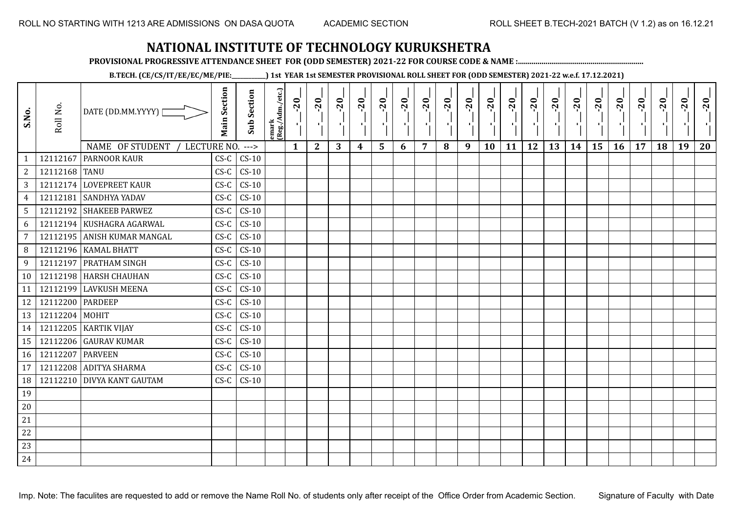ROLL NO STARTING WITH 1213 ARE ADMISSIONS ON DASA QUOTA ACADEMIC SECTION ROLL SHEET B.TECH-2021 BATCH (V 1.2) as on 16.12.21

# NATIONAL INSTITUTE OF TECHNOLOGY KURUKSHETRA

**PROVISIONAL PROGRESSIVE ATTENDANCE SHEET FOR (ODD SEMESTER) 2021-22 FOR COURSE CODE & NAME :..............................................................**

**B.TECH. (CE/CS/IT/EE/EC/ME/PIE:__________) 1st YEAR 1st SEMESTER PROVISIONAL ROLL SHEET FOR (ODD SEMESTER) 2021-22 w.e.f. 17.12.2021)**

| S.No. | Roll No. | DATE (DD.MM.YYYY) | Main Section | Sub Section | emark (Reg./Adm./etc.) | __-__-20__ | __-__-20__ | __-__-20__ | __-__-20__ | __-__-20__ | __-__-20__ | __-__-20__ | __-__-20__ | __-__-20__ | __-__-20__ | __-__-20__ | __-__-20__ | __-__-20__ | __-__-20__ | __-__-20__ | __-__-20__ | __-__-20__ | __-__-20__ | __-__-20__ | __-__-20__ |
|---|---|---|---|---|---|---|---|---|---|---|---|---|---|---|---|---|---|---|---|---|---|---|---|---|---|
| | | NAME OF STUDENT / LECTURE NO. ---> | | | | 1 | 2 | 3 | 4 | 5 | 6 | 7 | 8 | 9 | 10 | 11 | 12 | 13 | 14 | 15 | 16 | 17 | 18 | 19 | 20 |
| 1 | 12112167 | PARNOOR KAUR | CS-C | CS-10 | | | | | | | | | | | | | | | | | | | | | |
| 2 | 12112168 | TANU | CS-C | CS-10 | | | | | | | | | | | | | | | | | | | | | |
| 3 | 12112174 | LOVEPREET KAUR | CS-C | CS-10 | | | | | | | | | | | | | | | | | | | | | |
| 4 | 12112181 | SANDHYA YADAV | CS-C | CS-10 | | | | | | | | | | | | | | | | | | | | | |
| 5 | 12112192 | SHAKEEB PARWEZ | CS-C | CS-10 | | | | | | | | | | | | | | | | | | | | | |
| 6 | 12112194 | KUSHAGRA AGARWAL | CS-C | CS-10 | | | | | | | | | | | | | | | | | | | | | |
| 7 | 12112195 | ANISH KUMAR MANGAL | CS-C | CS-10 | | | | | | | | | | | | | | | | | | | | | |
| 8 | 12112196 | KAMAL BHATT | CS-C | CS-10 | | | | | | | | | | | | | | | | | | | | | |
| 9 | 12112197 | PRATHAM SINGH | CS-C | CS-10 | | | | | | | | | | | | | | | | | | | | | |
| 10 | 12112198 | HARSH CHAUHAN | CS-C | CS-10 | | | | | | | | | | | | | | | | | | | | | |
| 11 | 12112199 | LAVKUSH MEENA | CS-C | CS-10 | | | | | | | | | | | | | | | | | | | | | |
| 12 | 12112200 | PARDEEP | CS-C | CS-10 | | | | | | | | | | | | | | | | | | | | | |
| 13 | 12112204 | MOHIT | CS-C | CS-10 | | | | | | | | | | | | | | | | | | | | | |
| 14 | 12112205 | KARTIK VIJAY | CS-C | CS-10 | | | | | | | | | | | | | | | | | | | | | |
| 15 | 12112206 | GAURAV KUMAR | CS-C | CS-10 | | | | | | | | | | | | | | | | | | | | | |
| 16 | 12112207 | PARVEEN | CS-C | CS-10 | | | | | | | | | | | | | | | | | | | | | |
| 17 | 12112208 | ADITYA SHARMA | CS-C | CS-10 | | | | | | | | | | | | | | | | | | | | | |
| 18 | 12112210 | DIVYA KANT GAUTAM | CS-C | CS-10 | | | | | | | | | | | | | | | | | | | | | |
| 19 | | | | | | | | | | | | | | | | | | | | | | | | | |
| 20 | | | | | | | | | | | | | | | | | | | | | | | | | |
| 21 | | | | | | | | | | | | | | | | | | | | | | | | | |
| 22 | | | | | | | | | | | | | | | | | | | | | | | | | |
| 23 | | | | | | | | | | | | | | | | | | | | | | | | | |
| 24 | | | | | | | | | | | | | | | | | | | | | | | | | |

Imp. Note: The faculites are requested to add or remove the Name Roll No. of students only after receipt of the Office Order from Academic Section. Signature of Faculty with Date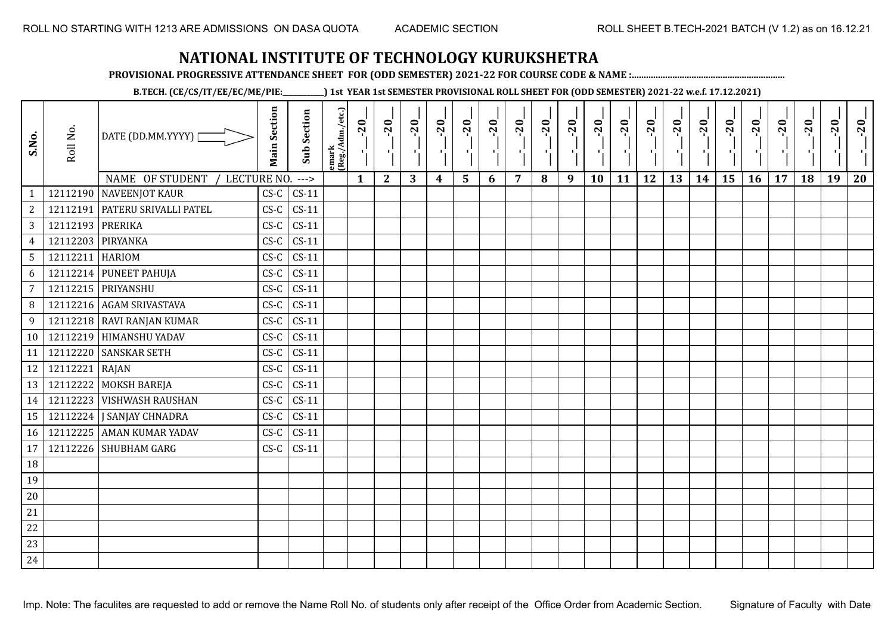ROLL NO STARTING WITH 1213 ARE ADMISSIONS ON DASA QUOTA ACADEMIC SECTION ROLL SHEET B.TECH-2021 BATCH (V 1.2) as on 16.12.21

# NATIONAL INSTITUTE OF TECHNOLOGY KURUKSHETRA

**PROVISIONAL PROGRESSIVE ATTENDANCE SHEET FOR (ODD SEMESTER) 2021-22 FOR COURSE CODE & NAME :...............................................................**

**B.TECH. (CE/CS/IT/EE/EC/ME/PIE:___________) 1st YEAR 1st SEMESTER PROVISIONAL ROLL SHEET FOR (ODD SEMESTER) 2021-22 w.e.f. 17.12.2021)**

| S.No. | Roll No. | DATE (DD.MM.YYYY) | Main Section | Sub Section | emark (Reg./Adm./etc.) | _-_-20_ | _-_-20_ | _-_-20_ | _-_-20_ | _-_-20_ | _-_-20_ | _-_-20_ | _-_-20_ | _-_-20_ | _-_-20_ | _-_-20_ | _-_-20_ | _-_-20_ | _-_-20_ | _-_-20_ | _-_-20_ | _-_-20_ | _-_-20_ | _-_-20_ | _-_-20_ |
|---|---|---|---|---|---|---|---|---|---|---|---|---|---|---|---|---|---|---|---|---|---|---|---|---|---|
| | | NAME OF STUDENT / LECTURE NO. ---> | | | | 1 | 2 | 3 | 4 | 5 | 6 | 7 | 8 | 9 | 10 | 11 | 12 | 13 | 14 | 15 | 16 | 17 | 18 | 19 | 20 |
| 1 | 12112190 | NAVEENJOT KAUR | CS-C | CS-11 | | | | | | | | | | | | | | | | | | | | | |
| 2 | 12112191 | PATERU SRIVALLI PATEL | CS-C | CS-11 | | | | | | | | | | | | | | | | | | | | | |
| 3 | 12112193 | PRERIKA | CS-C | CS-11 | | | | | | | | | | | | | | | | | | | | | |
| 4 | 12112203 | PIRYANKA | CS-C | CS-11 | | | | | | | | | | | | | | | | | | | | | |
| 5 | 12112211 | HARIOM | CS-C | CS-11 | | | | | | | | | | | | | | | | | | | | | |
| 6 | 12112214 | PUNEET PAHUJA | CS-C | CS-11 | | | | | | | | | | | | | | | | | | | | | |
| 7 | 12112215 | PRIYANSHU | CS-C | CS-11 | | | | | | | | | | | | | | | | | | | | | |
| 8 | 12112216 | AGAM SRIVASTAVA | CS-C | CS-11 | | | | | | | | | | | | | | | | | | | | | |
| 9 | 12112218 | RAVI RANJAN KUMAR | CS-C | CS-11 | | | | | | | | | | | | | | | | | | | | | |
| 10 | 12112219 | HIMANSHU YADAV | CS-C | CS-11 | | | | | | | | | | | | | | | | | | | | | |
| 11 | 12112220 | SANSKAR SETH | CS-C | CS-11 | | | | | | | | | | | | | | | | | | | | | |
| 12 | 12112221 | RAJAN | CS-C | CS-11 | | | | | | | | | | | | | | | | | | | | | |
| 13 | 12112222 | MOKSH BAREJA | CS-C | CS-11 | | | | | | | | | | | | | | | | | | | | | |
| 14 | 12112223 | VISHWASH RAUSHAN | CS-C | CS-11 | | | | | | | | | | | | | | | | | | | | | |
| 15 | 12112224 | J SANJAY CHNADRA | CS-C | CS-11 | | | | | | | | | | | | | | | | | | | | | |
| 16 | 12112225 | AMAN KUMAR YADAV | CS-C | CS-11 | | | | | | | | | | | | | | | | | | | | | |
| 17 | 12112226 | SHUBHAM GARG | CS-C | CS-11 | | | | | | | | | | | | | | | | | | | | | |
| 18 | | | | | | | | | | | | | | | | | | | | | | | | | |
| 19 | | | | | | | | | | | | | | | | | | | | | | | | | |
| 20 | | | | | | | | | | | | | | | | | | | | | | | | | |
| 21 | | | | | | | | | | | | | | | | | | | | | | | | | |
| 22 | | | | | | | | | | | | | | | | | | | | | | | | | |
| 23 | | | | | | | | | | | | | | | | | | | | | | | | | |
| 24 | | | | | | | | | | | | | | | | | | | | | | | | | |

Imp. Note: The faculites are requested to add or remove the Name Roll No. of students only after receipt of the Office Order from Academic Section. Signature of Faculty with Date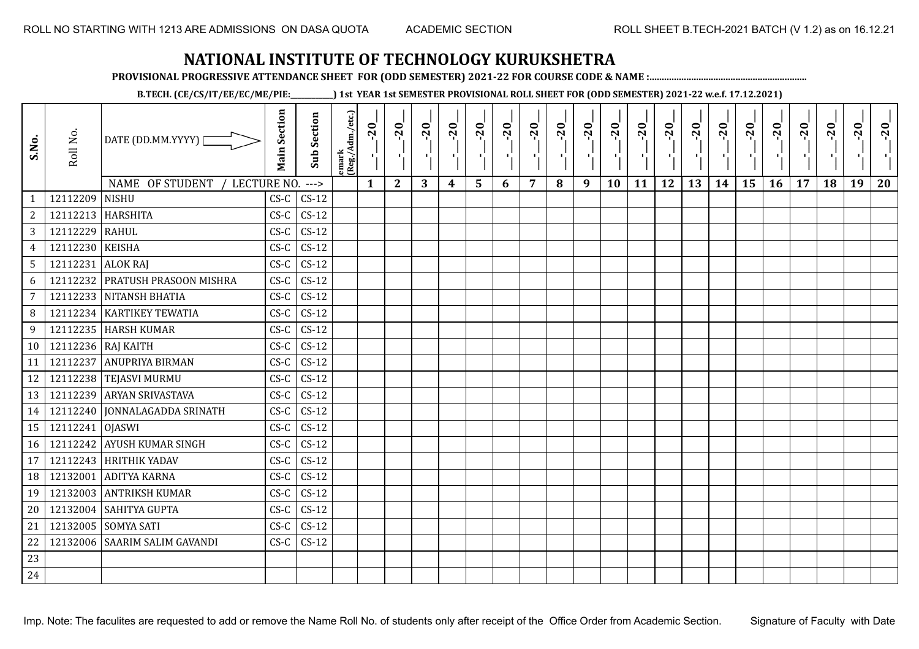ROLL NO STARTING WITH 1213 ARE ADMISSIONS ON DASA QUOTA ACADEMIC SECTION ROLL SHEET B.TECH-2021 BATCH (V 1.2) as on 16.12.21

# NATIONAL INSTITUTE OF TECHNOLOGY KURUKSHETRA

**PROVISIONAL PROGRESSIVE ATTENDANCE SHEET FOR (ODD SEMESTER) 2021-22 FOR COURSE CODE & NAME :..............................................................**

**B.TECH. (CE/CS/IT/EE/EC/ME/PIE:__________) 1st YEAR 1st SEMESTER PROVISIONAL ROLL SHEET FOR (ODD SEMESTER) 2021-22 w.e.f. 17.12.2021)**

| S.No. | Roll No. | DATE (DD.MM.YYYY) | Main Section | Sub Section | emark (Reg./Adm./etc.) | __-__-20__ | __-__-20__ | __-__-20__ | __-__-20__ | __-__-20__ | __-__-20__ | __-__-20__ | __-__-20__ | __-__-20__ | __-__-20__ | __-__-20__ | __-__-20__ | __-__-20__ | __-__-20__ | __-__-20__ | __-__-20__ | __-__-20__ | __-__-20__ | __-__-20__ | __-__-20__ |
|---|---|---|---|---|---|---|---|---|---|---|---|---|---|---|---|---|---|---|---|---|---|---|---|---|---|
| | | NAME OF STUDENT / LECTURE NO. ---> | | | | 1 | 2 | 3 | 4 | 5 | 6 | 7 | 8 | 9 | 10 | 11 | 12 | 13 | 14 | 15 | 16 | 17 | 18 | 19 | 20 |
| 1 | 12112209 | NISHU | CS-C | CS-12 | | | | | | | | | | | | | | | | | | | | | |
| 2 | 12112213 | HARSHITA | CS-C | CS-12 | | | | | | | | | | | | | | | | | | | | | |
| 3 | 12112229 | RAHUL | CS-C | CS-12 | | | | | | | | | | | | | | | | | | | | | |
| 4 | 12112230 | KEISHA | CS-C | CS-12 | | | | | | | | | | | | | | | | | | | | | |
| 5 | 12112231 | ALOK RAJ | CS-C | CS-12 | | | | | | | | | | | | | | | | | | | | | |
| 6 | 12112232 | PRATUSH PRASOON MISHRA | CS-C | CS-12 | | | | | | | | | | | | | | | | | | | | | |
| 7 | 12112233 | NITANSH BHATIA | CS-C | CS-12 | | | | | | | | | | | | | | | | | | | | | |
| 8 | 12112234 | KARTIKEY TEWATIA | CS-C | CS-12 | | | | | | | | | | | | | | | | | | | | | |
| 9 | 12112235 | HARSH KUMAR | CS-C | CS-12 | | | | | | | | | | | | | | | | | | | | | |
| 10 | 12112236 | RAJ KAITH | CS-C | CS-12 | | | | | | | | | | | | | | | | | | | | | |
| 11 | 12112237 | ANUPRIYA BIRMAN | CS-C | CS-12 | | | | | | | | | | | | | | | | | | | | | |
| 12 | 12112238 | TEJASVI MURMU | CS-C | CS-12 | | | | | | | | | | | | | | | | | | | | | |
| 13 | 12112239 | ARYAN SRIVASTAVA | CS-C | CS-12 | | | | | | | | | | | | | | | | | | | | | |
| 14 | 12112240 | JONNALAGADDA SRINATH | CS-C | CS-12 | | | | | | | | | | | | | | | | | | | | | |
| 15 | 12112241 | OJASWI | CS-C | CS-12 | | | | | | | | | | | | | | | | | | | | | |
| 16 | 12112242 | AYUSH KUMAR SINGH | CS-C | CS-12 | | | | | | | | | | | | | | | | | | | | | |
| 17 | 12112243 | HRITHIK YADAV | CS-C | CS-12 | | | | | | | | | | | | | | | | | | | | | |
| 18 | 12132001 | ADITYA KARNA | CS-C | CS-12 | | | | | | | | | | | | | | | | | | | | | |
| 19 | 12132003 | ANTRIKSH KUMAR | CS-C | CS-12 | | | | | | | | | | | | | | | | | | | | | |
| 20 | 12132004 | SAHITYA GUPTA | CS-C | CS-12 | | | | | | | | | | | | | | | | | | | | | |
| 21 | 12132005 | SOMYA SATI | CS-C | CS-12 | | | | | | | | | | | | | | | | | | | | | |
| 22 | 12132006 | SAARIM SALIM GAVANDI | CS-C | CS-12 | | | | | | | | | | | | | | | | | | | | | |
| 23 | | | | | | | | | | | | | | | | | | | | | | | | | |
| 24 | | | | | | | | | | | | | | | | | | | | | | | | | |

Imp. Note: The faculites are requested to add or remove the Name Roll No. of students only after receipt of the Office Order from Academic Section. Signature of Faculty with Date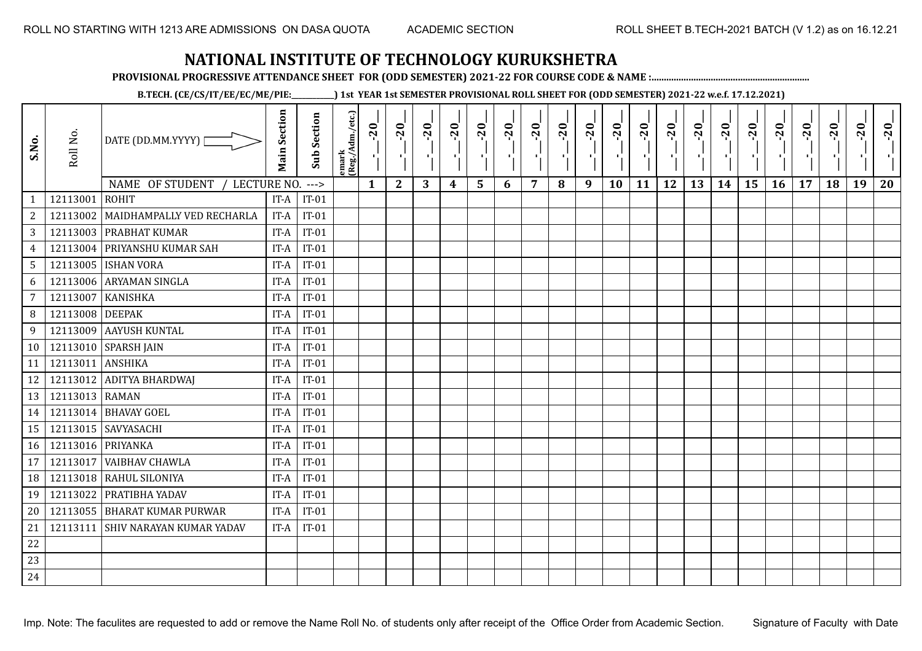ROLL NO STARTING WITH 1213 ARE ADMISSIONS ON DASA QUOTA — ACADEMIC SECTION — ROLL SHEET B.TECH-2021 BATCH (V 1.2) as on 16.12.21

# NATIONAL INSTITUTE OF TECHNOLOGY KURUKSHETRA

**PROVISIONAL PROGRESSIVE ATTENDANCE SHEET FOR (ODD SEMESTER) 2021-22 FOR COURSE CODE & NAME :..............................................................**

**B.TECH. (CE/CS/IT/EE/EC/ME/PIE:__________) 1st YEAR 1st SEMESTER PROVISIONAL ROLL SHEET FOR (ODD SEMESTER) 2021-22 w.e.f. 17.12.2021)**

| S.No. | Roll No. | DATE (DD.MM.YYYY) | Main Section | Sub Section | emark (Reg./Adm./etc.) | __-__-20__ | __-__-20__ | __-__-20__ | __-__-20__ | __-__-20__ | __-__-20__ | __-__-20__ | __-__-20__ | __-__-20__ | __-__-20__ | __-__-20__ | __-__-20__ | __-__-20__ | __-__-20__ | __-__-20__ | __-__-20__ | __-__-20__ | __-__-20__ | __-__-20__ | __-__-20__ |
|---|---|---|---|---|---|---|---|---|---|---|---|---|---|---|---|---|---|---|---|---|---|---|---|---|---|
| | | NAME OF STUDENT / LECTURE NO. ---> | | | | 1 | 2 | 3 | 4 | 5 | 6 | 7 | 8 | 9 | 10 | 11 | 12 | 13 | 14 | 15 | 16 | 17 | 18 | 19 | 20 |
| 1 | 12113001 | ROHIT | IT-A | IT-01 | | | | | | | | | | | | | | | | | | | | | |
| 2 | 12113002 | MAIDHAMPALLY VED RECHARLA | IT-A | IT-01 | | | | | | | | | | | | | | | | | | | | | |
| 3 | 12113003 | PRABHAT KUMAR | IT-A | IT-01 | | | | | | | | | | | | | | | | | | | | | |
| 4 | 12113004 | PRIYANSHU KUMAR SAH | IT-A | IT-01 | | | | | | | | | | | | | | | | | | | | | |
| 5 | 12113005 | ISHAN VORA | IT-A | IT-01 | | | | | | | | | | | | | | | | | | | | | |
| 6 | 12113006 | ARYAMAN SINGLA | IT-A | IT-01 | | | | | | | | | | | | | | | | | | | | | |
| 7 | 12113007 | KANISHKA | IT-A | IT-01 | | | | | | | | | | | | | | | | | | | | | |
| 8 | 12113008 | DEEPAK | IT-A | IT-01 | | | | | | | | | | | | | | | | | | | | | |
| 9 | 12113009 | AAYUSH KUNTAL | IT-A | IT-01 | | | | | | | | | | | | | | | | | | | | | |
| 10 | 12113010 | SPARSH JAIN | IT-A | IT-01 | | | | | | | | | | | | | | | | | | | | | |
| 11 | 12113011 | ANSHIKA | IT-A | IT-01 | | | | | | | | | | | | | | | | | | | | | |
| 12 | 12113012 | ADITYA BHARDWAJ | IT-A | IT-01 | | | | | | | | | | | | | | | | | | | | | |
| 13 | 12113013 | RAMAN | IT-A | IT-01 | | | | | | | | | | | | | | | | | | | | | |
| 14 | 12113014 | BHAVAY GOEL | IT-A | IT-01 | | | | | | | | | | | | | | | | | | | | | |
| 15 | 12113015 | SAVYASACHI | IT-A | IT-01 | | | | | | | | | | | | | | | | | | | | | |
| 16 | 12113016 | PRIYANKA | IT-A | IT-01 | | | | | | | | | | | | | | | | | | | | | |
| 17 | 12113017 | VAIBHAV CHAWLA | IT-A | IT-01 | | | | | | | | | | | | | | | | | | | | | |
| 18 | 12113018 | RAHUL SILONIYA | IT-A | IT-01 | | | | | | | | | | | | | | | | | | | | | |
| 19 | 12113022 | PRATIBHA YADAV | IT-A | IT-01 | | | | | | | | | | | | | | | | | | | | | |
| 20 | 12113055 | BHARAT KUMAR PURWAR | IT-A | IT-01 | | | | | | | | | | | | | | | | | | | | | |
| 21 | 12113111 | SHIV NARAYAN KUMAR YADAV | IT-A | IT-01 | | | | | | | | | | | | | | | | | | | | | |
| 22 | | | | | | | | | | | | | | | | | | | | | | | | | |
| 23 | | | | | | | | | | | | | | | | | | | | | | | | | |
| 24 | | | | | | | | | | | | | | | | | | | | | | | | | |

Imp. Note: The faculites are requested to add or remove the Name Roll No. of students only after receipt of the Office Order from Academic Section. Signature of Faculty with Date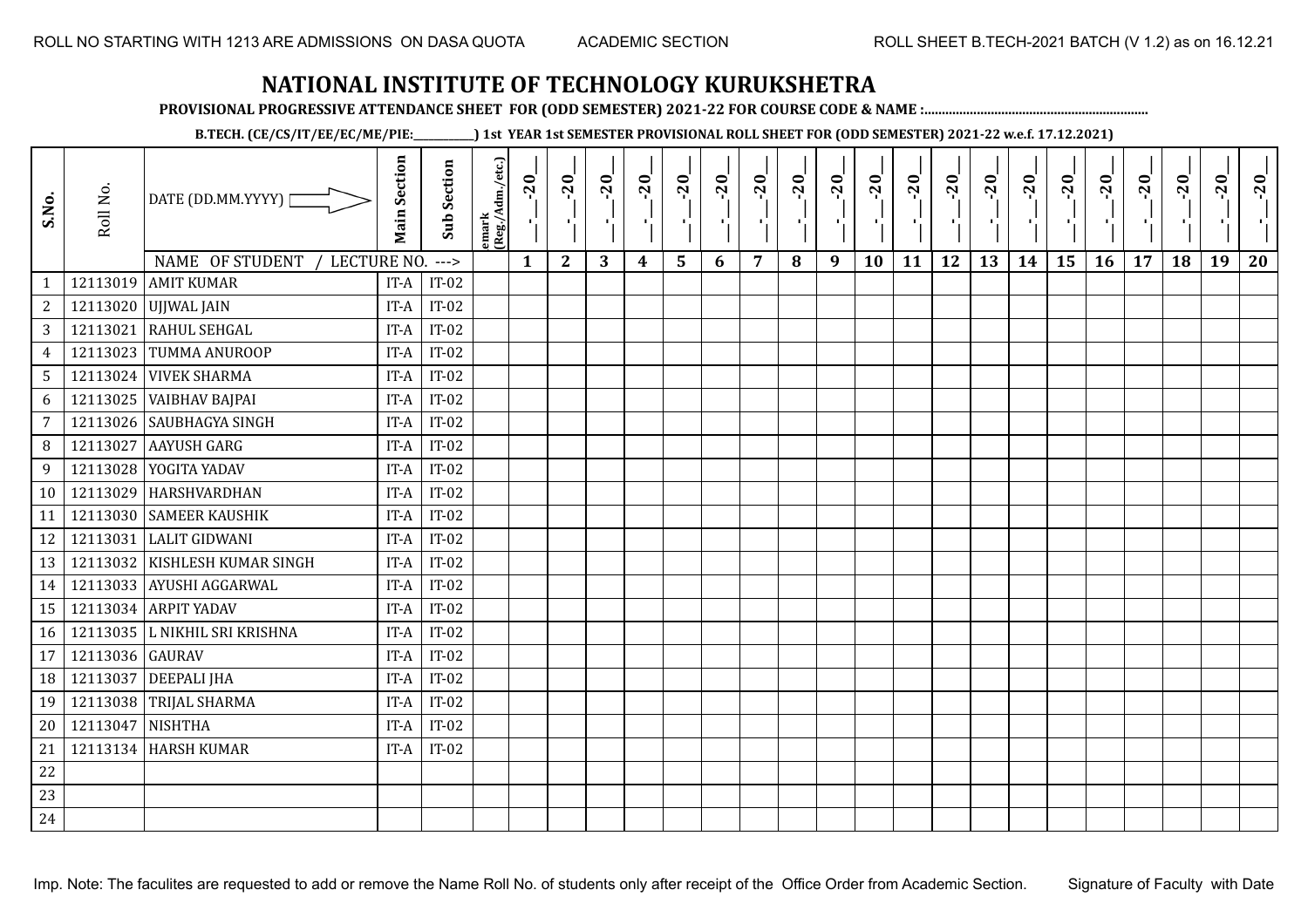ROLL NO STARTING WITH 1213 ARE ADMISSIONS ON DASA QUOTA　　ACADEMIC SECTION　　ROLL SHEET B.TECH-2021 BATCH (V 1.2) as on 16.12.21

# NATIONAL INSTITUTE OF TECHNOLOGY KURUKSHETRA

**PROVISIONAL PROGRESSIVE ATTENDANCE SHEET FOR (ODD SEMESTER) 2021-22 FOR COURSE CODE & NAME :................................................................**

**B.TECH. (CE/CS/IT/EE/EC/ME/PIE:__________) 1st YEAR 1st SEMESTER PROVISIONAL ROLL SHEET FOR (ODD SEMESTER) 2021-22 w.e.f. 17.12.2021)**

| S.No. | Roll No. | DATE (DD.MM.YYYY) | Main Section | Sub Section | emark (Reg./Adm./etc.) | _-_-20_ | _-_-20_ | _-_-20_ | _-_-20_ | _-_-20_ | _-_-20_ | _-_-20_ | _-_-20_ | _-_-20_ | _-_-20_ | _-_-20_ | _-_-20_ | _-_-20_ | _-_-20_ | _-_-20_ | _-_-20_ | _-_-20_ | _-_-20_ | _-_-20_ | _-_-20_ |
|---|---|---|---|---|---|---|---|---|---|---|---|---|---|---|---|---|---|---|---|---|---|---|---|---|---|
| | | NAME OF STUDENT / LECTURE NO. ---> | | | | 1 | 2 | 3 | 4 | 5 | 6 | 7 | 8 | 9 | 10 | 11 | 12 | 13 | 14 | 15 | 16 | 17 | 18 | 19 | 20 |
| 1 | 12113019 | AMIT KUMAR | IT-A | IT-02 | | | | | | | | | | | | | | | | | | | | | |
| 2 | 12113020 | UJJWAL JAIN | IT-A | IT-02 | | | | | | | | | | | | | | | | | | | | | |
| 3 | 12113021 | RAHUL SEHGAL | IT-A | IT-02 | | | | | | | | | | | | | | | | | | | | | |
| 4 | 12113023 | TUMMA ANUROOP | IT-A | IT-02 | | | | | | | | | | | | | | | | | | | | | |
| 5 | 12113024 | VIVEK SHARMA | IT-A | IT-02 | | | | | | | | | | | | | | | | | | | | | |
| 6 | 12113025 | VAIBHAV BAJPAI | IT-A | IT-02 | | | | | | | | | | | | | | | | | | | | | |
| 7 | 12113026 | SAUBHAGYA SINGH | IT-A | IT-02 | | | | | | | | | | | | | | | | | | | | | |
| 8 | 12113027 | AAYUSH GARG | IT-A | IT-02 | | | | | | | | | | | | | | | | | | | | | |
| 9 | 12113028 | YOGITA YADAV | IT-A | IT-02 | | | | | | | | | | | | | | | | | | | | | |
| 10 | 12113029 | HARSHVARDHAN | IT-A | IT-02 | | | | | | | | | | | | | | | | | | | | | |
| 11 | 12113030 | SAMEER KAUSHIK | IT-A | IT-02 | | | | | | | | | | | | | | | | | | | | | |
| 12 | 12113031 | LALIT GIDWANI | IT-A | IT-02 | | | | | | | | | | | | | | | | | | | | | |
| 13 | 12113032 | KISHLESH KUMAR SINGH | IT-A | IT-02 | | | | | | | | | | | | | | | | | | | | | |
| 14 | 12113033 | AYUSHI AGGARWAL | IT-A | IT-02 | | | | | | | | | | | | | | | | | | | | | |
| 15 | 12113034 | ARPIT YADAV | IT-A | IT-02 | | | | | | | | | | | | | | | | | | | | | |
| 16 | 12113035 | L NIKHIL SRI KRISHNA | IT-A | IT-02 | | | | | | | | | | | | | | | | | | | | | |
| 17 | 12113036 | GAURAV | IT-A | IT-02 | | | | | | | | | | | | | | | | | | | | | |
| 18 | 12113037 | DEEPALI JHA | IT-A | IT-02 | | | | | | | | | | | | | | | | | | | | | |
| 19 | 12113038 | TRIJAL SHARMA | IT-A | IT-02 | | | | | | | | | | | | | | | | | | | | | |
| 20 | 12113047 | NISHTHA | IT-A | IT-02 | | | | | | | | | | | | | | | | | | | | | |
| 21 | 12113134 | HARSH KUMAR | IT-A | IT-02 | | | | | | | | | | | | | | | | | | | | | |
| 22 | | | | | | | | | | | | | | | | | | | | | | | | | |
| 23 | | | | | | | | | | | | | | | | | | | | | | | | | |
| 24 | | | | | | | | | | | | | | | | | | | | | | | | | |

Imp. Note: The faculites are requested to add or remove the Name Roll No. of students only after receipt of the Office Order from Academic Section.　　Signature of Faculty with Date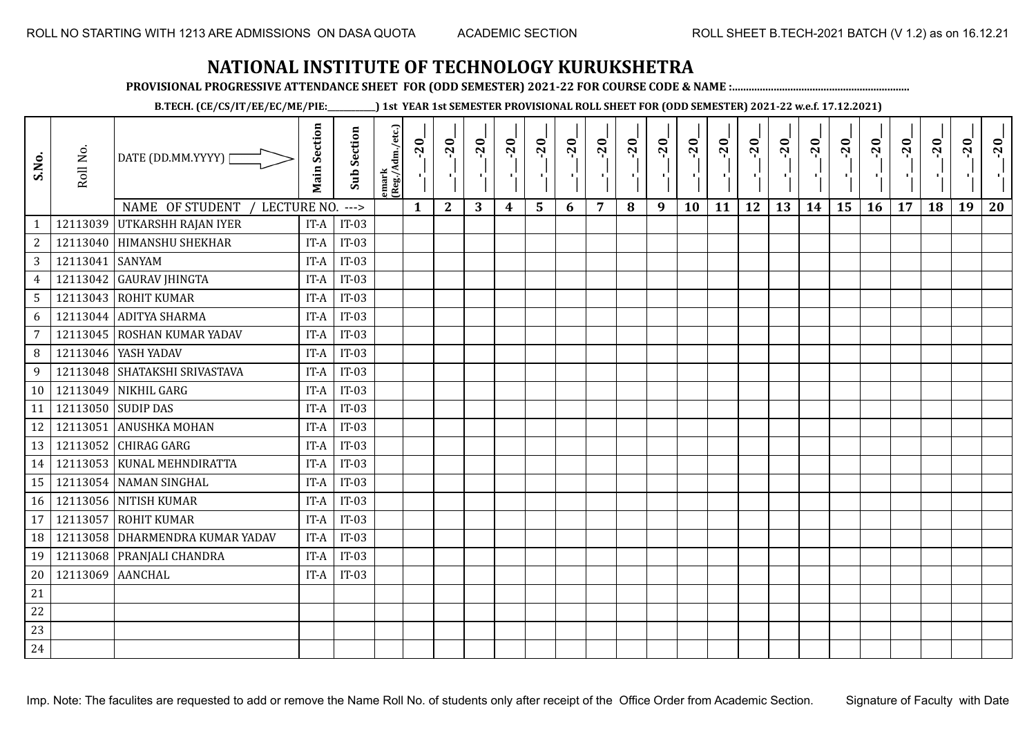ROLL NO STARTING WITH 1213 ARE ADMISSIONS ON DASA QUOTA — ACADEMIC SECTION — ROLL SHEET B.TECH-2021 BATCH (V 1.2) as on 16.12.21

# NATIONAL INSTITUTE OF TECHNOLOGY KURUKSHETRA

**PROVISIONAL PROGRESSIVE ATTENDANCE SHEET FOR (ODD SEMESTER) 2021-22 FOR COURSE CODE & NAME :..............................................................**

**B.TECH. (CE/CS/IT/EE/EC/ME/PIE:___________) 1st YEAR 1st SEMESTER PROVISIONAL ROLL SHEET FOR (ODD SEMESTER) 2021-22 w.e.f. 17.12.2021)**

| S.No. | Roll No. | DATE (DD.MM.YYYY) | Main Section | Sub Section | emark (Reg./Adm./etc.) | _-_-20_ | _-_-20_ | _-_-20_ | _-_-20_ | _-_-20_ | _-_-20_ | _-_-20_ | _-_-20_ | _-_-20_ | _-_-20_ | _-_-20_ | _-_-20_ | _-_-20_ | _-_-20_ | _-_-20_ | _-_-20_ | _-_-20_ | _-_-20_ | _-_-20_ | _-_-20_ |
|---|---|---|---|---|---|---|---|---|---|---|---|---|---|---|---|---|---|---|---|---|---|---|---|---|---|
| | | NAME OF STUDENT / LECTURE NO. ---> | | | | 1 | 2 | 3 | 4 | 5 | 6 | 7 | 8 | 9 | 10 | 11 | 12 | 13 | 14 | 15 | 16 | 17 | 18 | 19 | 20 |
| 1 | 12113039 | UTKARSHH RAJAN IYER | IT-A | IT-03 | | | | | | | | | | | | | | | | | | | | | |
| 2 | 12113040 | HIMANSHU SHEKHAR | IT-A | IT-03 | | | | | | | | | | | | | | | | | | | | | |
| 3 | 12113041 | SANYAM | IT-A | IT-03 | | | | | | | | | | | | | | | | | | | | | |
| 4 | 12113042 | GAURAV JHINGTA | IT-A | IT-03 | | | | | | | | | | | | | | | | | | | | | |
| 5 | 12113043 | ROHIT KUMAR | IT-A | IT-03 | | | | | | | | | | | | | | | | | | | | | |
| 6 | 12113044 | ADITYA SHARMA | IT-A | IT-03 | | | | | | | | | | | | | | | | | | | | | |
| 7 | 12113045 | ROSHAN KUMAR YADAV | IT-A | IT-03 | | | | | | | | | | | | | | | | | | | | | |
| 8 | 12113046 | YASH YADAV | IT-A | IT-03 | | | | | | | | | | | | | | | | | | | | | |
| 9 | 12113048 | SHATAKSHI SRIVASTAVA | IT-A | IT-03 | | | | | | | | | | | | | | | | | | | | | |
| 10 | 12113049 | NIKHIL GARG | IT-A | IT-03 | | | | | | | | | | | | | | | | | | | | | |
| 11 | 12113050 | SUDIP DAS | IT-A | IT-03 | | | | | | | | | | | | | | | | | | | | | |
| 12 | 12113051 | ANUSHKA MOHAN | IT-A | IT-03 | | | | | | | | | | | | | | | | | | | | | |
| 13 | 12113052 | CHIRAG GARG | IT-A | IT-03 | | | | | | | | | | | | | | | | | | | | | |
| 14 | 12113053 | KUNAL MEHNDIRATTA | IT-A | IT-03 | | | | | | | | | | | | | | | | | | | | | |
| 15 | 12113054 | NAMAN SINGHAL | IT-A | IT-03 | | | | | | | | | | | | | | | | | | | | | |
| 16 | 12113056 | NITISH KUMAR | IT-A | IT-03 | | | | | | | | | | | | | | | | | | | | | |
| 17 | 12113057 | ROHIT KUMAR | IT-A | IT-03 | | | | | | | | | | | | | | | | | | | | | |
| 18 | 12113058 | DHARMENDRA KUMAR YADAV | IT-A | IT-03 | | | | | | | | | | | | | | | | | | | | | |
| 19 | 12113068 | PRANJALI CHANDRA | IT-A | IT-03 | | | | | | | | | | | | | | | | | | | | | |
| 20 | 12113069 | AANCHAL | IT-A | IT-03 | | | | | | | | | | | | | | | | | | | | | |
| 21 | | | | | | | | | | | | | | | | | | | | | | | | | |
| 22 | | | | | | | | | | | | | | | | | | | | | | | | | |
| 23 | | | | | | | | | | | | | | | | | | | | | | | | | |
| 24 | | | | | | | | | | | | | | | | | | | | | | | | | |

Imp. Note: The faculites are requested to add or remove the Name Roll No. of students only after receipt of the Office Order from Academic Section. — Signature of Faculty with Date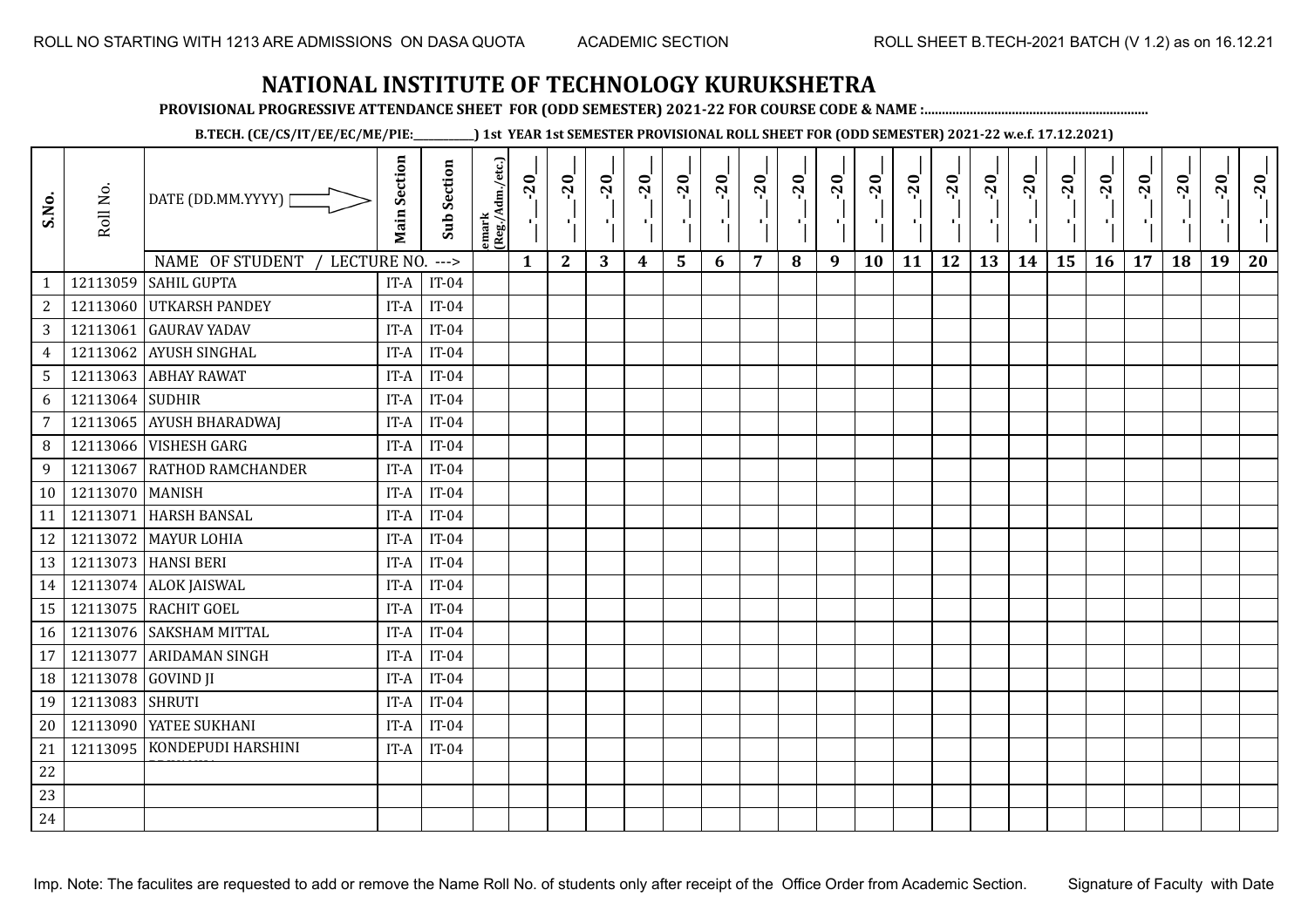# NATIONAL INSTITUTE OF TECHNOLOGY KURUKSHETRA

**PROVISIONAL PROGRESSIVE ATTENDANCE SHEET FOR (ODD SEMESTER) 2021-22 FOR COURSE CODE & NAME :...............................................................**

**B.TECH. (CE/CS/IT/EE/EC/ME/PIE:__________) 1st YEAR 1st SEMESTER PROVISIONAL ROLL SHEET FOR (ODD SEMESTER) 2021-22 w.e.f. 17.12.2021)**

| S.No. | Roll No. | DATE (DD.MM.YYYY) | Main Section | Sub Section | emark (Reg./Adm./etc.) | __-__-20__ | __-__-20__ | __-__-20__ | __-__-20__ | __-__-20__ | __-__-20__ | __-__-20__ | __-__-20__ | __-__-20__ | __-__-20__ | __-__-20__ | __-__-20__ | __-__-20__ | __-__-20__ | __-__-20__ | __-__-20__ | __-__-20__ | __-__-20__ | __-__-20__ | __-__-20__ |
|---|---|---|---|---|---|---|---|---|---|---|---|---|---|---|---|---|---|---|---|---|---|---|---|---|---|
| | | NAME OF STUDENT / LECTURE NO. ---> | | | | 1 | 2 | 3 | 4 | 5 | 6 | 7 | 8 | 9 | 10 | 11 | 12 | 13 | 14 | 15 | 16 | 17 | 18 | 19 | 20 |
| 1 | 12113059 | SAHIL GUPTA | IT-A | IT-04 | | | | | | | | | | | | | | | | | | | | | |
| 2 | 12113060 | UTKARSH PANDEY | IT-A | IT-04 | | | | | | | | | | | | | | | | | | | | | |
| 3 | 12113061 | GAURAV YADAV | IT-A | IT-04 | | | | | | | | | | | | | | | | | | | | | |
| 4 | 12113062 | AYUSH SINGHAL | IT-A | IT-04 | | | | | | | | | | | | | | | | | | | | | |
| 5 | 12113063 | ABHAY RAWAT | IT-A | IT-04 | | | | | | | | | | | | | | | | | | | | | |
| 6 | 12113064 | SUDHIR | IT-A | IT-04 | | | | | | | | | | | | | | | | | | | | | |
| 7 | 12113065 | AYUSH BHARADWAJ | IT-A | IT-04 | | | | | | | | | | | | | | | | | | | | | |
| 8 | 12113066 | VISHESH GARG | IT-A | IT-04 | | | | | | | | | | | | | | | | | | | | | |
| 9 | 12113067 | RATHOD RAMCHANDER | IT-A | IT-04 | | | | | | | | | | | | | | | | | | | | | |
| 10 | 12113070 | MANISH | IT-A | IT-04 | | | | | | | | | | | | | | | | | | | | | |
| 11 | 12113071 | HARSH BANSAL | IT-A | IT-04 | | | | | | | | | | | | | | | | | | | | | |
| 12 | 12113072 | MAYUR LOHIA | IT-A | IT-04 | | | | | | | | | | | | | | | | | | | | | |
| 13 | 12113073 | HANSI BERI | IT-A | IT-04 | | | | | | | | | | | | | | | | | | | | | |
| 14 | 12113074 | ALOK JAISWAL | IT-A | IT-04 | | | | | | | | | | | | | | | | | | | | | |
| 15 | 12113075 | RACHIT GOEL | IT-A | IT-04 | | | | | | | | | | | | | | | | | | | | | |
| 16 | 12113076 | SAKSHAM MITTAL | IT-A | IT-04 | | | | | | | | | | | | | | | | | | | | | |
| 17 | 12113077 | ARIDAMAN SINGH | IT-A | IT-04 | | | | | | | | | | | | | | | | | | | | | |
| 18 | 12113078 | GOVIND JI | IT-A | IT-04 | | | | | | | | | | | | | | | | | | | | | |
| 19 | 12113083 | SHRUTI | IT-A | IT-04 | | | | | | | | | | | | | | | | | | | | | |
| 20 | 12113090 | YATEE SUKHANI | IT-A | IT-04 | | | | | | | | | | | | | | | | | | | | | |
| 21 | 12113095 | KONDEPUDI HARSHINI | IT-A | IT-04 | | | | | | | | | | | | | | | | | | | | | |
| 22 | | | | | | | | | | | | | | | | | | | | | | | | | |
| 23 | | | | | | | | | | | | | | | | | | | | | | | | | |
| 24 | | | | | | | | | | | | | | | | | | | | | | | | | |

Imp. Note: The faculites are requested to add or remove the Name Roll No. of students only after receipt of the Office Order from Academic Section.

Signature of Faculty with Date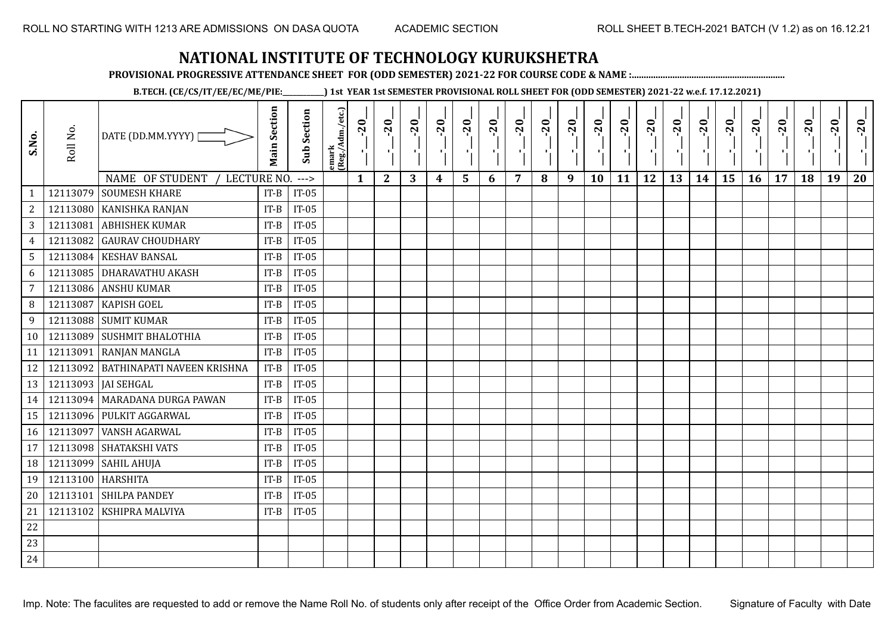# NATIONAL INSTITUTE OF TECHNOLOGY KURUKSHETRA

**PROVISIONAL PROGRESSIVE ATTENDANCE SHEET FOR (ODD SEMESTER) 2021-22 FOR COURSE CODE & NAME :..............................................................**

**B.TECH. (CE/CS/IT/EE/EC/ME/PIE:__________) 1st YEAR 1st SEMESTER PROVISIONAL ROLL SHEET FOR (ODD SEMESTER) 2021-22 w.e.f. 17.12.2021)**

| S.No. | Roll No. | DATE (DD.MM.YYYY) | Main Section | Sub Section | emark (Reg./Adm./etc.) | __-__-20__ | __-__-20__ | __-__-20__ | __-__-20__ | __-__-20__ | __-__-20__ | __-__-20__ | __-__-20__ | __-__-20__ | __-__-20__ | __-__-20__ | __-__-20__ | __-__-20__ | __-__-20__ | __-__-20__ | __-__-20__ | __-__-20__ | __-__-20__ | __-__-20__ | __-__-20__ |
|---|---|---|---|---|---|---|---|---|---|---|---|---|---|---|---|---|---|---|---|---|---|---|---|---|---|
| | | NAME OF STUDENT / LECTURE NO. ---> | | | | 1 | 2 | 3 | 4 | 5 | 6 | 7 | 8 | 9 | 10 | 11 | 12 | 13 | 14 | 15 | 16 | 17 | 18 | 19 | 20 |
| 1 | 12113079 | SOUMESH KHARE | IT-B | IT-05 | | | | | | | | | | | | | | | | | | | | | |
| 2 | 12113080 | KANISHKA RANJAN | IT-B | IT-05 | | | | | | | | | | | | | | | | | | | | | |
| 3 | 12113081 | ABHISHEK KUMAR | IT-B | IT-05 | | | | | | | | | | | | | | | | | | | | | |
| 4 | 12113082 | GAURAV CHOUDHARY | IT-B | IT-05 | | | | | | | | | | | | | | | | | | | | | |
| 5 | 12113084 | KESHAV BANSAL | IT-B | IT-05 | | | | | | | | | | | | | | | | | | | | | |
| 6 | 12113085 | DHARAVATHU AKASH | IT-B | IT-05 | | | | | | | | | | | | | | | | | | | | | |
| 7 | 12113086 | ANSHU KUMAR | IT-B | IT-05 | | | | | | | | | | | | | | | | | | | | | |
| 8 | 12113087 | KAPISH GOEL | IT-B | IT-05 | | | | | | | | | | | | | | | | | | | | | |
| 9 | 12113088 | SUMIT KUMAR | IT-B | IT-05 | | | | | | | | | | | | | | | | | | | | | |
| 10 | 12113089 | SUSHMIT BHALOTHIA | IT-B | IT-05 | | | | | | | | | | | | | | | | | | | | | |
| 11 | 12113091 | RANJAN MANGLA | IT-B | IT-05 | | | | | | | | | | | | | | | | | | | | | |
| 12 | 12113092 | BATHINAPATI NAVEEN KRISHNA | IT-B | IT-05 | | | | | | | | | | | | | | | | | | | | | |
| 13 | 12113093 | JAI SEHGAL | IT-B | IT-05 | | | | | | | | | | | | | | | | | | | | | |
| 14 | 12113094 | MARADANA DURGA PAWAN | IT-B | IT-05 | | | | | | | | | | | | | | | | | | | | | |
| 15 | 12113096 | PULKIT AGGARWAL | IT-B | IT-05 | | | | | | | | | | | | | | | | | | | | | |
| 16 | 12113097 | VANSH AGARWAL | IT-B | IT-05 | | | | | | | | | | | | | | | | | | | | | |
| 17 | 12113098 | SHATAKSHI VATS | IT-B | IT-05 | | | | | | | | | | | | | | | | | | | | | |
| 18 | 12113099 | SAHIL AHUJA | IT-B | IT-05 | | | | | | | | | | | | | | | | | | | | | |
| 19 | 12113100 | HARSHITA | IT-B | IT-05 | | | | | | | | | | | | | | | | | | | | | |
| 20 | 12113101 | SHILPA PANDEY | IT-B | IT-05 | | | | | | | | | | | | | | | | | | | | | |
| 21 | 12113102 | KSHIPRA MALVIYA | IT-B | IT-05 | | | | | | | | | | | | | | | | | | | | | |
| 22 | | | | | | | | | | | | | | | | | | | | | | | | | |
| 23 | | | | | | | | | | | | | | | | | | | | | | | | | |
| 24 | | | | | | | | | | | | | | | | | | | | | | | | | |

Imp. Note: The faculites are requested to add or remove the Name Roll No. of students only after receipt of the Office Order from Academic Section. Signature of Faculty with Date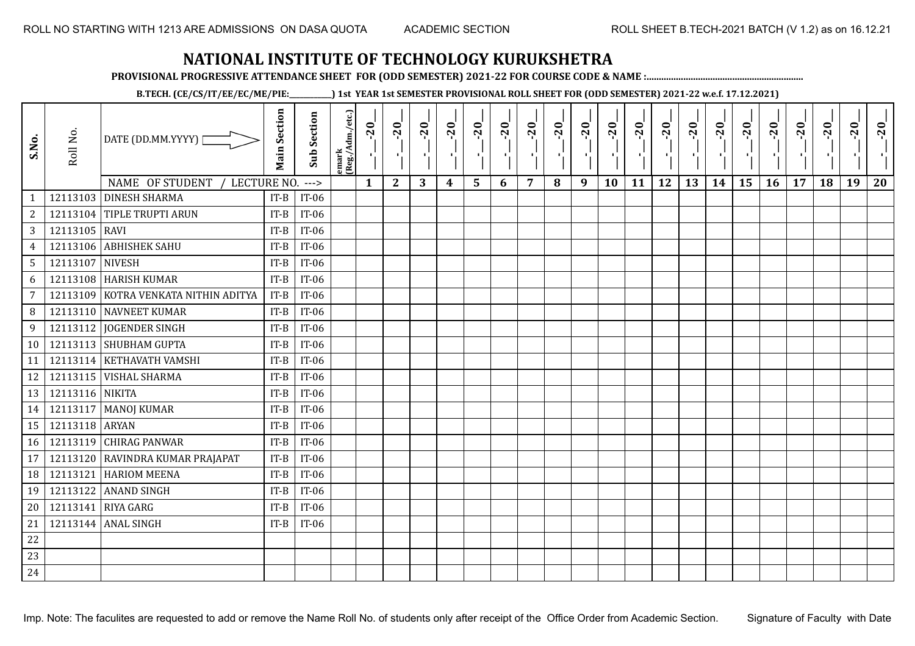# NATIONAL INSTITUTE OF TECHNOLOGY KURUKSHETRA

**PROVISIONAL PROGRESSIVE ATTENDANCE SHEET FOR (ODD SEMESTER) 2021-22 FOR COURSE CODE & NAME :...............................................................**

**B.TECH. (CE/CS/IT/EE/EC/ME/PIE:__________) 1st YEAR 1st SEMESTER PROVISIONAL ROLL SHEET FOR (ODD SEMESTER) 2021-22 w.e.f. 17.12.2021)**

| S.No. | Roll No. | DATE (DD.MM.YYYY) | Main Section | Sub Section | emark (Reg./Adm./etc.) | _-_-20_ | _-_-20_ | _-_-20_ | _-_-20_ | _-_-20_ | _-_-20_ | _-_-20_ | _-_-20_ | _-_-20_ | _-_-20_ | _-_-20_ | _-_-20_ | _-_-20_ | _-_-20_ | _-_-20_ | _-_-20_ | _-_-20_ | _-_-20_ | _-_-20_ | _-_-20_ |
|---|---|---|---|---|---|---|---|---|---|---|---|---|---|---|---|---|---|---|---|---|---|---|---|---|---|
| | | NAME OF STUDENT / LECTURE NO. ---> | | | | 1 | 2 | 3 | 4 | 5 | 6 | 7 | 8 | 9 | 10 | 11 | 12 | 13 | 14 | 15 | 16 | 17 | 18 | 19 | 20 |
| 1 | 12113103 | DINESH SHARMA | IT-B | IT-06 | | | | | | | | | | | | | | | | | | | | | |
| 2 | 12113104 | TIPLE TRUPTI ARUN | IT-B | IT-06 | | | | | | | | | | | | | | | | | | | | | |
| 3 | 12113105 | RAVI | IT-B | IT-06 | | | | | | | | | | | | | | | | | | | | | |
| 4 | 12113106 | ABHISHEK SAHU | IT-B | IT-06 | | | | | | | | | | | | | | | | | | | | | |
| 5 | 12113107 | NIVESH | IT-B | IT-06 | | | | | | | | | | | | | | | | | | | | | |
| 6 | 12113108 | HARISH KUMAR | IT-B | IT-06 | | | | | | | | | | | | | | | | | | | | | |
| 7 | 12113109 | KOTRA VENKATA NITHIN ADITYA | IT-B | IT-06 | | | | | | | | | | | | | | | | | | | | | |
| 8 | 12113110 | NAVNEET KUMAR | IT-B | IT-06 | | | | | | | | | | | | | | | | | | | | | |
| 9 | 12113112 | JOGENDER SINGH | IT-B | IT-06 | | | | | | | | | | | | | | | | | | | | | |
| 10 | 12113113 | SHUBHAM GUPTA | IT-B | IT-06 | | | | | | | | | | | | | | | | | | | | | |
| 11 | 12113114 | KETHAVATH VAMSHI | IT-B | IT-06 | | | | | | | | | | | | | | | | | | | | | |
| 12 | 12113115 | VISHAL SHARMA | IT-B | IT-06 | | | | | | | | | | | | | | | | | | | | | |
| 13 | 12113116 | NIKITA | IT-B | IT-06 | | | | | | | | | | | | | | | | | | | | | |
| 14 | 12113117 | MANOJ KUMAR | IT-B | IT-06 | | | | | | | | | | | | | | | | | | | | | |
| 15 | 12113118 | ARYAN | IT-B | IT-06 | | | | | | | | | | | | | | | | | | | | | |
| 16 | 12113119 | CHIRAG PANWAR | IT-B | IT-06 | | | | | | | | | | | | | | | | | | | | | |
| 17 | 12113120 | RAVINDRA KUMAR PRAJAPAT | IT-B | IT-06 | | | | | | | | | | | | | | | | | | | | | |
| 18 | 12113121 | HARIOM MEENA | IT-B | IT-06 | | | | | | | | | | | | | | | | | | | | | |
| 19 | 12113122 | ANAND SINGH | IT-B | IT-06 | | | | | | | | | | | | | | | | | | | | | |
| 20 | 12113141 | RIYA GARG | IT-B | IT-06 | | | | | | | | | | | | | | | | | | | | | |
| 21 | 12113144 | ANAL SINGH | IT-B | IT-06 | | | | | | | | | | | | | | | | | | | | | |
| 22 | | | | | | | | | | | | | | | | | | | | | | | | | |
| 23 | | | | | | | | | | | | | | | | | | | | | | | | | |
| 24 | | | | | | | | | | | | | | | | | | | | | | | | | |

Imp. Note: The faculites are requested to add or remove the Name Roll No. of students only after receipt of the Office Order from Academic Section.

Signature of Faculty with Date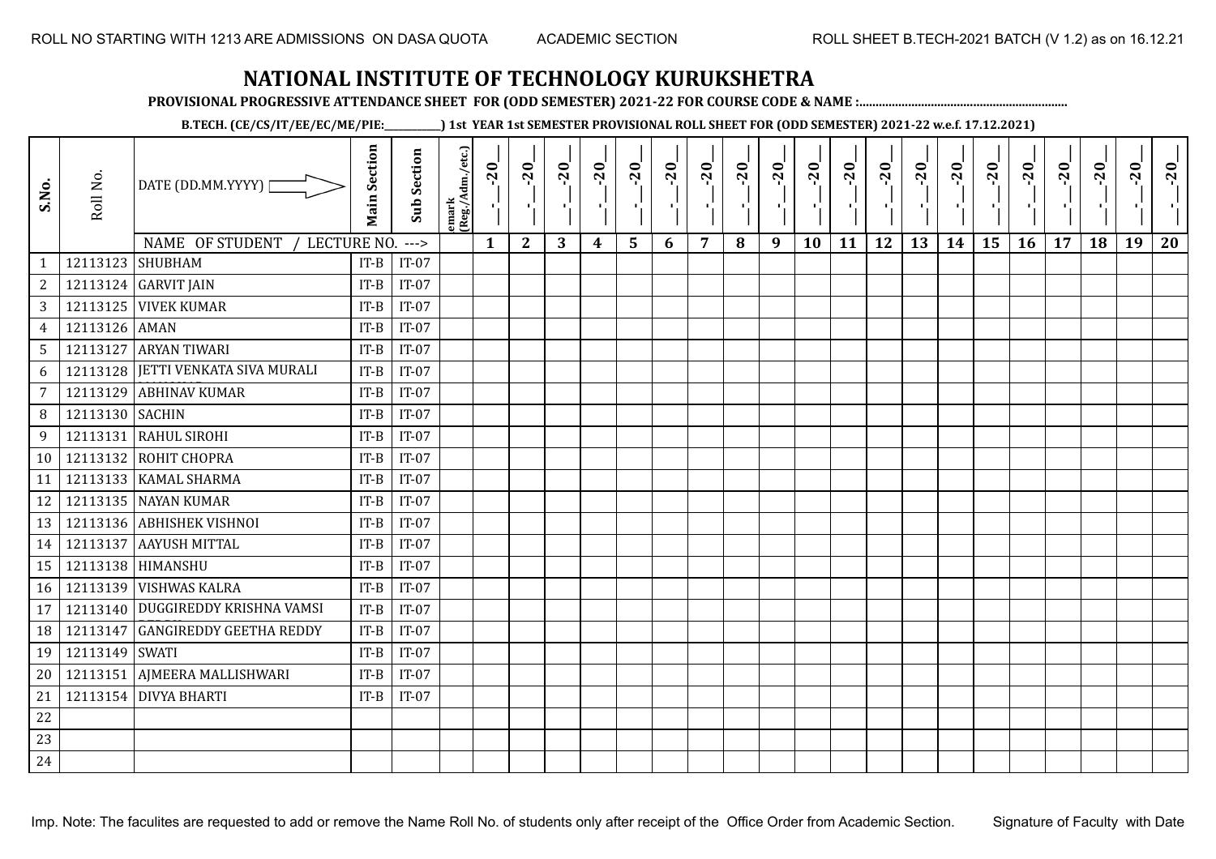ROLL NO STARTING WITH 1213 ARE ADMISSIONS ON DASA QUOTA    ACADEMIC SECTION    ROLL SHEET B.TECH-2021 BATCH (V 1.2) as on 16.12.21

# NATIONAL INSTITUTE OF TECHNOLOGY KURUKSHETRA

**PROVISIONAL PROGRESSIVE ATTENDANCE SHEET FOR (ODD SEMESTER) 2021-22 FOR COURSE CODE & NAME :................................................................**

**B.TECH. (CE/CS/IT/EE/EC/ME/PIE:__________) 1st YEAR 1st SEMESTER PROVISIONAL ROLL SHEET FOR (ODD SEMESTER) 2021-22 w.e.f. 17.12.2021)**

| S.No. | Roll No. | DATE (DD.MM.YYYY) | Main Section | Sub Section | emark (Reg./Adm./etc.) | __-__-20__ | __-__-20__ | __-__-20__ | __-__-20__ | __-__-20__ | __-__-20__ | __-__-20__ | __-__-20__ | __-__-20__ | __-__-20__ | __-__-20__ | __-__-20__ | __-__-20__ | __-__-20__ | __-__-20__ | __-__-20__ | __-__-20__ | __-__-20__ | __-__-20__ | __-__-20__ |
|---|---|---|---|---|---|---|---|---|---|---|---|---|---|---|---|---|---|---|---|---|---|---|---|---|---|
| | | NAME OF STUDENT / LECTURE NO. ---> | | | | 1 | 2 | 3 | 4 | 5 | 6 | 7 | 8 | 9 | 10 | 11 | 12 | 13 | 14 | 15 | 16 | 17 | 18 | 19 | 20 |
| 1 | 12113123 | SHUBHAM | IT-B | IT-07 | | | | | | | | | | | | | | | | | | | | | |
| 2 | 12113124 | GARVIT JAIN | IT-B | IT-07 | | | | | | | | | | | | | | | | | | | | | |
| 3 | 12113125 | VIVEK KUMAR | IT-B | IT-07 | | | | | | | | | | | | | | | | | | | | | |
| 4 | 12113126 | AMAN | IT-B | IT-07 | | | | | | | | | | | | | | | | | | | | | |
| 5 | 12113127 | ARYAN TIWARI | IT-B | IT-07 | | | | | | | | | | | | | | | | | | | | | |
| 6 | 12113128 | JETTI VENKATA SIVA MURALI | IT-B | IT-07 | | | | | | | | | | | | | | | | | | | | | |
| 7 | 12113129 | ABHINAV KUMAR | IT-B | IT-07 | | | | | | | | | | | | | | | | | | | | | |
| 8 | 12113130 | SACHIN | IT-B | IT-07 | | | | | | | | | | | | | | | | | | | | | |
| 9 | 12113131 | RAHUL SIROHI | IT-B | IT-07 | | | | | | | | | | | | | | | | | | | | | |
| 10 | 12113132 | ROHIT CHOPRA | IT-B | IT-07 | | | | | | | | | | | | | | | | | | | | | |
| 11 | 12113133 | KAMAL SHARMA | IT-B | IT-07 | | | | | | | | | | | | | | | | | | | | | |
| 12 | 12113135 | NAYAN KUMAR | IT-B | IT-07 | | | | | | | | | | | | | | | | | | | | | |
| 13 | 12113136 | ABHISHEK VISHNOI | IT-B | IT-07 | | | | | | | | | | | | | | | | | | | | | |
| 14 | 12113137 | AAYUSH MITTAL | IT-B | IT-07 | | | | | | | | | | | | | | | | | | | | | |
| 15 | 12113138 | HIMANSHU | IT-B | IT-07 | | | | | | | | | | | | | | | | | | | | | |
| 16 | 12113139 | VISHWAS KALRA | IT-B | IT-07 | | | | | | | | | | | | | | | | | | | | | |
| 17 | 12113140 | DUGGIREDDY KRISHNA VAMSI | IT-B | IT-07 | | | | | | | | | | | | | | | | | | | | | |
| 18 | 12113147 | GANGIREDDY GEETHA REDDY | IT-B | IT-07 | | | | | | | | | | | | | | | | | | | | | |
| 19 | 12113149 | SWATI | IT-B | IT-07 | | | | | | | | | | | | | | | | | | | | | |
| 20 | 12113151 | AJMEERA MALLISHWARI | IT-B | IT-07 | | | | | | | | | | | | | | | | | | | | | |
| 21 | 12113154 | DIVYA BHARTI | IT-B | IT-07 | | | | | | | | | | | | | | | | | | | | | |
| 22 | | | | | | | | | | | | | | | | | | | | | | | | | |
| 23 | | | | | | | | | | | | | | | | | | | | | | | | | |
| 24 | | | | | | | | | | | | | | | | | | | | | | | | | |

Imp. Note: The faculites are requested to add or remove the Name Roll No. of students only after receipt of the Office Order from Academic Section.    Signature of Faculty with Date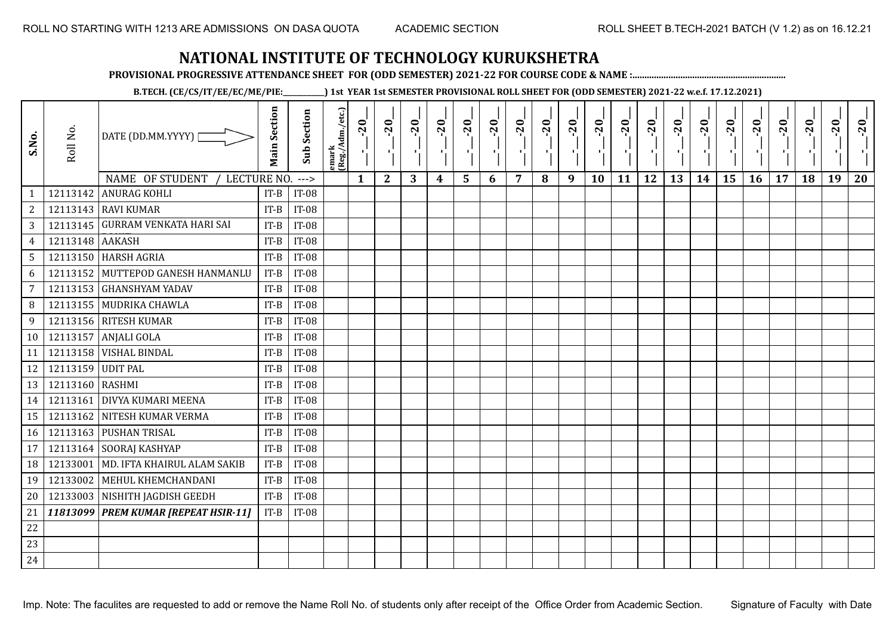ROLL NO STARTING WITH 1213 ARE ADMISSIONS ON DASA QUOTA ACADEMIC SECTION ROLL SHEET B.TECH-2021 BATCH (V 1.2) as on 16.12.21

# NATIONAL INSTITUTE OF TECHNOLOGY KURUKSHETRA

**PROVISIONAL PROGRESSIVE ATTENDANCE SHEET FOR (ODD SEMESTER) 2021-22 FOR COURSE CODE & NAME :................................................................**

**B.TECH. (CE/CS/IT/EE/EC/ME/PIE:__________) 1st YEAR 1st SEMESTER PROVISIONAL ROLL SHEET FOR (ODD SEMESTER) 2021-22 w.e.f. 17.12.2021)**

| S.No. | Roll No. | DATE (DD.MM.YYYY) | Main Section | Sub Section | emark (Reg./Adm./etc.) | __-__-20__ | __-__-20__ | __-__-20__ | __-__-20__ | __-__-20__ | __-__-20__ | __-__-20__ | __-__-20__ | __-__-20__ | __-__-20__ | __-__-20__ | __-__-20__ | __-__-20__ | __-__-20__ | __-__-20__ | __-__-20__ | __-__-20__ | __-__-20__ | __-__-20__ | __-__-20__ |
|---|---|---|---|---|---|---|---|---|---|---|---|---|---|---|---|---|---|---|---|---|---|---|---|---|---|
| | | NAME OF STUDENT / LECTURE NO. ---> | | | | 1 | 2 | 3 | 4 | 5 | 6 | 7 | 8 | 9 | 10 | 11 | 12 | 13 | 14 | 15 | 16 | 17 | 18 | 19 | 20 |
| 1 | 12113142 | ANURAG KOHLI | IT-B | IT-08 | | | | | | | | | | | | | | | | | | | | | |
| 2 | 12113143 | RAVI KUMAR | IT-B | IT-08 | | | | | | | | | | | | | | | | | | | | | |
| 3 | 12113145 | GURRAM VENKATA HARI SAI | IT-B | IT-08 | | | | | | | | | | | | | | | | | | | | | |
| 4 | 12113148 | AAKASH | IT-B | IT-08 | | | | | | | | | | | | | | | | | | | | | |
| 5 | 12113150 | HARSH AGRIA | IT-B | IT-08 | | | | | | | | | | | | | | | | | | | | | |
| 6 | 12113152 | MUTTEPOD GANESH HANMANLU | IT-B | IT-08 | | | | | | | | | | | | | | | | | | | | | |
| 7 | 12113153 | GHANSHYAM YADAV | IT-B | IT-08 | | | | | | | | | | | | | | | | | | | | | |
| 8 | 12113155 | MUDRIKA CHAWLA | IT-B | IT-08 | | | | | | | | | | | | | | | | | | | | | |
| 9 | 12113156 | RITESH KUMAR | IT-B | IT-08 | | | | | | | | | | | | | | | | | | | | | |
| 10 | 12113157 | ANJALI GOLA | IT-B | IT-08 | | | | | | | | | | | | | | | | | | | | | |
| 11 | 12113158 | VISHAL BINDAL | IT-B | IT-08 | | | | | | | | | | | | | | | | | | | | | |
| 12 | 12113159 | UDIT PAL | IT-B | IT-08 | | | | | | | | | | | | | | | | | | | | | |
| 13 | 12113160 | RASHMI | IT-B | IT-08 | | | | | | | | | | | | | | | | | | | | | |
| 14 | 12113161 | DIVYA KUMARI MEENA | IT-B | IT-08 | | | | | | | | | | | | | | | | | | | | | |
| 15 | 12113162 | NITESH KUMAR VERMA | IT-B | IT-08 | | | | | | | | | | | | | | | | | | | | | |
| 16 | 12113163 | PUSHAN TRISAL | IT-B | IT-08 | | | | | | | | | | | | | | | | | | | | | |
| 17 | 12113164 | SOORAJ KASHYAP | IT-B | IT-08 | | | | | | | | | | | | | | | | | | | | | |
| 18 | 12133001 | MD. IFTA KHAIRUL ALAM SAKIB | IT-B | IT-08 | | | | | | | | | | | | | | | | | | | | | |
| 19 | 12133002 | MEHUL KHEMCHANDANI | IT-B | IT-08 | | | | | | | | | | | | | | | | | | | | | |
| 20 | 12133003 | NISHITH JAGDISH GEEDH | IT-B | IT-08 | | | | | | | | | | | | | | | | | | | | | |
| 21 | ***11813099*** | ***PREM KUMAR [REPEAT HSIR-11]*** | IT-B | IT-08 | | | | | | | | | | | | | | | | | | | | | |
| 22 | | | | | | | | | | | | | | | | | | | | | | | | | |
| 23 | | | | | | | | | | | | | | | | | | | | | | | | | |
| 24 | | | | | | | | | | | | | | | | | | | | | | | | | |

Imp. Note: The faculites are requested to add or remove the Name Roll No. of students only after receipt of the Office Order from Academic Section. Signature of Faculty with Date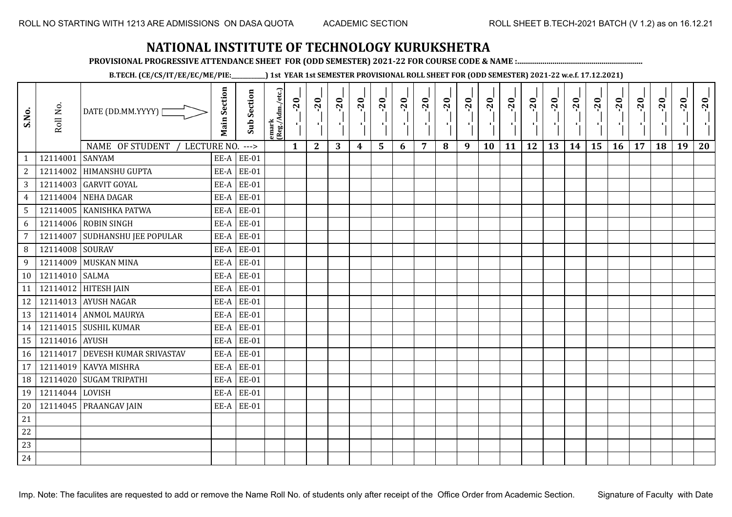# NATIONAL INSTITUTE OF TECHNOLOGY KURUKSHETRA

**PROVISIONAL PROGRESSIVE ATTENDANCE SHEET FOR (ODD SEMESTER) 2021-22 FOR COURSE CODE & NAME :..............................................................**

**B.TECH. (CE/CS/IT/EE/EC/ME/PIE:__________) 1st YEAR 1st SEMESTER PROVISIONAL ROLL SHEET FOR (ODD SEMESTER) 2021-22 w.e.f. 17.12.2021)**

| S.No. | Roll No. | DATE (DD.MM.YYYY) / NAME OF STUDENT / LECTURE NO. ---> | Main Section | Sub Section | emark (Reg./Adm./etc.) | _-_-20_ 1 | _-_-20_ 2 | _-_-20_ 3 | _-_-20_ 4 | _-_-20_ 5 | _-_-20_ 6 | _-_-20_ 7 | _-_-20_ 8 | _-_-20_ 9 | _-_-20_ 10 | _-_-20_ 11 | _-_-20_ 12 | _-_-20_ 13 | _-_-20_ 14 | _-_-20_ 15 | _-_-20_ 16 | _-_-20_ 17 | _-_-20_ 18 | _-_-20_ 19 | _-_-20_ 20 |
|---|---|---|---|---|---|---|---|---|---|---|---|---|---|---|---|---|---|---|---|---|---|---|---|---|---|
| 1 | 12114001 | SANYAM | EE-A | EE-01 | | | | | | | | | | | | | | | | | | | | | |
| 2 | 12114002 | HIMANSHU GUPTA | EE-A | EE-01 | | | | | | | | | | | | | | | | | | | | | |
| 3 | 12114003 | GARVIT GOYAL | EE-A | EE-01 | | | | | | | | | | | | | | | | | | | | | |
| 4 | 12114004 | NEHA DAGAR | EE-A | EE-01 | | | | | | | | | | | | | | | | | | | | | |
| 5 | 12114005 | KANISHKA PATWA | EE-A | EE-01 | | | | | | | | | | | | | | | | | | | | | |
| 6 | 12114006 | ROBIN SINGH | EE-A | EE-01 | | | | | | | | | | | | | | | | | | | | | |
| 7 | 12114007 | SUDHANSHU JEE POPULAR | EE-A | EE-01 | | | | | | | | | | | | | | | | | | | | | |
| 8 | 12114008 | SOURAV | EE-A | EE-01 | | | | | | | | | | | | | | | | | | | | | |
| 9 | 12114009 | MUSKAN MINA | EE-A | EE-01 | | | | | | | | | | | | | | | | | | | | | |
| 10 | 12114010 | SALMA | EE-A | EE-01 | | | | | | | | | | | | | | | | | | | | | |
| 11 | 12114012 | HITESH JAIN | EE-A | EE-01 | | | | | | | | | | | | | | | | | | | | | |
| 12 | 12114013 | AYUSH NAGAR | EE-A | EE-01 | | | | | | | | | | | | | | | | | | | | | |
| 13 | 12114014 | ANMOL MAURYA | EE-A | EE-01 | | | | | | | | | | | | | | | | | | | | | |
| 14 | 12114015 | SUSHIL KUMAR | EE-A | EE-01 | | | | | | | | | | | | | | | | | | | | | |
| 15 | 12114016 | AYUSH | EE-A | EE-01 | | | | | | | | | | | | | | | | | | | | | |
| 16 | 12114017 | DEVESH KUMAR SRIVASTAV | EE-A | EE-01 | | | | | | | | | | | | | | | | | | | | | |
| 17 | 12114019 | KAVYA MISHRA | EE-A | EE-01 | | | | | | | | | | | | | | | | | | | | | |
| 18 | 12114020 | SUGAM TRIPATHI | EE-A | EE-01 | | | | | | | | | | | | | | | | | | | | | |
| 19 | 12114044 | LOVISH | EE-A | EE-01 | | | | | | | | | | | | | | | | | | | | | |
| 20 | 12114045 | PRAANGAV JAIN | EE-A | EE-01 | | | | | | | | | | | | | | | | | | | | | |
| 21 | | | | | | | | | | | | | | | | | | | | | | | | | |
| 22 | | | | | | | | | | | | | | | | | | | | | | | | | |
| 23 | | | | | | | | | | | | | | | | | | | | | | | | | |
| 24 | | | | | | | | | | | | | | | | | | | | | | | | | |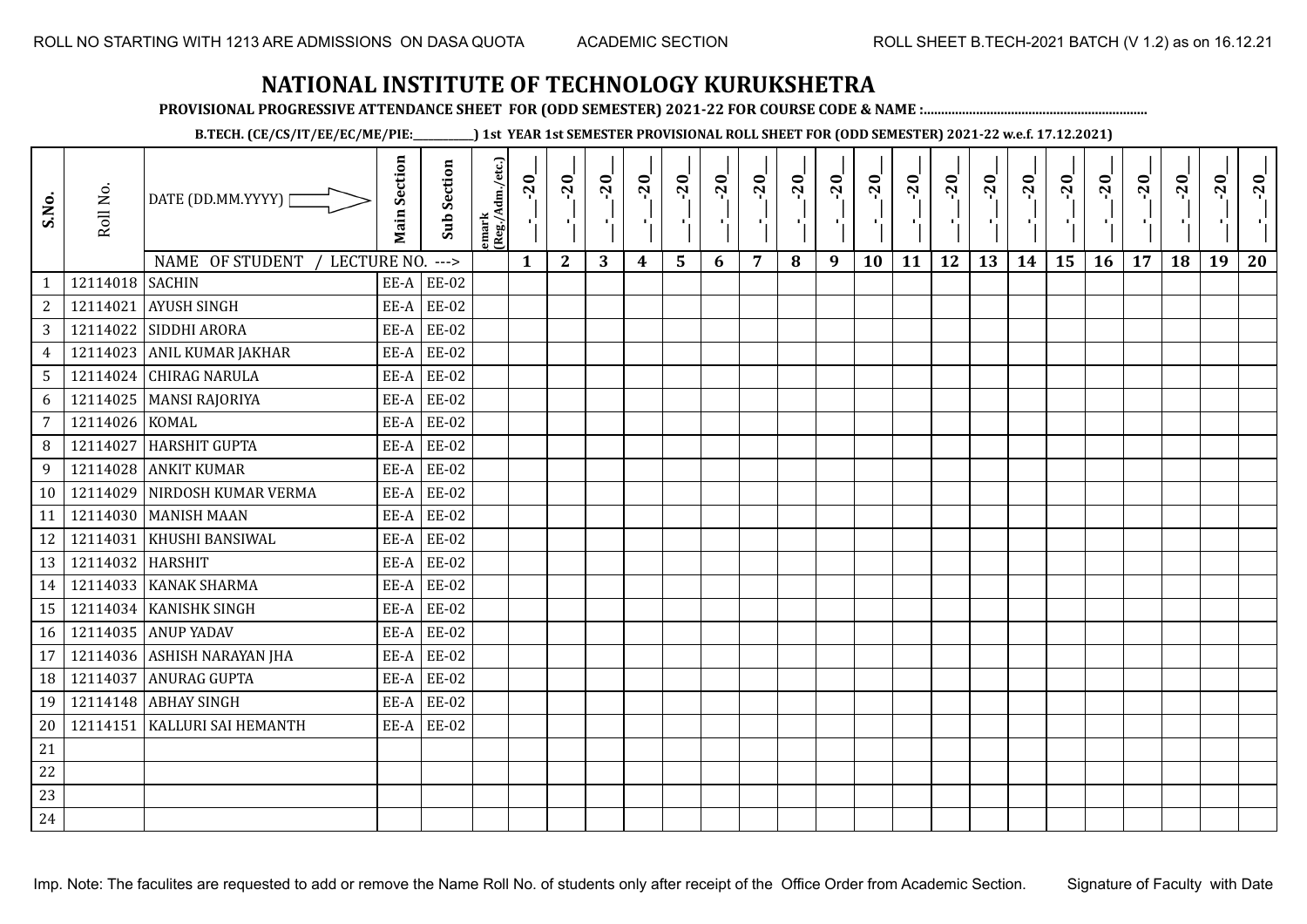ROLL NO STARTING WITH 1213 ARE ADMISSIONS ON DASA QUOTA ACADEMIC SECTION ROLL SHEET B.TECH-2021 BATCH (V 1.2) as on 16.12.21

# NATIONAL INSTITUTE OF TECHNOLOGY KURUKSHETRA

**PROVISIONAL PROGRESSIVE ATTENDANCE SHEET FOR (ODD SEMESTER) 2021-22 FOR COURSE CODE & NAME :..............................................................**

**B.TECH. (CE/CS/IT/EE/EC/ME/PIE:__________) 1st YEAR 1st SEMESTER PROVISIONAL ROLL SHEET FOR (ODD SEMESTER) 2021-22 w.e.f. 17.12.2021)**

| S.No. | Roll No. | DATE (DD.MM.YYYY) | Main Section | Sub Section | emark (Reg./Adm./etc.) | __-__-20__ | __-__-20__ | __-__-20__ | __-__-20__ | __-__-20__ | __-__-20__ | __-__-20__ | __-__-20__ | __-__-20__ | __-__-20__ | __-__-20__ | __-__-20__ | __-__-20__ | __-__-20__ | __-__-20__ | __-__-20__ | __-__-20__ | __-__-20__ | __-__-20__ | __-__-20__ |
|---|---|---|---|---|---|---|---|---|---|---|---|---|---|---|---|---|---|---|---|---|---|---|---|---|---|
| | | NAME OF STUDENT / LECTURE NO. ---> | | | | 1 | 2 | 3 | 4 | 5 | 6 | 7 | 8 | 9 | 10 | 11 | 12 | 13 | 14 | 15 | 16 | 17 | 18 | 19 | 20 |
| 1 | 12114018 | SACHIN | EE-A | EE-02 | | | | | | | | | | | | | | | | | | | | | |
| 2 | 12114021 | AYUSH SINGH | EE-A | EE-02 | | | | | | | | | | | | | | | | | | | | | |
| 3 | 12114022 | SIDDHI ARORA | EE-A | EE-02 | | | | | | | | | | | | | | | | | | | | | |
| 4 | 12114023 | ANIL KUMAR JAKHAR | EE-A | EE-02 | | | | | | | | | | | | | | | | | | | | | |
| 5 | 12114024 | CHIRAG NARULA | EE-A | EE-02 | | | | | | | | | | | | | | | | | | | | | |
| 6 | 12114025 | MANSI RAJORIYA | EE-A | EE-02 | | | | | | | | | | | | | | | | | | | | | |
| 7 | 12114026 | KOMAL | EE-A | EE-02 | | | | | | | | | | | | | | | | | | | | | |
| 8 | 12114027 | HARSHIT GUPTA | EE-A | EE-02 | | | | | | | | | | | | | | | | | | | | | |
| 9 | 12114028 | ANKIT KUMAR | EE-A | EE-02 | | | | | | | | | | | | | | | | | | | | | |
| 10 | 12114029 | NIRDOSH KUMAR VERMA | EE-A | EE-02 | | | | | | | | | | | | | | | | | | | | | |
| 11 | 12114030 | MANISH MAAN | EE-A | EE-02 | | | | | | | | | | | | | | | | | | | | | |
| 12 | 12114031 | KHUSHI BANSIWAL | EE-A | EE-02 | | | | | | | | | | | | | | | | | | | | | |
| 13 | 12114032 | HARSHIT | EE-A | EE-02 | | | | | | | | | | | | | | | | | | | | | |
| 14 | 12114033 | KANAK SHARMA | EE-A | EE-02 | | | | | | | | | | | | | | | | | | | | | |
| 15 | 12114034 | KANISHK SINGH | EE-A | EE-02 | | | | | | | | | | | | | | | | | | | | | |
| 16 | 12114035 | ANUP YADAV | EE-A | EE-02 | | | | | | | | | | | | | | | | | | | | | |
| 17 | 12114036 | ASHISH NARAYAN JHA | EE-A | EE-02 | | | | | | | | | | | | | | | | | | | | | |
| 18 | 12114037 | ANURAG GUPTA | EE-A | EE-02 | | | | | | | | | | | | | | | | | | | | | |
| 19 | 12114148 | ABHAY SINGH | EE-A | EE-02 | | | | | | | | | | | | | | | | | | | | | |
| 20 | 12114151 | KALLURI SAI HEMANTH | EE-A | EE-02 | | | | | | | | | | | | | | | | | | | | | |
| 21 | | | | | | | | | | | | | | | | | | | | | | | | | |
| 22 | | | | | | | | | | | | | | | | | | | | | | | | | |
| 23 | | | | | | | | | | | | | | | | | | | | | | | | | |
| 24 | | | | | | | | | | | | | | | | | | | | | | | | | |

Imp. Note: The faculites are requested to add or remove the Name Roll No. of students only after receipt of the Office Order from Academic Section. Signature of Faculty with Date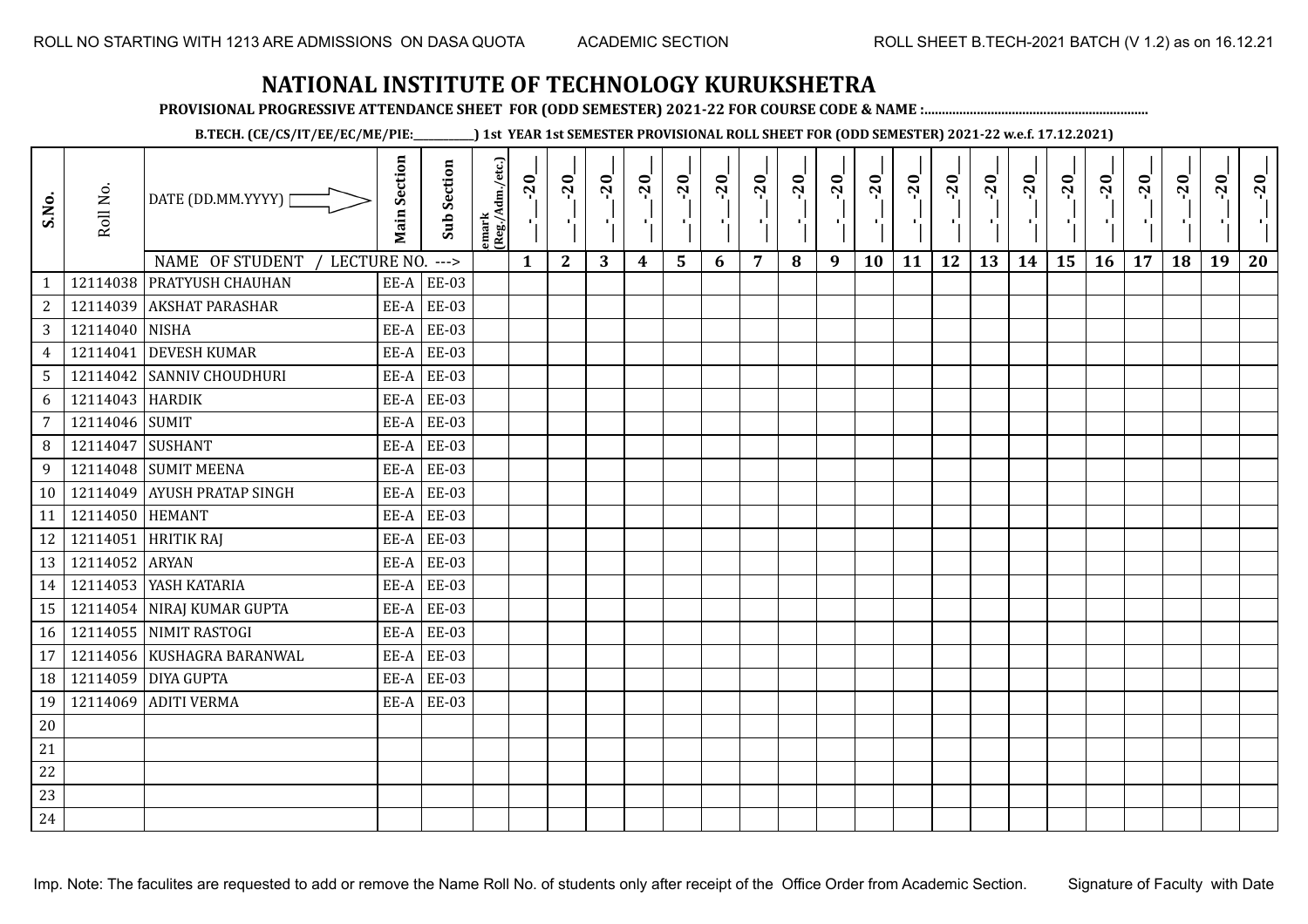ROLL NO STARTING WITH 1213 ARE ADMISSIONS ON DASA QUOTA    ACADEMIC SECTION    ROLL SHEET B.TECH-2021 BATCH (V 1.2) as on 16.12.21

# NATIONAL INSTITUTE OF TECHNOLOGY KURUKSHETRA

**PROVISIONAL PROGRESSIVE ATTENDANCE SHEET FOR (ODD SEMESTER) 2021-22 FOR COURSE CODE & NAME :..............................................................**

**B.TECH. (CE/CS/IT/EE/EC/ME/PIE:__________) 1st YEAR 1st SEMESTER PROVISIONAL ROLL SHEET FOR (ODD SEMESTER) 2021-22 w.e.f. 17.12.2021)**

| S.No. | Roll No. | DATE (DD.MM.YYYY) | Main Section | Sub Section | emark (Reg./Adm./etc.) | __-__-20__ | __-__-20__ | __-__-20__ | __-__-20__ | __-__-20__ | __-__-20__ | __-__-20__ | __-__-20__ | __-__-20__ | __-__-20__ | __-__-20__ | __-__-20__ | __-__-20__ | __-__-20__ | __-__-20__ | __-__-20__ | __-__-20__ | __-__-20__ | __-__-20__ | __-__-20__ |
|---|---|---|---|---|---|---|---|---|---|---|---|---|---|---|---|---|---|---|---|---|---|---|---|---|---|
| | | NAME OF STUDENT / LECTURE NO. ---> | | | | 1 | 2 | 3 | 4 | 5 | 6 | 7 | 8 | 9 | 10 | 11 | 12 | 13 | 14 | 15 | 16 | 17 | 18 | 19 | 20 |
| 1 | 12114038 | PRATYUSH CHAUHAN | EE-A | EE-03 | | | | | | | | | | | | | | | | | | | | | |
| 2 | 12114039 | AKSHAT PARASHAR | EE-A | EE-03 | | | | | | | | | | | | | | | | | | | | | |
| 3 | 12114040 | NISHA | EE-A | EE-03 | | | | | | | | | | | | | | | | | | | | | |
| 4 | 12114041 | DEVESH KUMAR | EE-A | EE-03 | | | | | | | | | | | | | | | | | | | | | |
| 5 | 12114042 | SANNIV CHOUDHURI | EE-A | EE-03 | | | | | | | | | | | | | | | | | | | | | |
| 6 | 12114043 | HARDIK | EE-A | EE-03 | | | | | | | | | | | | | | | | | | | | | |
| 7 | 12114046 | SUMIT | EE-A | EE-03 | | | | | | | | | | | | | | | | | | | | | |
| 8 | 12114047 | SUSHANT | EE-A | EE-03 | | | | | | | | | | | | | | | | | | | | | |
| 9 | 12114048 | SUMIT MEENA | EE-A | EE-03 | | | | | | | | | | | | | | | | | | | | | |
| 10 | 12114049 | AYUSH PRATAP SINGH | EE-A | EE-03 | | | | | | | | | | | | | | | | | | | | | |
| 11 | 12114050 | HEMANT | EE-A | EE-03 | | | | | | | | | | | | | | | | | | | | | |
| 12 | 12114051 | HRITIK RAJ | EE-A | EE-03 | | | | | | | | | | | | | | | | | | | | | |
| 13 | 12114052 | ARYAN | EE-A | EE-03 | | | | | | | | | | | | | | | | | | | | | |
| 14 | 12114053 | YASH KATARIA | EE-A | EE-03 | | | | | | | | | | | | | | | | | | | | | |
| 15 | 12114054 | NIRAJ KUMAR GUPTA | EE-A | EE-03 | | | | | | | | | | | | | | | | | | | | | |
| 16 | 12114055 | NIMIT RASTOGI | EE-A | EE-03 | | | | | | | | | | | | | | | | | | | | | |
| 17 | 12114056 | KUSHAGRA BARANWAL | EE-A | EE-03 | | | | | | | | | | | | | | | | | | | | | |
| 18 | 12114059 | DIYA GUPTA | EE-A | EE-03 | | | | | | | | | | | | | | | | | | | | | |
| 19 | 12114069 | ADITI VERMA | EE-A | EE-03 | | | | | | | | | | | | | | | | | | | | | |
| 20 | | | | | | | | | | | | | | | | | | | | | | | | | |
| 21 | | | | | | | | | | | | | | | | | | | | | | | | | |
| 22 | | | | | | | | | | | | | | | | | | | | | | | | | |
| 23 | | | | | | | | | | | | | | | | | | | | | | | | | |
| 24 | | | | | | | | | | | | | | | | | | | | | | | | | |

Imp. Note: The faculites are requested to add or remove the Name Roll No. of students only after receipt of the Office Order from Academic Section.    Signature of Faculty with Date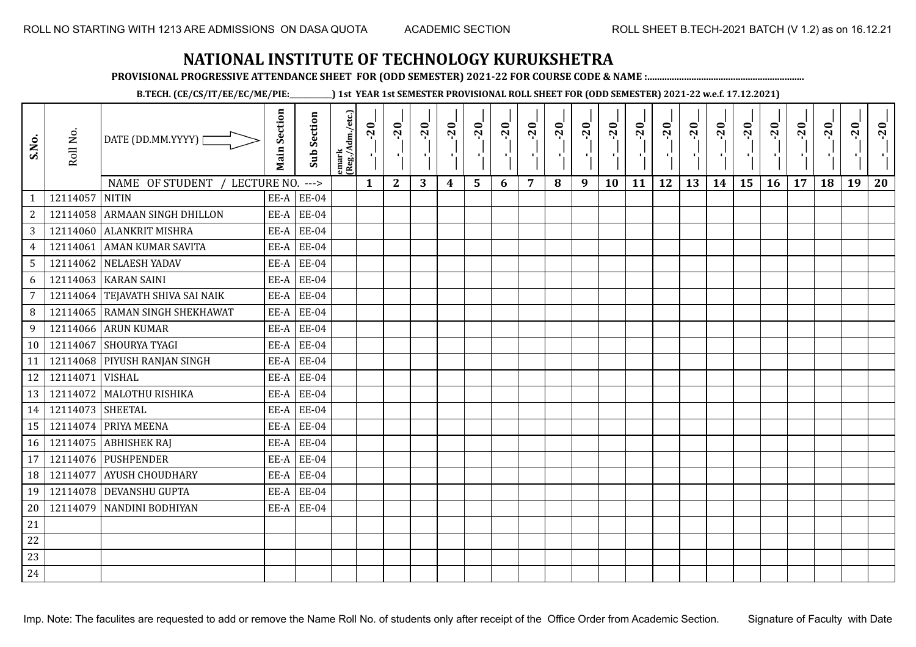ROLL NO STARTING WITH 1213 ARE ADMISSIONS ON DASA QUOTA ACADEMIC SECTION ROLL SHEET B.TECH-2021 BATCH (V 1.2) as on 16.12.21

# NATIONAL INSTITUTE OF TECHNOLOGY KURUKSHETRA

**PROVISIONAL PROGRESSIVE ATTENDANCE SHEET FOR (ODD SEMESTER) 2021-22 FOR COURSE CODE & NAME :..............................................................**

**B.TECH. (CE/CS/IT/EE/EC/ME/PIE:__________) 1st YEAR 1st SEMESTER PROVISIONAL ROLL SHEET FOR (ODD SEMESTER) 2021-22 w.e.f. 17.12.2021)**

| S.No. | Roll No. | DATE (DD.MM.YYYY) | Main Section | Sub Section | Remark (Reg./Adm./etc.) | __-__-20__ | __-__-20__ | __-__-20__ | __-__-20__ | __-__-20__ | __-__-20__ | __-__-20__ | __-__-20__ | __-__-20__ | __-__-20__ | __-__-20__ | __-__-20__ | __-__-20__ | __-__-20__ | __-__-20__ | __-__-20__ | __-__-20__ | __-__-20__ | __-__-20__ | __-__-20__ |
|---|---|---|---|---|---|---|---|---|---|---|---|---|---|---|---|---|---|---|---|---|---|---|---|---|---|
| | | NAME OF STUDENT / LECTURE NO. ---> | | | | 1 | 2 | 3 | 4 | 5 | 6 | 7 | 8 | 9 | 10 | 11 | 12 | 13 | 14 | 15 | 16 | 17 | 18 | 19 | 20 |
| 1 | 12114057 | NITIN | EE-A | EE-04 | | | | | | | | | | | | | | | | | | | | | |
| 2 | 12114058 | ARMAAN SINGH DHILLON | EE-A | EE-04 | | | | | | | | | | | | | | | | | | | | | |
| 3 | 12114060 | ALANKRIT MISHRA | EE-A | EE-04 | | | | | | | | | | | | | | | | | | | | | |
| 4 | 12114061 | AMAN KUMAR SAVITA | EE-A | EE-04 | | | | | | | | | | | | | | | | | | | | | |
| 5 | 12114062 | NELAESH YADAV | EE-A | EE-04 | | | | | | | | | | | | | | | | | | | | | |
| 6 | 12114063 | KARAN SAINI | EE-A | EE-04 | | | | | | | | | | | | | | | | | | | | | |
| 7 | 12114064 | TEJAVATH SHIVA SAI NAIK | EE-A | EE-04 | | | | | | | | | | | | | | | | | | | | | |
| 8 | 12114065 | RAMAN SINGH SHEKHAWAT | EE-A | EE-04 | | | | | | | | | | | | | | | | | | | | | |
| 9 | 12114066 | ARUN KUMAR | EE-A | EE-04 | | | | | | | | | | | | | | | | | | | | | |
| 10 | 12114067 | SHOURYA TYAGI | EE-A | EE-04 | | | | | | | | | | | | | | | | | | | | | |
| 11 | 12114068 | PIYUSH RANJAN SINGH | EE-A | EE-04 | | | | | | | | | | | | | | | | | | | | | |
| 12 | 12114071 | VISHAL | EE-A | EE-04 | | | | | | | | | | | | | | | | | | | | | |
| 13 | 12114072 | MALOTHU RISHIKA | EE-A | EE-04 | | | | | | | | | | | | | | | | | | | | | |
| 14 | 12114073 | SHEETAL | EE-A | EE-04 | | | | | | | | | | | | | | | | | | | | | |
| 15 | 12114074 | PRIYA MEENA | EE-A | EE-04 | | | | | | | | | | | | | | | | | | | | | |
| 16 | 12114075 | ABHISHEK RAJ | EE-A | EE-04 | | | | | | | | | | | | | | | | | | | | | |
| 17 | 12114076 | PUSHPENDER | EE-A | EE-04 | | | | | | | | | | | | | | | | | | | | | |
| 18 | 12114077 | AYUSH CHOUDHARY | EE-A | EE-04 | | | | | | | | | | | | | | | | | | | | | |
| 19 | 12114078 | DEVANSHU GUPTA | EE-A | EE-04 | | | | | | | | | | | | | | | | | | | | | |
| 20 | 12114079 | NANDINI BODHIYAN | EE-A | EE-04 | | | | | | | | | | | | | | | | | | | | | |
| 21 | | | | | | | | | | | | | | | | | | | | | | | | | |
| 22 | | | | | | | | | | | | | | | | | | | | | | | | | |
| 23 | | | | | | | | | | | | | | | | | | | | | | | | | |
| 24 | | | | | | | | | | | | | | | | | | | | | | | | | |

Imp. Note: The faculites are requested to add or remove the Name Roll No. of students only after receipt of the Office Order from Academic Section. Signature of Faculty with Date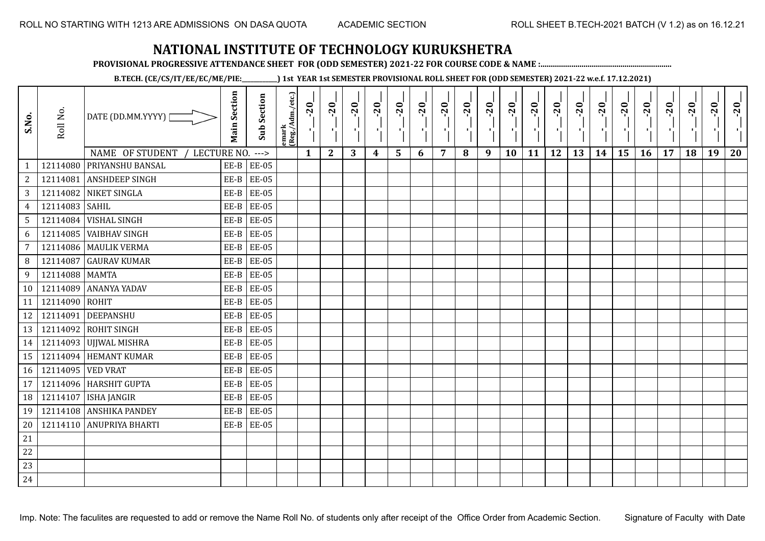ROLL NO STARTING WITH 1213 ARE ADMISSIONS ON DASA QUOTA | ACADEMIC SECTION | ROLL SHEET B.TECH-2021 BATCH (V 1.2) as on 16.12.21

# NATIONAL INSTITUTE OF TECHNOLOGY KURUKSHETRA

**PROVISIONAL PROGRESSIVE ATTENDANCE SHEET FOR (ODD SEMESTER) 2021-22 FOR COURSE CODE & NAME :..............................................................**

**B.TECH. (CE/CS/IT/EE/EC/ME/PIE:__________) 1st YEAR 1st SEMESTER PROVISIONAL ROLL SHEET FOR (ODD SEMESTER) 2021-22 w.e.f. 17.12.2021)**

| S.No. | Roll No. | DATE (DD.MM.YYYY) | Main Section | Sub Section | emark (Reg./Adm./etc.) | _-_-20_ | _-_-20_ | _-_-20_ | _-_-20_ | _-_-20_ | _-_-20_ | _-_-20_ | _-_-20_ | _-_-20_ | _-_-20_ | _-_-20_ | _-_-20_ | _-_-20_ | _-_-20_ | _-_-20_ | _-_-20_ | _-_-20_ | _-_-20_ | _-_-20_ | _-_-20_ |
|---|---|---|---|---|---|---|---|---|---|---|---|---|---|---|---|---|---|---|---|---|---|---|---|---|---|
| | | NAME OF STUDENT / LECTURE NO. ---> | | | | 1 | 2 | 3 | 4 | 5 | 6 | 7 | 8 | 9 | 10 | 11 | 12 | 13 | 14 | 15 | 16 | 17 | 18 | 19 | 20 |
| 1 | 12114080 | PRIYANSHU BANSAL | EE-B | EE-05 | | | | | | | | | | | | | | | | | | | | | |
| 2 | 12114081 | ANSHDEEP SINGH | EE-B | EE-05 | | | | | | | | | | | | | | | | | | | | | |
| 3 | 12114082 | NIKET SINGLA | EE-B | EE-05 | | | | | | | | | | | | | | | | | | | | | |
| 4 | 12114083 | SAHIL | EE-B | EE-05 | | | | | | | | | | | | | | | | | | | | | |
| 5 | 12114084 | VISHAL SINGH | EE-B | EE-05 | | | | | | | | | | | | | | | | | | | | | |
| 6 | 12114085 | VAIBHAV SINGH | EE-B | EE-05 | | | | | | | | | | | | | | | | | | | | | |
| 7 | 12114086 | MAULIK VERMA | EE-B | EE-05 | | | | | | | | | | | | | | | | | | | | | |
| 8 | 12114087 | GAURAV KUMAR | EE-B | EE-05 | | | | | | | | | | | | | | | | | | | | | |
| 9 | 12114088 | MAMTA | EE-B | EE-05 | | | | | | | | | | | | | | | | | | | | | |
| 10 | 12114089 | ANANYA YADAV | EE-B | EE-05 | | | | | | | | | | | | | | | | | | | | | |
| 11 | 12114090 | ROHIT | EE-B | EE-05 | | | | | | | | | | | | | | | | | | | | | |
| 12 | 12114091 | DEEPANSHU | EE-B | EE-05 | | | | | | | | | | | | | | | | | | | | | |
| 13 | 12114092 | ROHIT SINGH | EE-B | EE-05 | | | | | | | | | | | | | | | | | | | | | |
| 14 | 12114093 | UJJWAL MISHRA | EE-B | EE-05 | | | | | | | | | | | | | | | | | | | | | |
| 15 | 12114094 | HEMANT KUMAR | EE-B | EE-05 | | | | | | | | | | | | | | | | | | | | | |
| 16 | 12114095 | VED VRAT | EE-B | EE-05 | | | | | | | | | | | | | | | | | | | | | |
| 17 | 12114096 | HARSHIT GUPTA | EE-B | EE-05 | | | | | | | | | | | | | | | | | | | | | |
| 18 | 12114107 | ISHA JANGIR | EE-B | EE-05 | | | | | | | | | | | | | | | | | | | | | |
| 19 | 12114108 | ANSHIKA PANDEY | EE-B | EE-05 | | | | | | | | | | | | | | | | | | | | | |
| 20 | 12114110 | ANUPRIYA BHARTI | EE-B | EE-05 | | | | | | | | | | | | | | | | | | | | | |
| 21 | | | | | | | | | | | | | | | | | | | | | | | | | |
| 22 | | | | | | | | | | | | | | | | | | | | | | | | | |
| 23 | | | | | | | | | | | | | | | | | | | | | | | | | |
| 24 | | | | | | | | | | | | | | | | | | | | | | | | | |

Imp. Note: The faculites are requested to add or remove the Name Roll No. of students only after receipt of the Office Order from Academic Section. Signature of Faculty with Date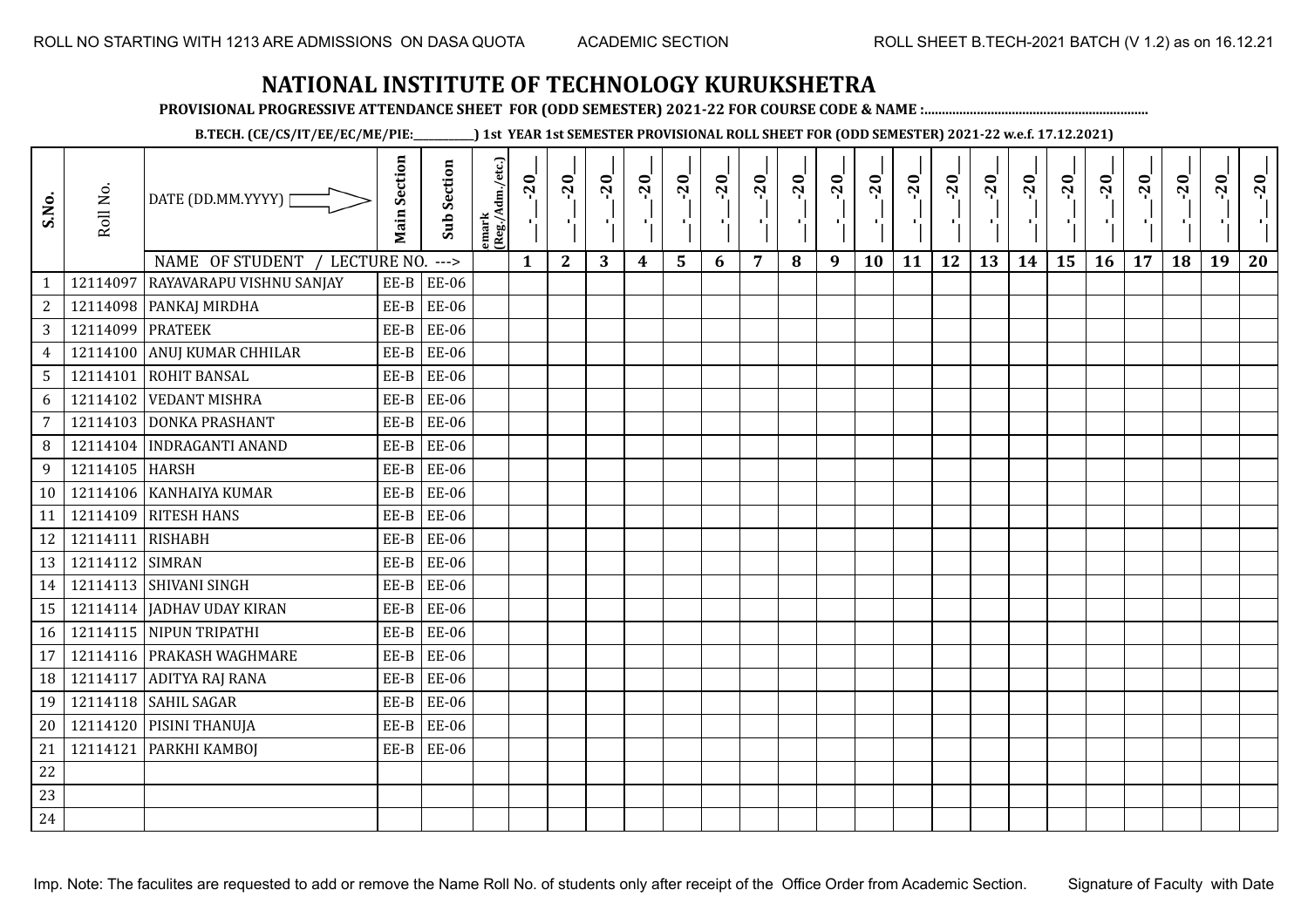ROLL NO STARTING WITH 1213 ARE ADMISSIONS ON DASA QUOTA    ACADEMIC SECTION    ROLL SHEET B.TECH-2021 BATCH (V 1.2) as on 16.12.21

# NATIONAL INSTITUTE OF TECHNOLOGY KURUKSHETRA

**PROVISIONAL PROGRESSIVE ATTENDANCE SHEET FOR (ODD SEMESTER) 2021-22 FOR COURSE CODE & NAME :..............................................................**

**B.TECH. (CE/CS/IT/EE/EC/ME/PIE:__________) 1st YEAR 1st SEMESTER PROVISIONAL ROLL SHEET FOR (ODD SEMESTER) 2021-22 w.e.f. 17.12.2021)**

| S.No. | Roll No. | DATE (DD.MM.YYYY) | Main Section | Sub Section | emark (Reg./Adm./etc.) | _-_-20_ | _-_-20_ | _-_-20_ | _-_-20_ | _-_-20_ | _-_-20_ | _-_-20_ | _-_-20_ | _-_-20_ | _-_-20_ | _-_-20_ | _-_-20_ | _-_-20_ | _-_-20_ | _-_-20_ | _-_-20_ | _-_-20_ | _-_-20_ | _-_-20_ | _-_-20_ |
|---|---|---|---|---|---|---|---|---|---|---|---|---|---|---|---|---|---|---|---|---|---|---|---|---|---|
| | | NAME OF STUDENT / LECTURE NO. ---> | | | | 1 | 2 | 3 | 4 | 5 | 6 | 7 | 8 | 9 | 10 | 11 | 12 | 13 | 14 | 15 | 16 | 17 | 18 | 19 | 20 |
| 1 | 12114097 | RAYAVARAPU VISHNU SANJAY | EE-B | EE-06 | | | | | | | | | | | | | | | | | | | | | |
| 2 | 12114098 | PANKAJ MIRDHA | EE-B | EE-06 | | | | | | | | | | | | | | | | | | | | | |
| 3 | 12114099 | PRATEEK | EE-B | EE-06 | | | | | | | | | | | | | | | | | | | | | |
| 4 | 12114100 | ANUJ KUMAR CHHILAR | EE-B | EE-06 | | | | | | | | | | | | | | | | | | | | | |
| 5 | 12114101 | ROHIT BANSAL | EE-B | EE-06 | | | | | | | | | | | | | | | | | | | | | |
| 6 | 12114102 | VEDANT MISHRA | EE-B | EE-06 | | | | | | | | | | | | | | | | | | | | | |
| 7 | 12114103 | DONKA PRASHANT | EE-B | EE-06 | | | | | | | | | | | | | | | | | | | | | |
| 8 | 12114104 | INDRAGANTI ANAND | EE-B | EE-06 | | | | | | | | | | | | | | | | | | | | | |
| 9 | 12114105 | HARSH | EE-B | EE-06 | | | | | | | | | | | | | | | | | | | | | |
| 10 | 12114106 | KANHAIYA KUMAR | EE-B | EE-06 | | | | | | | | | | | | | | | | | | | | | |
| 11 | 12114109 | RITESH HANS | EE-B | EE-06 | | | | | | | | | | | | | | | | | | | | | |
| 12 | 12114111 | RISHABH | EE-B | EE-06 | | | | | | | | | | | | | | | | | | | | | |
| 13 | 12114112 | SIMRAN | EE-B | EE-06 | | | | | | | | | | | | | | | | | | | | | |
| 14 | 12114113 | SHIVANI SINGH | EE-B | EE-06 | | | | | | | | | | | | | | | | | | | | | |
| 15 | 12114114 | JADHAV UDAY KIRAN | EE-B | EE-06 | | | | | | | | | | | | | | | | | | | | | |
| 16 | 12114115 | NIPUN TRIPATHI | EE-B | EE-06 | | | | | | | | | | | | | | | | | | | | | |
| 17 | 12114116 | PRAKASH WAGHMARE | EE-B | EE-06 | | | | | | | | | | | | | | | | | | | | | |
| 18 | 12114117 | ADITYA RAJ RANA | EE-B | EE-06 | | | | | | | | | | | | | | | | | | | | | |
| 19 | 12114118 | SAHIL SAGAR | EE-B | EE-06 | | | | | | | | | | | | | | | | | | | | | |
| 20 | 12114120 | PISINI THANUJA | EE-B | EE-06 | | | | | | | | | | | | | | | | | | | | | |
| 21 | 12114121 | PARKHI KAMBOJ | EE-B | EE-06 | | | | | | | | | | | | | | | | | | | | | |
| 22 | | | | | | | | | | | | | | | | | | | | | | | | | |
| 23 | | | | | | | | | | | | | | | | | | | | | | | | | |
| 24 | | | | | | | | | | | | | | | | | | | | | | | | | |

Imp. Note: The faculites are requested to add or remove the Name Roll No. of students only after receipt of the Office Order from Academic Section.    Signature of Faculty with Date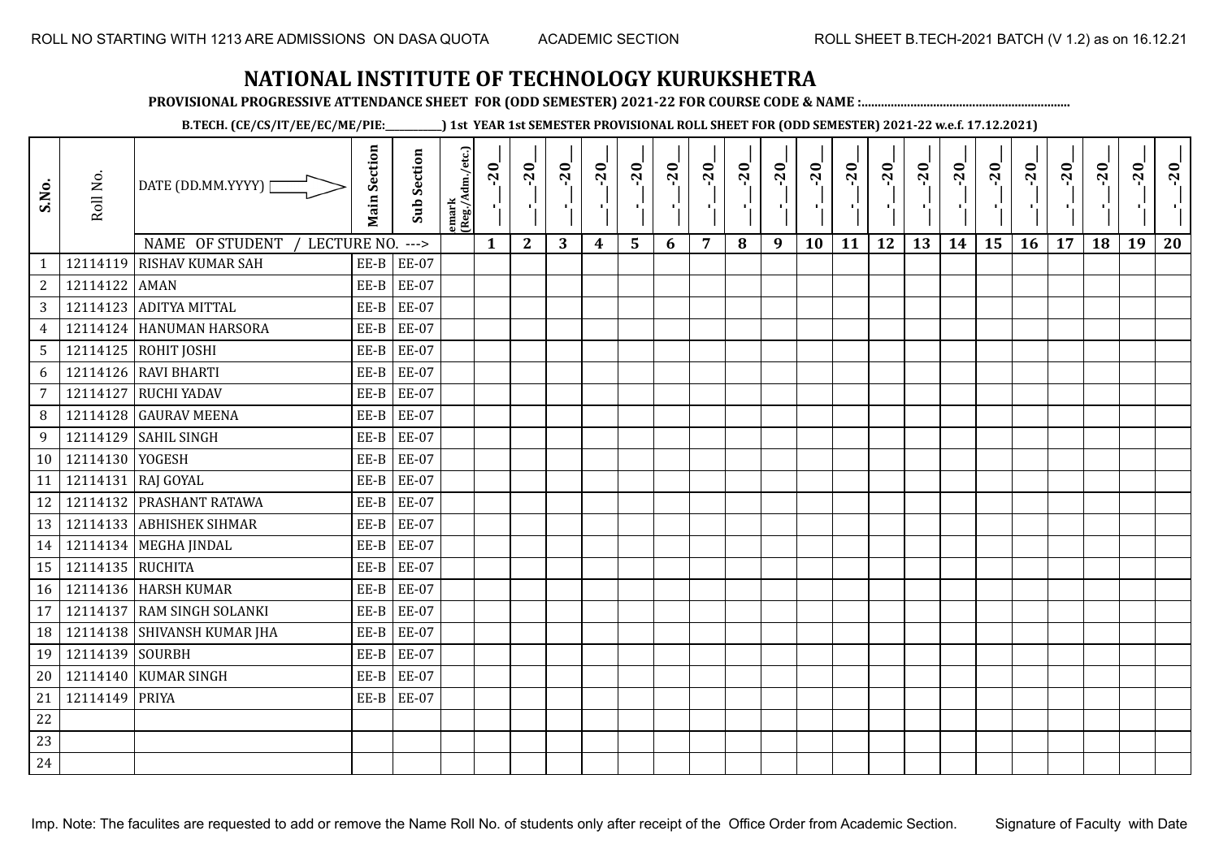# NATIONAL INSTITUTE OF TECHNOLOGY KURUKSHETRA

**PROVISIONAL PROGRESSIVE ATTENDANCE SHEET FOR (ODD SEMESTER) 2021-22 FOR COURSE CODE & NAME :................................................................**

**B.TECH. (CE/CS/IT/EE/EC/ME/PIE:__________) 1st YEAR 1st SEMESTER PROVISIONAL ROLL SHEET FOR (ODD SEMESTER) 2021-22 w.e.f. 17.12.2021)**

| S.No. | Roll No. | DATE (DD.MM.YYYY) | Main Section | Sub Section | emark (Reg./Adm./etc.) | __-__-20__ | __-__-20__ | __-__-20__ | __-__-20__ | __-__-20__ | __-__-20__ | __-__-20__ | __-__-20__ | __-__-20__ | __-__-20__ | __-__-20__ | __-__-20__ | __-__-20__ | __-__-20__ | __-__-20__ | __-__-20__ | __-__-20__ | __-__-20__ | __-__-20__ | __-__-20__ |
|---|---|---|---|---|---|---|---|---|---|---|---|---|---|---|---|---|---|---|---|---|---|---|---|---|---|
| | | NAME OF STUDENT / LECTURE NO. ---> | | | | 1 | 2 | 3 | 4 | 5 | 6 | 7 | 8 | 9 | 10 | 11 | 12 | 13 | 14 | 15 | 16 | 17 | 18 | 19 | 20 |
| 1 | 12114119 | RISHAV KUMAR SAH | EE-B | EE-07 | | | | | | | | | | | | | | | | | | | | | |
| 2 | 12114122 | AMAN | EE-B | EE-07 | | | | | | | | | | | | | | | | | | | | | |
| 3 | 12114123 | ADITYA MITTAL | EE-B | EE-07 | | | | | | | | | | | | | | | | | | | | | |
| 4 | 12114124 | HANUMAN HARSORA | EE-B | EE-07 | | | | | | | | | | | | | | | | | | | | | |
| 5 | 12114125 | ROHIT JOSHI | EE-B | EE-07 | | | | | | | | | | | | | | | | | | | | | |
| 6 | 12114126 | RAVI BHARTI | EE-B | EE-07 | | | | | | | | | | | | | | | | | | | | | |
| 7 | 12114127 | RUCHI YADAV | EE-B | EE-07 | | | | | | | | | | | | | | | | | | | | | |
| 8 | 12114128 | GAURAV MEENA | EE-B | EE-07 | | | | | | | | | | | | | | | | | | | | | |
| 9 | 12114129 | SAHIL SINGH | EE-B | EE-07 | | | | | | | | | | | | | | | | | | | | | |
| 10 | 12114130 | YOGESH | EE-B | EE-07 | | | | | | | | | | | | | | | | | | | | | |
| 11 | 12114131 | RAJ GOYAL | EE-B | EE-07 | | | | | | | | | | | | | | | | | | | | | |
| 12 | 12114132 | PRASHANT RATAWA | EE-B | EE-07 | | | | | | | | | | | | | | | | | | | | | |
| 13 | 12114133 | ABHISHEK SIHMAR | EE-B | EE-07 | | | | | | | | | | | | | | | | | | | | | |
| 14 | 12114134 | MEGHA JINDAL | EE-B | EE-07 | | | | | | | | | | | | | | | | | | | | | |
| 15 | 12114135 | RUCHITA | EE-B | EE-07 | | | | | | | | | | | | | | | | | | | | | |
| 16 | 12114136 | HARSH KUMAR | EE-B | EE-07 | | | | | | | | | | | | | | | | | | | | | |
| 17 | 12114137 | RAM SINGH SOLANKI | EE-B | EE-07 | | | | | | | | | | | | | | | | | | | | | |
| 18 | 12114138 | SHIVANSH KUMAR JHA | EE-B | EE-07 | | | | | | | | | | | | | | | | | | | | | |
| 19 | 12114139 | SOURBH | EE-B | EE-07 | | | | | | | | | | | | | | | | | | | | | |
| 20 | 12114140 | KUMAR SINGH | EE-B | EE-07 | | | | | | | | | | | | | | | | | | | | | |
| 21 | 12114149 | PRIYA | EE-B | EE-07 | | | | | | | | | | | | | | | | | | | | | |
| 22 | | | | | | | | | | | | | | | | | | | | | | | | | |
| 23 | | | | | | | | | | | | | | | | | | | | | | | | | |
| 24 | | | | | | | | | | | | | | | | | | | | | | | | | |

Imp. Note: The faculites are requested to add or remove the Name Roll No. of students only after receipt of the Office Order from Academic Section. Signature of Faculty with Date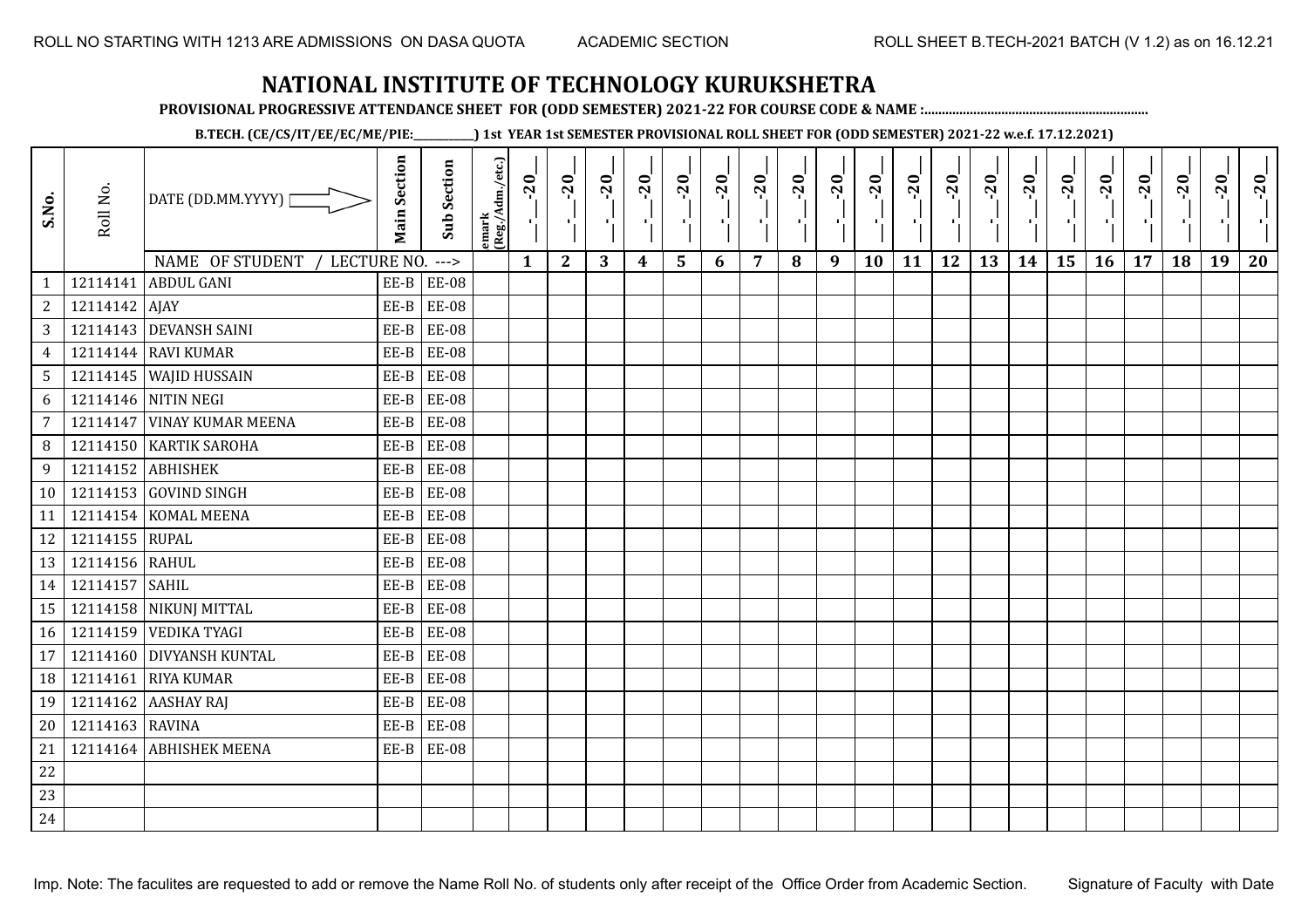ROLL NO STARTING WITH 1213 ARE ADMISSIONS ON DASA QUOTA ACADEMIC SECTION ROLL SHEET B.TECH-2021 BATCH (V 1.2) as on 16.12.21

# NATIONAL INSTITUTE OF TECHNOLOGY KURUKSHETRA

**PROVISIONAL PROGRESSIVE ATTENDANCE SHEET FOR (ODD SEMESTER) 2021-22 FOR COURSE CODE & NAME :................................................................**

**B.TECH. (CE/CS/IT/EE/EC/ME/PIE:__________) 1st YEAR 1st SEMESTER PROVISIONAL ROLL SHEET FOR (ODD SEMESTER) 2021-22 w.e.f. 17.12.2021)**

| S.No. | Roll No. | DATE (DD.MM.YYYY) | Main Section | Sub Section | emark (Reg./Adm./etc.) | __-__-20__ | __-__-20__ | __-__-20__ | __-__-20__ | __-__-20__ | __-__-20__ | __-__-20__ | __-__-20__ | __-__-20__ | __-__-20__ | __-__-20__ | __-__-20__ | __-__-20__ | __-__-20__ | __-__-20__ | __-__-20__ | __-__-20__ | __-__-20__ | __-__-20__ | __-__-20__ |
|---|---|---|---|---|---|---|---|---|---|---|---|---|---|---|---|---|---|---|---|---|---|---|---|---|---|
| | | NAME OF STUDENT / LECTURE NO. ---> | | | | 1 | 2 | 3 | 4 | 5 | 6 | 7 | 8 | 9 | 10 | 11 | 12 | 13 | 14 | 15 | 16 | 17 | 18 | 19 | 20 |
| 1 | 12114141 | ABDUL GANI | EE-B | EE-08 | | | | | | | | | | | | | | | | | | | | | |
| 2 | 12114142 | AJAY | EE-B | EE-08 | | | | | | | | | | | | | | | | | | | | | |
| 3 | 12114143 | DEVANSH SAINI | EE-B | EE-08 | | | | | | | | | | | | | | | | | | | | | |
| 4 | 12114144 | RAVI KUMAR | EE-B | EE-08 | | | | | | | | | | | | | | | | | | | | | |
| 5 | 12114145 | WAJID HUSSAIN | EE-B | EE-08 | | | | | | | | | | | | | | | | | | | | | |
| 6 | 12114146 | NITIN NEGI | EE-B | EE-08 | | | | | | | | | | | | | | | | | | | | | |
| 7 | 12114147 | VINAY KUMAR MEENA | EE-B | EE-08 | | | | | | | | | | | | | | | | | | | | | |
| 8 | 12114150 | KARTIK SAROHA | EE-B | EE-08 | | | | | | | | | | | | | | | | | | | | | |
| 9 | 12114152 | ABHISHEK | EE-B | EE-08 | | | | | | | | | | | | | | | | | | | | | |
| 10 | 12114153 | GOVIND SINGH | EE-B | EE-08 | | | | | | | | | | | | | | | | | | | | | |
| 11 | 12114154 | KOMAL MEENA | EE-B | EE-08 | | | | | | | | | | | | | | | | | | | | | |
| 12 | 12114155 | RUPAL | EE-B | EE-08 | | | | | | | | | | | | | | | | | | | | | |
| 13 | 12114156 | RAHUL | EE-B | EE-08 | | | | | | | | | | | | | | | | | | | | | |
| 14 | 12114157 | SAHIL | EE-B | EE-08 | | | | | | | | | | | | | | | | | | | | | |
| 15 | 12114158 | NIKUNJ MITTAL | EE-B | EE-08 | | | | | | | | | | | | | | | | | | | | | |
| 16 | 12114159 | VEDIKA TYAGI | EE-B | EE-08 | | | | | | | | | | | | | | | | | | | | | |
| 17 | 12114160 | DIVYANSH KUNTAL | EE-B | EE-08 | | | | | | | | | | | | | | | | | | | | | |
| 18 | 12114161 | RIYA KUMAR | EE-B | EE-08 | | | | | | | | | | | | | | | | | | | | | |
| 19 | 12114162 | AASHAY RAJ | EE-B | EE-08 | | | | | | | | | | | | | | | | | | | | | |
| 20 | 12114163 | RAVINA | EE-B | EE-08 | | | | | | | | | | | | | | | | | | | | | |
| 21 | 12114164 | ABHISHEK MEENA | EE-B | EE-08 | | | | | | | | | | | | | | | | | | | | | |
| 22 | | | | | | | | | | | | | | | | | | | | | | | | | |
| 23 | | | | | | | | | | | | | | | | | | | | | | | | | |
| 24 | | | | | | | | | | | | | | | | | | | | | | | | | |

Imp. Note: The faculites are requested to add or remove the Name Roll No. of students only after receipt of the Office Order from Academic Section. Signature of Faculty with Date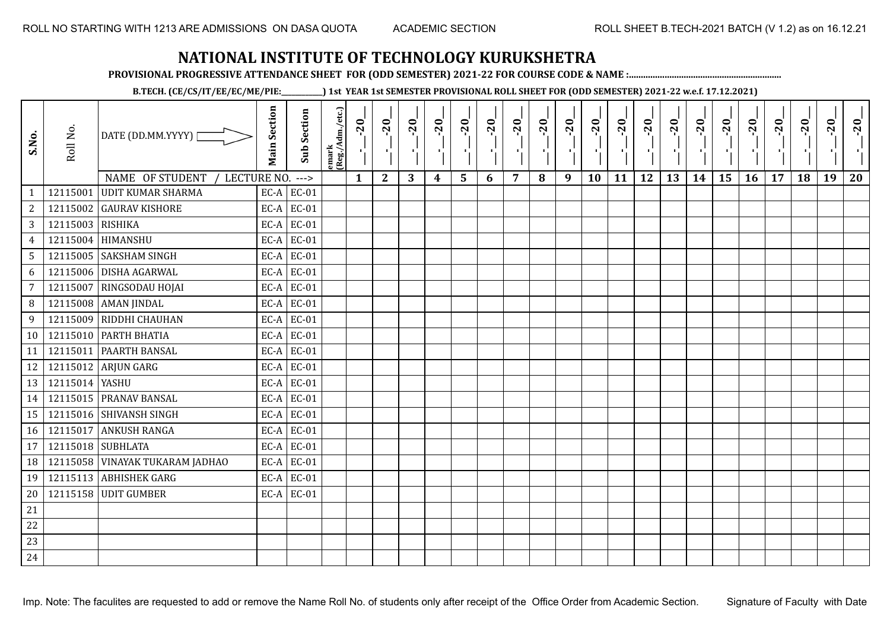ROLL NO STARTING WITH 1213 ARE ADMISSIONS ON DASA QUOTA    ACADEMIC SECTION    ROLL SHEET B.TECH-2021 BATCH (V 1.2) as on 16.12.21

# NATIONAL INSTITUTE OF TECHNOLOGY KURUKSHETRA

**PROVISIONAL PROGRESSIVE ATTENDANCE SHEET FOR (ODD SEMESTER) 2021-22 FOR COURSE CODE & NAME :..............................................................**

**B.TECH. (CE/CS/IT/EE/EC/ME/PIE:__________) 1st YEAR 1st SEMESTER PROVISIONAL ROLL SHEET FOR (ODD SEMESTER) 2021-22 w.e.f. 17.12.2021)**

| S.No. | Roll No. | DATE (DD.MM.YYYY) | Main Section | Sub Section | emark (Reg./Adm./etc.) | __-__-20__ | __-__-20__ | __-__-20__ | __-__-20__ | __-__-20__ | __-__-20__ | __-__-20__ | __-__-20__ | __-__-20__ | __-__-20__ | __-__-20__ | __-__-20__ | __-__-20__ | __-__-20__ | __-__-20__ | __-__-20__ | __-__-20__ | __-__-20__ | __-__-20__ | __-__-20__ |
|---|---|---|---|---|---|---|---|---|---|---|---|---|---|---|---|---|---|---|---|---|---|---|---|---|---|
| | | NAME OF STUDENT / LECTURE NO. ---> | | | | 1 | 2 | 3 | 4 | 5 | 6 | 7 | 8 | 9 | 10 | 11 | 12 | 13 | 14 | 15 | 16 | 17 | 18 | 19 | 20 |
| 1 | 12115001 | UDIT KUMAR SHARMA | EC-A | EC-01 | | | | | | | | | | | | | | | | | | | | | |
| 2 | 12115002 | GAURAV KISHORE | EC-A | EC-01 | | | | | | | | | | | | | | | | | | | | | |
| 3 | 12115003 | RISHIKA | EC-A | EC-01 | | | | | | | | | | | | | | | | | | | | | |
| 4 | 12115004 | HIMANSHU | EC-A | EC-01 | | | | | | | | | | | | | | | | | | | | | |
| 5 | 12115005 | SAKSHAM SINGH | EC-A | EC-01 | | | | | | | | | | | | | | | | | | | | | |
| 6 | 12115006 | DISHA AGARWAL | EC-A | EC-01 | | | | | | | | | | | | | | | | | | | | | |
| 7 | 12115007 | RINGSODAU HOJAI | EC-A | EC-01 | | | | | | | | | | | | | | | | | | | | | |
| 8 | 12115008 | AMAN JINDAL | EC-A | EC-01 | | | | | | | | | | | | | | | | | | | | | |
| 9 | 12115009 | RIDDHI CHAUHAN | EC-A | EC-01 | | | | | | | | | | | | | | | | | | | | | |
| 10 | 12115010 | PARTH BHATIA | EC-A | EC-01 | | | | | | | | | | | | | | | | | | | | | |
| 11 | 12115011 | PAARTH BANSAL | EC-A | EC-01 | | | | | | | | | | | | | | | | | | | | | |
| 12 | 12115012 | ARJUN GARG | EC-A | EC-01 | | | | | | | | | | | | | | | | | | | | | |
| 13 | 12115014 | YASHU | EC-A | EC-01 | | | | | | | | | | | | | | | | | | | | | |
| 14 | 12115015 | PRANAV BANSAL | EC-A | EC-01 | | | | | | | | | | | | | | | | | | | | | |
| 15 | 12115016 | SHIVANSH SINGH | EC-A | EC-01 | | | | | | | | | | | | | | | | | | | | | |
| 16 | 12115017 | ANKUSH RANGA | EC-A | EC-01 | | | | | | | | | | | | | | | | | | | | | |
| 17 | 12115018 | SUBHLATA | EC-A | EC-01 | | | | | | | | | | | | | | | | | | | | | |
| 18 | 12115058 | VINAYAK TUKARAM JADHAO | EC-A | EC-01 | | | | | | | | | | | | | | | | | | | | | |
| 19 | 12115113 | ABHISHEK GARG | EC-A | EC-01 | | | | | | | | | | | | | | | | | | | | | |
| 20 | 12115158 | UDIT GUMBER | EC-A | EC-01 | | | | | | | | | | | | | | | | | | | | | |
| 21 | | | | | | | | | | | | | | | | | | | | | | | | | |
| 22 | | | | | | | | | | | | | | | | | | | | | | | | | |
| 23 | | | | | | | | | | | | | | | | | | | | | | | | | |
| 24 | | | | | | | | | | | | | | | | | | | | | | | | | |

Imp. Note: The faculites are requested to add or remove the Name Roll No. of students only after receipt of the Office Order from Academic Section.    Signature of Faculty with Date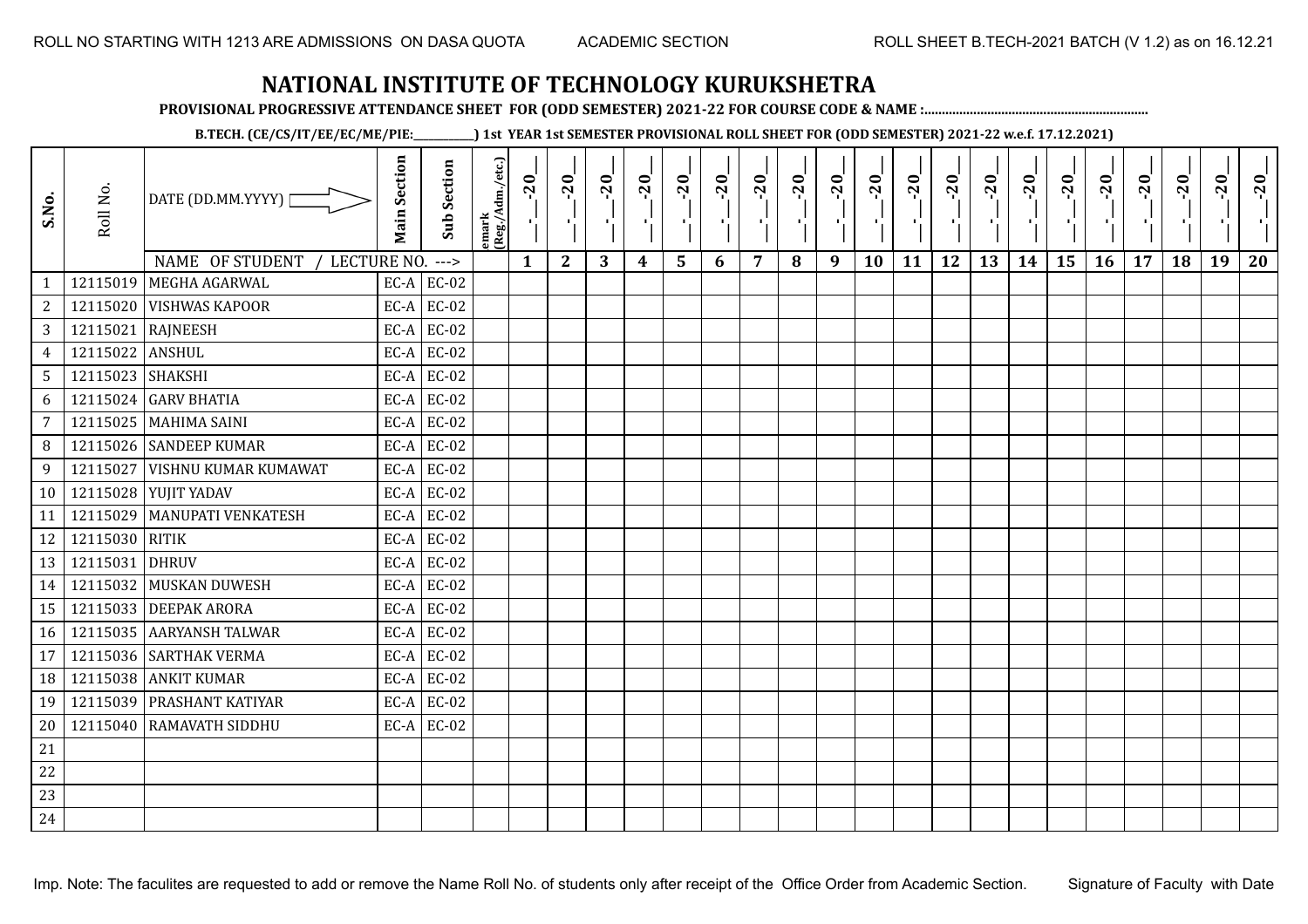# NATIONAL INSTITUTE OF TECHNOLOGY KURUKSHETRA

**PROVISIONAL PROGRESSIVE ATTENDANCE SHEET FOR (ODD SEMESTER) 2021-22 FOR COURSE CODE & NAME :..............................................................**

**B.TECH. (CE/CS/IT/EE/EC/ME/PIE:__________) 1st YEAR 1st SEMESTER PROVISIONAL ROLL SHEET FOR (ODD SEMESTER) 2021-22 w.e.f. 17.12.2021)**

| S.No. | Roll No. | DATE (DD.MM.YYYY) | Main Section | Sub Section | emark (Reg./Adm./etc.) | __-__-20__ | __-__-20__ | __-__-20__ | __-__-20__ | __-__-20__ | __-__-20__ | __-__-20__ | __-__-20__ | __-__-20__ | __-__-20__ | __-__-20__ | __-__-20__ | __-__-20__ | __-__-20__ | __-__-20__ | __-__-20__ | __-__-20__ | __-__-20__ | __-__-20__ | __-__-20__ |
|---|---|---|---|---|---|---|---|---|---|---|---|---|---|---|---|---|---|---|---|---|---|---|---|---|---|
| | | NAME OF STUDENT / LECTURE NO. ---> | | | | 1 | 2 | 3 | 4 | 5 | 6 | 7 | 8 | 9 | 10 | 11 | 12 | 13 | 14 | 15 | 16 | 17 | 18 | 19 | 20 |
| 1 | 12115019 | MEGHA AGARWAL | EC-A | EC-02 | | | | | | | | | | | | | | | | | | | | | |
| 2 | 12115020 | VISHWAS KAPOOR | EC-A | EC-02 | | | | | | | | | | | | | | | | | | | | | |
| 3 | 12115021 | RAJNEESH | EC-A | EC-02 | | | | | | | | | | | | | | | | | | | | | |
| 4 | 12115022 | ANSHUL | EC-A | EC-02 | | | | | | | | | | | | | | | | | | | | | |
| 5 | 12115023 | SHAKSHI | EC-A | EC-02 | | | | | | | | | | | | | | | | | | | | | |
| 6 | 12115024 | GARV BHATIA | EC-A | EC-02 | | | | | | | | | | | | | | | | | | | | | |
| 7 | 12115025 | MAHIMA SAINI | EC-A | EC-02 | | | | | | | | | | | | | | | | | | | | | |
| 8 | 12115026 | SANDEEP KUMAR | EC-A | EC-02 | | | | | | | | | | | | | | | | | | | | | |
| 9 | 12115027 | VISHNU KUMAR KUMAWAT | EC-A | EC-02 | | | | | | | | | | | | | | | | | | | | | |
| 10 | 12115028 | YUJIT YADAV | EC-A | EC-02 | | | | | | | | | | | | | | | | | | | | | |
| 11 | 12115029 | MANUPATI VENKATESH | EC-A | EC-02 | | | | | | | | | | | | | | | | | | | | | |
| 12 | 12115030 | RITIK | EC-A | EC-02 | | | | | | | | | | | | | | | | | | | | | |
| 13 | 12115031 | DHRUV | EC-A | EC-02 | | | | | | | | | | | | | | | | | | | | | |
| 14 | 12115032 | MUSKAN DUWESH | EC-A | EC-02 | | | | | | | | | | | | | | | | | | | | | |
| 15 | 12115033 | DEEPAK ARORA | EC-A | EC-02 | | | | | | | | | | | | | | | | | | | | | |
| 16 | 12115035 | AARYANSH TALWAR | EC-A | EC-02 | | | | | | | | | | | | | | | | | | | | | |
| 17 | 12115036 | SARTHAK VERMA | EC-A | EC-02 | | | | | | | | | | | | | | | | | | | | | |
| 18 | 12115038 | ANKIT KUMAR | EC-A | EC-02 | | | | | | | | | | | | | | | | | | | | | |
| 19 | 12115039 | PRASHANT KATIYAR | EC-A | EC-02 | | | | | | | | | | | | | | | | | | | | | |
| 20 | 12115040 | RAMAVATH SIDDHU | EC-A | EC-02 | | | | | | | | | | | | | | | | | | | | | |
| 21 | | | | | | | | | | | | | | | | | | | | | | | | | |
| 22 | | | | | | | | | | | | | | | | | | | | | | | | | |
| 23 | | | | | | | | | | | | | | | | | | | | | | | | | |
| 24 | | | | | | | | | | | | | | | | | | | | | | | | | |

Imp. Note: The faculites are requested to add or remove the Name Roll No. of students only after receipt of the Office Order from Academic Section.

Signature of Faculty with Date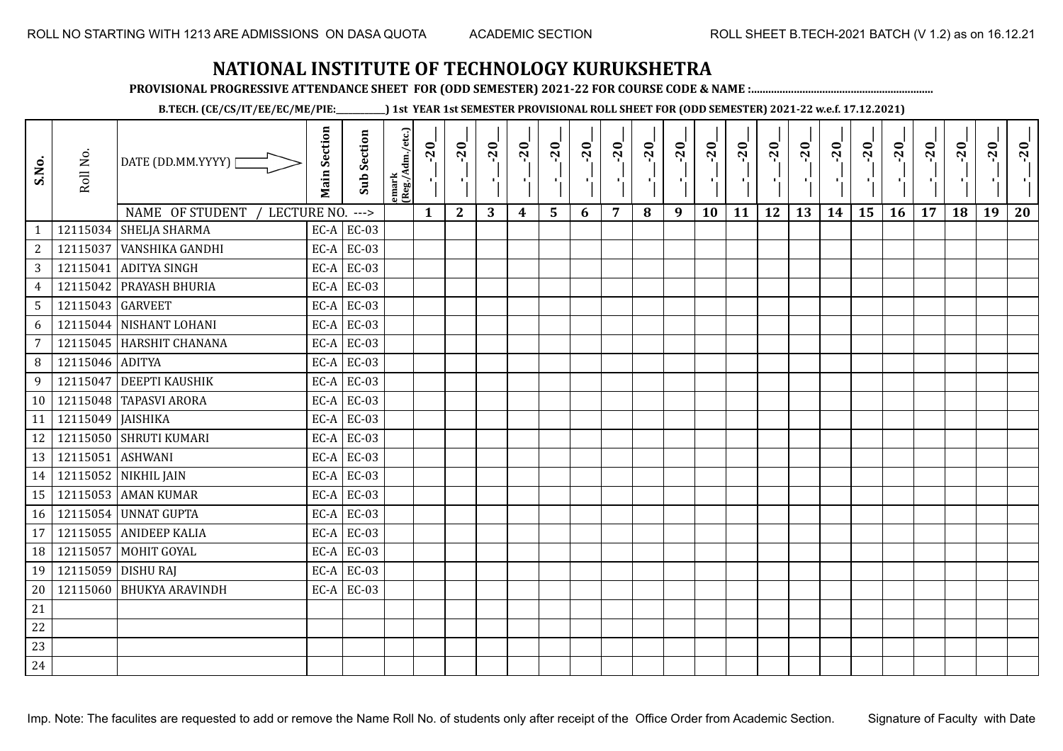ROLL NO STARTING WITH 1213 ARE ADMISSIONS ON DASA QUOTA ACADEMIC SECTION ROLL SHEET B.TECH-2021 BATCH (V 1.2) as on 16.12.21

# NATIONAL INSTITUTE OF TECHNOLOGY KURUKSHETRA

**PROVISIONAL PROGRESSIVE ATTENDANCE SHEET FOR (ODD SEMESTER) 2021-22 FOR COURSE CODE & NAME :..............................................................**

**B.TECH. (CE/CS/IT/EE/EC/ME/PIE:__________) 1st YEAR 1st SEMESTER PROVISIONAL ROLL SHEET FOR (ODD SEMESTER) 2021-22 w.e.f. 17.12.2021)**

| S.No. | Roll No. | DATE (DD.MM.YYYY) | Main Section | Sub Section | emark (Reg./Adm./etc.) | _-_-20_ | _-_-20_ | _-_-20_ | _-_-20_ | _-_-20_ | _-_-20_ | _-_-20_ | _-_-20_ | _-_-20_ | _-_-20_ | _-_-20_ | _-_-20_ | _-_-20_ | _-_-20_ | _-_-20_ | _-_-20_ | _-_-20_ | _-_-20_ | _-_-20_ | _-_-20_ |
|---|---|---|---|---|---|---|---|---|---|---|---|---|---|---|---|---|---|---|---|---|---|---|---|---|---|
| | | NAME OF STUDENT / LECTURE NO. ---> | | | | 1 | 2 | 3 | 4 | 5 | 6 | 7 | 8 | 9 | 10 | 11 | 12 | 13 | 14 | 15 | 16 | 17 | 18 | 19 | 20 |
| 1 | 12115034 | SHELJA SHARMA | EC-A | EC-03 | | | | | | | | | | | | | | | | | | | | | |
| 2 | 12115037 | VANSHIKA GANDHI | EC-A | EC-03 | | | | | | | | | | | | | | | | | | | | | |
| 3 | 12115041 | ADITYA SINGH | EC-A | EC-03 | | | | | | | | | | | | | | | | | | | | | |
| 4 | 12115042 | PRAYASH BHURIA | EC-A | EC-03 | | | | | | | | | | | | | | | | | | | | | |
| 5 | 12115043 | GARVEET | EC-A | EC-03 | | | | | | | | | | | | | | | | | | | | | |
| 6 | 12115044 | NISHANT LOHANI | EC-A | EC-03 | | | | | | | | | | | | | | | | | | | | | |
| 7 | 12115045 | HARSHIT CHANANA | EC-A | EC-03 | | | | | | | | | | | | | | | | | | | | | |
| 8 | 12115046 | ADITYA | EC-A | EC-03 | | | | | | | | | | | | | | | | | | | | | |
| 9 | 12115047 | DEEPTI KAUSHIK | EC-A | EC-03 | | | | | | | | | | | | | | | | | | | | | |
| 10 | 12115048 | TAPASVI ARORA | EC-A | EC-03 | | | | | | | | | | | | | | | | | | | | | |
| 11 | 12115049 | JAISHIKA | EC-A | EC-03 | | | | | | | | | | | | | | | | | | | | | |
| 12 | 12115050 | SHRUTI KUMARI | EC-A | EC-03 | | | | | | | | | | | | | | | | | | | | | |
| 13 | 12115051 | ASHWANI | EC-A | EC-03 | | | | | | | | | | | | | | | | | | | | | |
| 14 | 12115052 | NIKHIL JAIN | EC-A | EC-03 | | | | | | | | | | | | | | | | | | | | | |
| 15 | 12115053 | AMAN KUMAR | EC-A | EC-03 | | | | | | | | | | | | | | | | | | | | | |
| 16 | 12115054 | UNNAT GUPTA | EC-A | EC-03 | | | | | | | | | | | | | | | | | | | | | |
| 17 | 12115055 | ANIDEEP KALIA | EC-A | EC-03 | | | | | | | | | | | | | | | | | | | | | |
| 18 | 12115057 | MOHIT GOYAL | EC-A | EC-03 | | | | | | | | | | | | | | | | | | | | | |
| 19 | 12115059 | DISHU RAJ | EC-A | EC-03 | | | | | | | | | | | | | | | | | | | | | |
| 20 | 12115060 | BHUKYA ARAVINDH | EC-A | EC-03 | | | | | | | | | | | | | | | | | | | | | |
| 21 | | | | | | | | | | | | | | | | | | | | | | | | | |
| 22 | | | | | | | | | | | | | | | | | | | | | | | | | |
| 23 | | | | | | | | | | | | | | | | | | | | | | | | | |
| 24 | | | | | | | | | | | | | | | | | | | | | | | | | |

Imp. Note: The faculites are requested to add or remove the Name Roll No. of students only after receipt of the Office Order from Academic Section. Signature of Faculty with Date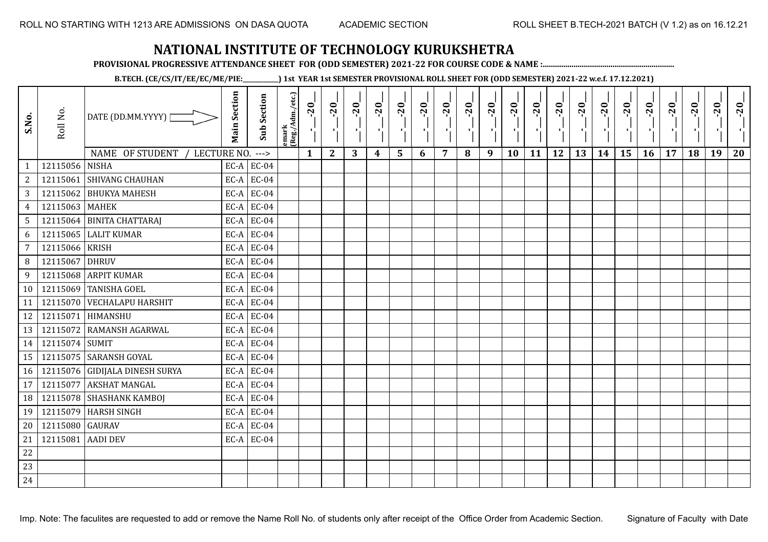# NATIONAL INSTITUTE OF TECHNOLOGY KURUKSHETRA

**PROVISIONAL PROGRESSIVE ATTENDANCE SHEET FOR (ODD SEMESTER) 2021-22 FOR COURSE CODE & NAME :..............................................................**

**B.TECH. (CE/CS/IT/EE/EC/ME/PIE:__________) 1st YEAR 1st SEMESTER PROVISIONAL ROLL SHEET FOR (ODD SEMESTER) 2021-22 w.e.f. 17.12.2021)**

| S.No. | Roll No. | DATE (DD.MM.YYYY) | Main Section | Sub Section | emark (Reg./Adm./etc.) | _-_-20_ | _-_-20_ | _-_-20_ | _-_-20_ | _-_-20_ | _-_-20_ | _-_-20_ | _-_-20_ | _-_-20_ | _-_-20_ | _-_-20_ | _-_-20_ | _-_-20_ | _-_-20_ | _-_-20_ | _-_-20_ | _-_-20_ | _-_-20_ | _-_-20_ | _-_-20_ |
|---|---|---|---|---|---|---|---|---|---|---|---|---|---|---|---|---|---|---|---|---|---|---|---|---|---|
| | | NAME OF STUDENT / LECTURE NO. ---> | | | | 1 | 2 | 3 | 4 | 5 | 6 | 7 | 8 | 9 | 10 | 11 | 12 | 13 | 14 | 15 | 16 | 17 | 18 | 19 | 20 |
| 1 | 12115056 | NISHA | EC-A | EC-04 | | | | | | | | | | | | | | | | | | | | | |
| 2 | 12115061 | SHIVANG CHAUHAN | EC-A | EC-04 | | | | | | | | | | | | | | | | | | | | | |
| 3 | 12115062 | BHUKYA MAHESH | EC-A | EC-04 | | | | | | | | | | | | | | | | | | | | | |
| 4 | 12115063 | MAHEK | EC-A | EC-04 | | | | | | | | | | | | | | | | | | | | | |
| 5 | 12115064 | BINITA CHATTARAJ | EC-A | EC-04 | | | | | | | | | | | | | | | | | | | | | |
| 6 | 12115065 | LALIT KUMAR | EC-A | EC-04 | | | | | | | | | | | | | | | | | | | | | |
| 7 | 12115066 | KRISH | EC-A | EC-04 | | | | | | | | | | | | | | | | | | | | | |
| 8 | 12115067 | DHRUV | EC-A | EC-04 | | | | | | | | | | | | | | | | | | | | | |
| 9 | 12115068 | ARPIT KUMAR | EC-A | EC-04 | | | | | | | | | | | | | | | | | | | | | |
| 10 | 12115069 | TANISHA GOEL | EC-A | EC-04 | | | | | | | | | | | | | | | | | | | | | |
| 11 | 12115070 | VECHALAPU HARSHIT | EC-A | EC-04 | | | | | | | | | | | | | | | | | | | | | |
| 12 | 12115071 | HIMANSHU | EC-A | EC-04 | | | | | | | | | | | | | | | | | | | | | |
| 13 | 12115072 | RAMANSH AGARWAL | EC-A | EC-04 | | | | | | | | | | | | | | | | | | | | | |
| 14 | 12115074 | SUMIT | EC-A | EC-04 | | | | | | | | | | | | | | | | | | | | | |
| 15 | 12115075 | SARANSH GOYAL | EC-A | EC-04 | | | | | | | | | | | | | | | | | | | | | |
| 16 | 12115076 | GIDIJALA DINESH SURYA | EC-A | EC-04 | | | | | | | | | | | | | | | | | | | | | |
| 17 | 12115077 | AKSHAT MANGAL | EC-A | EC-04 | | | | | | | | | | | | | | | | | | | | | |
| 18 | 12115078 | SHASHANK KAMBOJ | EC-A | EC-04 | | | | | | | | | | | | | | | | | | | | | |
| 19 | 12115079 | HARSH SINGH | EC-A | EC-04 | | | | | | | | | | | | | | | | | | | | | |
| 20 | 12115080 | GAURAV | EC-A | EC-04 | | | | | | | | | | | | | | | | | | | | | |
| 21 | 12115081 | AADI DEV | EC-A | EC-04 | | | | | | | | | | | | | | | | | | | | | |
| 22 | | | | | | | | | | | | | | | | | | | | | | | | | |
| 23 | | | | | | | | | | | | | | | | | | | | | | | | | |
| 24 | | | | | | | | | | | | | | | | | | | | | | | | | |

Imp. Note: The faculites are requested to add or remove the Name Roll No. of students only after receipt of the Office Order from Academic Section.

Signature of Faculty with Date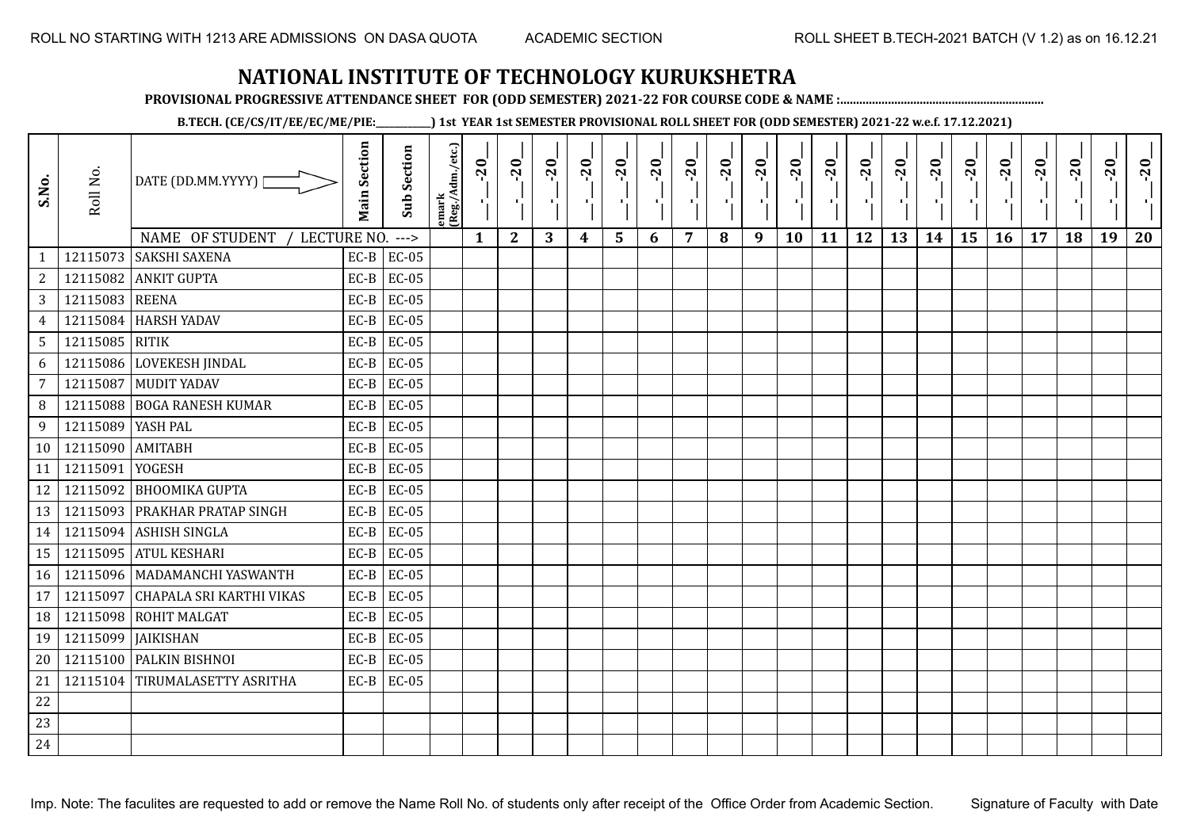ROLL NO STARTING WITH 1213 ARE ADMISSIONS ON DASA QUOTA    ACADEMIC SECTION    ROLL SHEET B.TECH-2021 BATCH (V 1.2) as on 16.12.21

# NATIONAL INSTITUTE OF TECHNOLOGY KURUKSHETRA

**PROVISIONAL PROGRESSIVE ATTENDANCE SHEET FOR (ODD SEMESTER) 2021-22 FOR COURSE CODE & NAME :..............................................................**

**B.TECH. (CE/CS/IT/EE/EC/ME/PIE:__________) 1st YEAR 1st SEMESTER PROVISIONAL ROLL SHEET FOR (ODD SEMESTER) 2021-22 w.e.f. 17.12.2021)**

| S.No. | Roll No. | DATE (DD.MM.YYYY) | Main Section | Sub Section | emark (Reg./Adm./etc.) | __-__-20__ | __-__-20__ | __-__-20__ | __-__-20__ | __-__-20__ | __-__-20__ | __-__-20__ | __-__-20__ | __-__-20__ | __-__-20__ | __-__-20__ | __-__-20__ | __-__-20__ | __-__-20__ | __-__-20__ | __-__-20__ | __-__-20__ | __-__-20__ | __-__-20__ | __-__-20__ |
|---|---|---|---|---|---|---|---|---|---|---|---|---|---|---|---|---|---|---|---|---|---|---|---|---|---|
| | | NAME OF STUDENT / LECTURE NO. ---> | | | | 1 | 2 | 3 | 4 | 5 | 6 | 7 | 8 | 9 | 10 | 11 | 12 | 13 | 14 | 15 | 16 | 17 | 18 | 19 | 20 |
| 1 | 12115073 | SAKSHI SAXENA | EC-B | EC-05 | | | | | | | | | | | | | | | | | | | | | |
| 2 | 12115082 | ANKIT GUPTA | EC-B | EC-05 | | | | | | | | | | | | | | | | | | | | | |
| 3 | 12115083 | REENA | EC-B | EC-05 | | | | | | | | | | | | | | | | | | | | | |
| 4 | 12115084 | HARSH YADAV | EC-B | EC-05 | | | | | | | | | | | | | | | | | | | | | |
| 5 | 12115085 | RITIK | EC-B | EC-05 | | | | | | | | | | | | | | | | | | | | | |
| 6 | 12115086 | LOVEKESH JINDAL | EC-B | EC-05 | | | | | | | | | | | | | | | | | | | | | |
| 7 | 12115087 | MUDIT YADAV | EC-B | EC-05 | | | | | | | | | | | | | | | | | | | | | |
| 8 | 12115088 | BOGA RANESH KUMAR | EC-B | EC-05 | | | | | | | | | | | | | | | | | | | | | |
| 9 | 12115089 | YASH PAL | EC-B | EC-05 | | | | | | | | | | | | | | | | | | | | | |
| 10 | 12115090 | AMITABH | EC-B | EC-05 | | | | | | | | | | | | | | | | | | | | | |
| 11 | 12115091 | YOGESH | EC-B | EC-05 | | | | | | | | | | | | | | | | | | | | | |
| 12 | 12115092 | BHOOMIKA GUPTA | EC-B | EC-05 | | | | | | | | | | | | | | | | | | | | | |
| 13 | 12115093 | PRAKHAR PRATAP SINGH | EC-B | EC-05 | | | | | | | | | | | | | | | | | | | | | |
| 14 | 12115094 | ASHISH SINGLA | EC-B | EC-05 | | | | | | | | | | | | | | | | | | | | | |
| 15 | 12115095 | ATUL KESHARI | EC-B | EC-05 | | | | | | | | | | | | | | | | | | | | | |
| 16 | 12115096 | MADAMANCHI YASWANTH | EC-B | EC-05 | | | | | | | | | | | | | | | | | | | | | |
| 17 | 12115097 | CHAPALA SRI KARTHI VIKAS | EC-B | EC-05 | | | | | | | | | | | | | | | | | | | | | |
| 18 | 12115098 | ROHIT MALGAT | EC-B | EC-05 | | | | | | | | | | | | | | | | | | | | | |
| 19 | 12115099 | JAIKISHAN | EC-B | EC-05 | | | | | | | | | | | | | | | | | | | | | |
| 20 | 12115100 | PALKIN BISHNOI | EC-B | EC-05 | | | | | | | | | | | | | | | | | | | | | |
| 21 | 12115104 | TIRUMALASETTY ASRITHA | EC-B | EC-05 | | | | | | | | | | | | | | | | | | | | | |
| 22 | | | | | | | | | | | | | | | | | | | | | | | | | |
| 23 | | | | | | | | | | | | | | | | | | | | | | | | | |
| 24 | | | | | | | | | | | | | | | | | | | | | | | | | |

Imp. Note: The faculites are requested to add or remove the Name Roll No. of students only after receipt of the Office Order from Academic Section.    Signature of Faculty with Date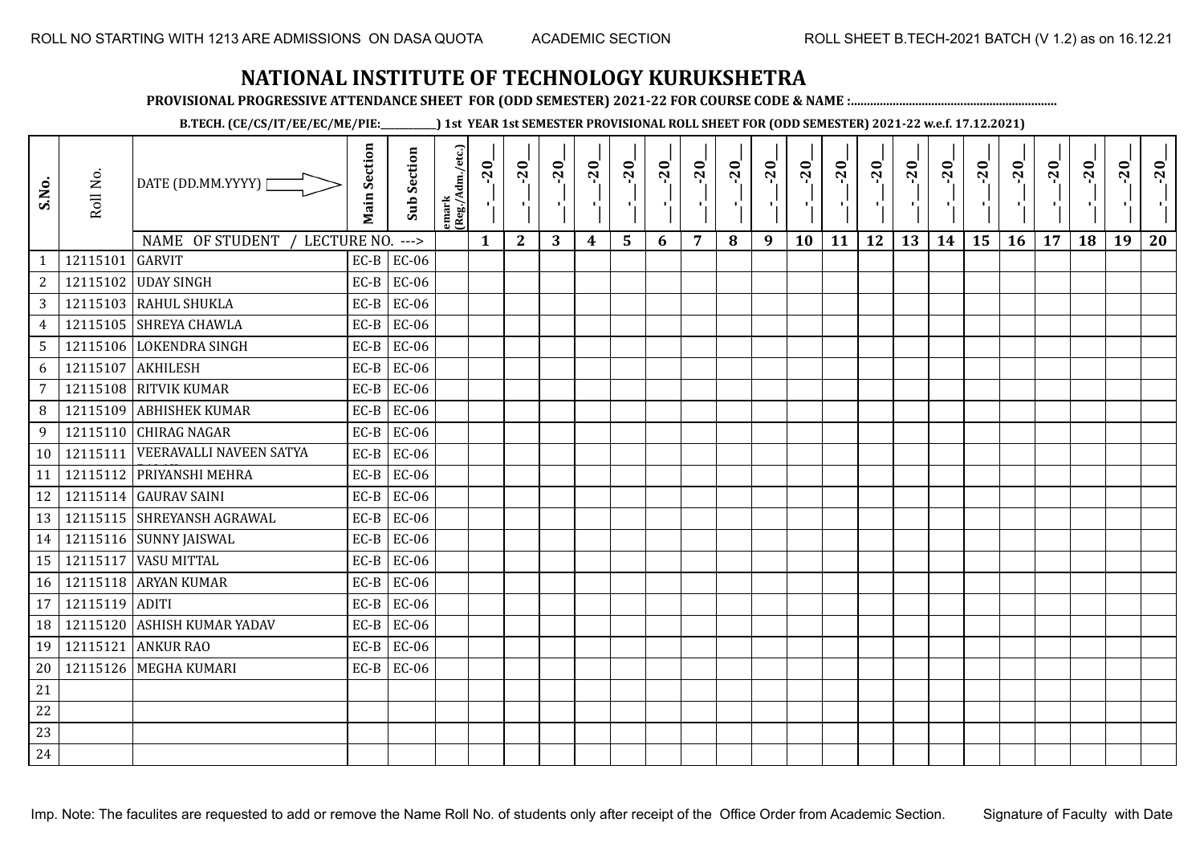ROLL NO STARTING WITH 1213 ARE ADMISSIONS ON DASA QUOTA — ACADEMIC SECTION — ROLL SHEET B.TECH-2021 BATCH (V 1.2) as on 16.12.21

# NATIONAL INSTITUTE OF TECHNOLOGY KURUKSHETRA

**PROVISIONAL PROGRESSIVE ATTENDANCE SHEET FOR (ODD SEMESTER) 2021-22 FOR COURSE CODE & NAME :..............................................................**

**B.TECH. (CE/CS/IT/EE/EC/ME/PIE:__________) 1st YEAR 1st SEMESTER PROVISIONAL ROLL SHEET FOR (ODD SEMESTER) 2021-22 w.e.f. 17.12.2021)**

| S.No. | Roll No. | DATE (DD.MM.YYYY) | Main Section | Sub Section | emark (Reg./Adm./etc.) | _-_-20_ | _-_-20_ | _-_-20_ | _-_-20_ | _-_-20_ | _-_-20_ | _-_-20_ | _-_-20_ | _-_-20_ | _-_-20_ | _-_-20_ | _-_-20_ | _-_-20_ | _-_-20_ | _-_-20_ | _-_-20_ | _-_-20_ | _-_-20_ | _-_-20_ | _-_-20_ |
|---|---|---|---|---|---|---|---|---|---|---|---|---|---|---|---|---|---|---|---|---|---|---|---|---|---|
| | | NAME OF STUDENT / LECTURE NO. ---> | | | | 1 | 2 | 3 | 4 | 5 | 6 | 7 | 8 | 9 | 10 | 11 | 12 | 13 | 14 | 15 | 16 | 17 | 18 | 19 | 20 |
| 1 | 12115101 | GARVIT | EC-B | EC-06 | | | | | | | | | | | | | | | | | | | | | |
| 2 | 12115102 | UDAY SINGH | EC-B | EC-06 | | | | | | | | | | | | | | | | | | | | | |
| 3 | 12115103 | RAHUL SHUKLA | EC-B | EC-06 | | | | | | | | | | | | | | | | | | | | | |
| 4 | 12115105 | SHREYA CHAWLA | EC-B | EC-06 | | | | | | | | | | | | | | | | | | | | | |
| 5 | 12115106 | LOKENDRA SINGH | EC-B | EC-06 | | | | | | | | | | | | | | | | | | | | | |
| 6 | 12115107 | AKHILESH | EC-B | EC-06 | | | | | | | | | | | | | | | | | | | | | |
| 7 | 12115108 | RITVIK KUMAR | EC-B | EC-06 | | | | | | | | | | | | | | | | | | | | | |
| 8 | 12115109 | ABHISHEK KUMAR | EC-B | EC-06 | | | | | | | | | | | | | | | | | | | | | |
| 9 | 12115110 | CHIRAG NAGAR | EC-B | EC-06 | | | | | | | | | | | | | | | | | | | | | |
| 10 | 12115111 | VEERAVALLI NAVEEN SATYA | EC-B | EC-06 | | | | | | | | | | | | | | | | | | | | | |
| 11 | 12115112 | PRIYANSHI MEHRA | EC-B | EC-06 | | | | | | | | | | | | | | | | | | | | | |
| 12 | 12115114 | GAURAV SAINI | EC-B | EC-06 | | | | | | | | | | | | | | | | | | | | | |
| 13 | 12115115 | SHREYANSH AGRAWAL | EC-B | EC-06 | | | | | | | | | | | | | | | | | | | | | |
| 14 | 12115116 | SUNNY JAISWAL | EC-B | EC-06 | | | | | | | | | | | | | | | | | | | | | |
| 15 | 12115117 | VASU MITTAL | EC-B | EC-06 | | | | | | | | | | | | | | | | | | | | | |
| 16 | 12115118 | ARYAN KUMAR | EC-B | EC-06 | | | | | | | | | | | | | | | | | | | | | |
| 17 | 12115119 | ADITI | EC-B | EC-06 | | | | | | | | | | | | | | | | | | | | | |
| 18 | 12115120 | ASHISH KUMAR YADAV | EC-B | EC-06 | | | | | | | | | | | | | | | | | | | | | |
| 19 | 12115121 | ANKUR RAO | EC-B | EC-06 | | | | | | | | | | | | | | | | | | | | | |
| 20 | 12115126 | MEGHA KUMARI | EC-B | EC-06 | | | | | | | | | | | | | | | | | | | | | |
| 21 | | | | | | | | | | | | | | | | | | | | | | | | | |
| 22 | | | | | | | | | | | | | | | | | | | | | | | | | |
| 23 | | | | | | | | | | | | | | | | | | | | | | | | | |
| 24 | | | | | | | | | | | | | | | | | | | | | | | | | |

Imp. Note: The faculites are requested to add or remove the Name Roll No. of students only after receipt of the Office Order from Academic Section.

Signature of Faculty with Date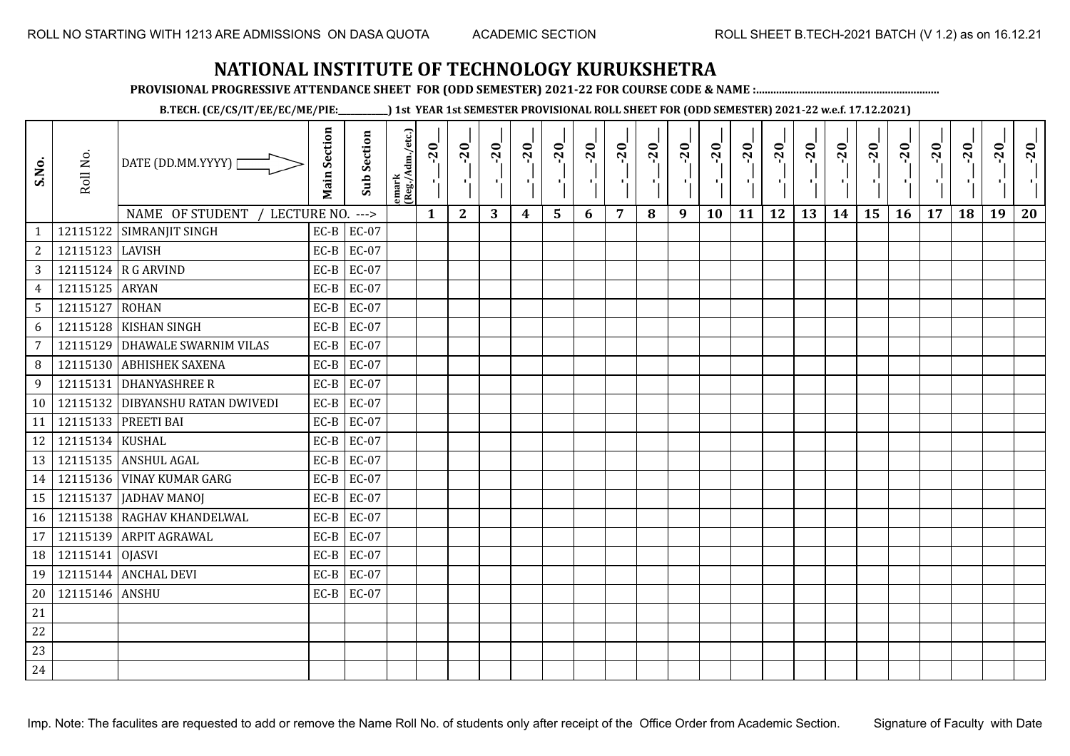# NATIONAL INSTITUTE OF TECHNOLOGY KURUKSHETRA

**PROVISIONAL PROGRESSIVE ATTENDANCE SHEET FOR (ODD SEMESTER) 2021-22 FOR COURSE CODE & NAME :..............................................................**

**B.TECH. (CE/CS/IT/EE/EC/ME/PIE:__________) 1st YEAR 1st SEMESTER PROVISIONAL ROLL SHEET FOR (ODD SEMESTER) 2021-22 w.e.f. 17.12.2021)**

| S.No. | Roll No. | DATE (DD.MM.YYYY) | Main Section | Sub Section | emark (Reg./Adm./etc.) | _._-20_ | _._-20_ | _._-20_ | _._-20_ | _._-20_ | _._-20_ | _._-20_ | _._-20_ | _._-20_ | _._-20_ | _._-20_ | _._-20_ | _._-20_ | _._-20_ | _._-20_ | _._-20_ | _._-20_ | _._-20_ | _._-20_ | _._-20_ |
|---|---|---|---|---|---|---|---|---|---|---|---|---|---|---|---|---|---|---|---|---|---|---|---|---|---|
| | | NAME OF STUDENT / LECTURE NO. ---> | | | | 1 | 2 | 3 | 4 | 5 | 6 | 7 | 8 | 9 | 10 | 11 | 12 | 13 | 14 | 15 | 16 | 17 | 18 | 19 | 20 |
| 1 | 12115122 | SIMRANJIT SINGH | EC-B | EC-07 | | | | | | | | | | | | | | | | | | | | | |
| 2 | 12115123 | LAVISH | EC-B | EC-07 | | | | | | | | | | | | | | | | | | | | | |
| 3 | 12115124 | R G ARVIND | EC-B | EC-07 | | | | | | | | | | | | | | | | | | | | | |
| 4 | 12115125 | ARYAN | EC-B | EC-07 | | | | | | | | | | | | | | | | | | | | | |
| 5 | 12115127 | ROHAN | EC-B | EC-07 | | | | | | | | | | | | | | | | | | | | | |
| 6 | 12115128 | KISHAN SINGH | EC-B | EC-07 | | | | | | | | | | | | | | | | | | | | | |
| 7 | 12115129 | DHAWALE SWARNIM VILAS | EC-B | EC-07 | | | | | | | | | | | | | | | | | | | | | |
| 8 | 12115130 | ABHISHEK SAXENA | EC-B | EC-07 | | | | | | | | | | | | | | | | | | | | | |
| 9 | 12115131 | DHANYASHREE R | EC-B | EC-07 | | | | | | | | | | | | | | | | | | | | | |
| 10 | 12115132 | DIBYANSHU RATAN DWIVEDI | EC-B | EC-07 | | | | | | | | | | | | | | | | | | | | | |
| 11 | 12115133 | PREETI BAI | EC-B | EC-07 | | | | | | | | | | | | | | | | | | | | | |
| 12 | 12115134 | KUSHAL | EC-B | EC-07 | | | | | | | | | | | | | | | | | | | | | |
| 13 | 12115135 | ANSHUL AGAL | EC-B | EC-07 | | | | | | | | | | | | | | | | | | | | | |
| 14 | 12115136 | VINAY KUMAR GARG | EC-B | EC-07 | | | | | | | | | | | | | | | | | | | | | |
| 15 | 12115137 | JADHAV MANOJ | EC-B | EC-07 | | | | | | | | | | | | | | | | | | | | | |
| 16 | 12115138 | RAGHAV KHANDELWAL | EC-B | EC-07 | | | | | | | | | | | | | | | | | | | | | |
| 17 | 12115139 | ARPIT AGRAWAL | EC-B | EC-07 | | | | | | | | | | | | | | | | | | | | | |
| 18 | 12115141 | OJASVI | EC-B | EC-07 | | | | | | | | | | | | | | | | | | | | | |
| 19 | 12115144 | ANCHAL DEVI | EC-B | EC-07 | | | | | | | | | | | | | | | | | | | | | |
| 20 | 12115146 | ANSHU | EC-B | EC-07 | | | | | | | | | | | | | | | | | | | | | |
| 21 | | | | | | | | | | | | | | | | | | | | | | | | | |
| 22 | | | | | | | | | | | | | | | | | | | | | | | | | |
| 23 | | | | | | | | | | | | | | | | | | | | | | | | | |
| 24 | | | | | | | | | | | | | | | | | | | | | | | | | |

Imp. Note: The faculites are requested to add or remove the Name Roll No. of students only after receipt of the Office Order from Academic Section.

Signature of Faculty with Date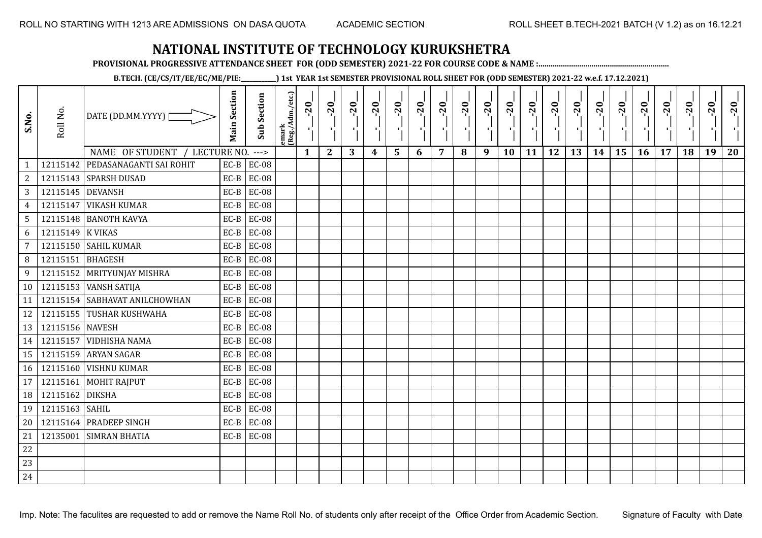# NATIONAL INSTITUTE OF TECHNOLOGY KURUKSHETRA

**PROVISIONAL PROGRESSIVE ATTENDANCE SHEET FOR (ODD SEMESTER) 2021-22 FOR COURSE CODE & NAME :..............................................................**

**B.TECH. (CE/CS/IT/EE/EC/ME/PIE:__________) 1st YEAR 1st SEMESTER PROVISIONAL ROLL SHEET FOR (ODD SEMESTER) 2021-22 w.e.f. 17.12.2021)**

| S.No. | Roll No. | DATE (DD.MM.YYYY) | Main Section | Sub Section | emark (Reg./Adm./etc.) | _-_-20_ | _-_-20_ | _-_-20_ | _-_-20_ | _-_-20_ | _-_-20_ | _-_-20_ | _-_-20_ | _-_-20_ | _-_-20_ | _-_-20_ | _-_-20_ | _-_-20_ | _-_-20_ | _-_-20_ | _-_-20_ | _-_-20_ | _-_-20_ | _-_-20_ | _-_-20_ |
|---|---|---|---|---|---|---|---|---|---|---|---|---|---|---|---|---|---|---|---|---|---|---|---|---|---|
| | | NAME OF STUDENT / LECTURE NO. ---> | | | | 1 | 2 | 3 | 4 | 5 | 6 | 7 | 8 | 9 | 10 | 11 | 12 | 13 | 14 | 15 | 16 | 17 | 18 | 19 | 20 |
| 1 | 12115142 | PEDASANAGANTI SAI ROHIT | EC-B | EC-08 | | | | | | | | | | | | | | | | | | | | | |
| 2 | 12115143 | SPARSH DUSAD | EC-B | EC-08 | | | | | | | | | | | | | | | | | | | | | |
| 3 | 12115145 | DEVANSH | EC-B | EC-08 | | | | | | | | | | | | | | | | | | | | | |
| 4 | 12115147 | VIKASH KUMAR | EC-B | EC-08 | | | | | | | | | | | | | | | | | | | | | |
| 5 | 12115148 | BANOTH KAVYA | EC-B | EC-08 | | | | | | | | | | | | | | | | | | | | | |
| 6 | 12115149 | K VIKAS | EC-B | EC-08 | | | | | | | | | | | | | | | | | | | | | |
| 7 | 12115150 | SAHIL KUMAR | EC-B | EC-08 | | | | | | | | | | | | | | | | | | | | | |
| 8 | 12115151 | BHAGESH | EC-B | EC-08 | | | | | | | | | | | | | | | | | | | | | |
| 9 | 12115152 | MRITYUNJAY MISHRA | EC-B | EC-08 | | | | | | | | | | | | | | | | | | | | | |
| 10 | 12115153 | VANSH SATIJA | EC-B | EC-08 | | | | | | | | | | | | | | | | | | | | | |
| 11 | 12115154 | SABHAVAT ANILCHOWHAN | EC-B | EC-08 | | | | | | | | | | | | | | | | | | | | | |
| 12 | 12115155 | TUSHAR KUSHWAHA | EC-B | EC-08 | | | | | | | | | | | | | | | | | | | | | |
| 13 | 12115156 | NAVESH | EC-B | EC-08 | | | | | | | | | | | | | | | | | | | | | |
| 14 | 12115157 | VIDHISHA NAMA | EC-B | EC-08 | | | | | | | | | | | | | | | | | | | | | |
| 15 | 12115159 | ARYAN SAGAR | EC-B | EC-08 | | | | | | | | | | | | | | | | | | | | | |
| 16 | 12115160 | VISHNU KUMAR | EC-B | EC-08 | | | | | | | | | | | | | | | | | | | | | |
| 17 | 12115161 | MOHIT RAJPUT | EC-B | EC-08 | | | | | | | | | | | | | | | | | | | | | |
| 18 | 12115162 | DIKSHA | EC-B | EC-08 | | | | | | | | | | | | | | | | | | | | | |
| 19 | 12115163 | SAHIL | EC-B | EC-08 | | | | | | | | | | | | | | | | | | | | | |
| 20 | 12115164 | PRADEEP SINGH | EC-B | EC-08 | | | | | | | | | | | | | | | | | | | | | |
| 21 | 12135001 | SIMRAN BHATIA | EC-B | EC-08 | | | | | | | | | | | | | | | | | | | | | |
| 22 | | | | | | | | | | | | | | | | | | | | | | | | | |
| 23 | | | | | | | | | | | | | | | | | | | | | | | | | |
| 24 | | | | | | | | | | | | | | | | | | | | | | | | | |

Imp. Note: The faculites are requested to add or remove the Name Roll No. of students only after receipt of the Office Order from Academic Section. Signature of Faculty with Date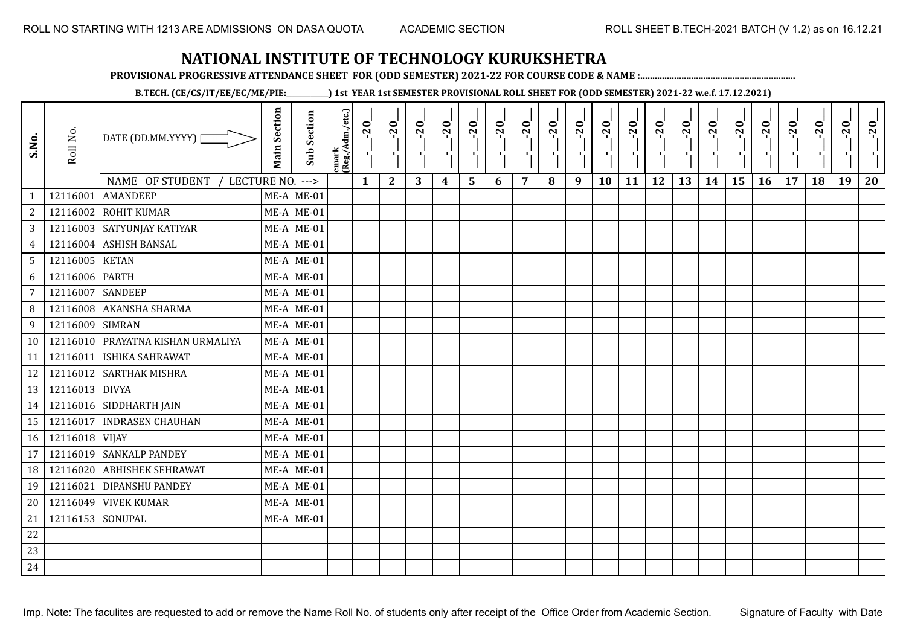ROLL NO STARTING WITH 1213 ARE ADMISSIONS ON DASA QUOTA ACADEMIC SECTION ROLL SHEET B.TECH-2021 BATCH (V 1.2) as on 16.12.21

# NATIONAL INSTITUTE OF TECHNOLOGY KURUKSHETRA

**PROVISIONAL PROGRESSIVE ATTENDANCE SHEET FOR (ODD SEMESTER) 2021-22 FOR COURSE CODE & NAME :...............................................................**

**B.TECH. (CE/CS/IT/EE/EC/ME/PIE:__________) 1st YEAR 1st SEMESTER PROVISIONAL ROLL SHEET FOR (ODD SEMESTER) 2021-22 w.e.f. 17.12.2021)**

| S.No. | Roll No. | DATE (DD.MM.YYYY) | Main Section | Sub Section | emark (Reg./Adm./etc.) | __-__-20__ | __-__-20__ | __-__-20__ | __-__-20__ | __-__-20__ | __-__-20__ | __-__-20__ | __-__-20__ | __-__-20__ | __-__-20__ | __-__-20__ | __-__-20__ | __-__-20__ | __-__-20__ | __-__-20__ | __-__-20__ | __-__-20__ | __-__-20__ | __-__-20__ | __-__-20__ |
|---|---|---|---|---|---|---|---|---|---|---|---|---|---|---|---|---|---|---|---|---|---|---|---|---|---|
| | | NAME OF STUDENT / LECTURE NO. ---> | | | | 1 | 2 | 3 | 4 | 5 | 6 | 7 | 8 | 9 | 10 | 11 | 12 | 13 | 14 | 15 | 16 | 17 | 18 | 19 | 20 |
| 1 | 12116001 | AMANDEEP | ME-A | ME-01 | | | | | | | | | | | | | | | | | | | | | |
| 2 | 12116002 | ROHIT KUMAR | ME-A | ME-01 | | | | | | | | | | | | | | | | | | | | | |
| 3 | 12116003 | SATYUNJAY KATIYAR | ME-A | ME-01 | | | | | | | | | | | | | | | | | | | | | |
| 4 | 12116004 | ASHISH BANSAL | ME-A | ME-01 | | | | | | | | | | | | | | | | | | | | | |
| 5 | 12116005 | KETAN | ME-A | ME-01 | | | | | | | | | | | | | | | | | | | | | |
| 6 | 12116006 | PARTH | ME-A | ME-01 | | | | | | | | | | | | | | | | | | | | | |
| 7 | 12116007 | SANDEEP | ME-A | ME-01 | | | | | | | | | | | | | | | | | | | | | |
| 8 | 12116008 | AKANSHA SHARMA | ME-A | ME-01 | | | | | | | | | | | | | | | | | | | | | |
| 9 | 12116009 | SIMRAN | ME-A | ME-01 | | | | | | | | | | | | | | | | | | | | | |
| 10 | 12116010 | PRAYATNA KISHAN URMALIYA | ME-A | ME-01 | | | | | | | | | | | | | | | | | | | | | |
| 11 | 12116011 | ISHIKA SAHRAWAT | ME-A | ME-01 | | | | | | | | | | | | | | | | | | | | | |
| 12 | 12116012 | SARTHAK MISHRA | ME-A | ME-01 | | | | | | | | | | | | | | | | | | | | | |
| 13 | 12116013 | DIVYA | ME-A | ME-01 | | | | | | | | | | | | | | | | | | | | | |
| 14 | 12116016 | SIDDHARTH JAIN | ME-A | ME-01 | | | | | | | | | | | | | | | | | | | | | |
| 15 | 12116017 | INDRASEN CHAUHAN | ME-A | ME-01 | | | | | | | | | | | | | | | | | | | | | |
| 16 | 12116018 | VIJAY | ME-A | ME-01 | | | | | | | | | | | | | | | | | | | | | |
| 17 | 12116019 | SANKALP PANDEY | ME-A | ME-01 | | | | | | | | | | | | | | | | | | | | | |
| 18 | 12116020 | ABHISHEK SEHRAWAT | ME-A | ME-01 | | | | | | | | | | | | | | | | | | | | | |
| 19 | 12116021 | DIPANSHU PANDEY | ME-A | ME-01 | | | | | | | | | | | | | | | | | | | | | |
| 20 | 12116049 | VIVEK KUMAR | ME-A | ME-01 | | | | | | | | | | | | | | | | | | | | | |
| 21 | 12116153 | SONUPAL | ME-A | ME-01 | | | | | | | | | | | | | | | | | | | | | |
| 22 | | | | | | | | | | | | | | | | | | | | | | | | | |
| 23 | | | | | | | | | | | | | | | | | | | | | | | | | |
| 24 | | | | | | | | | | | | | | | | | | | | | | | | | |

Imp. Note: The faculites are requested to add or remove the Name Roll No. of students only after receipt of the Office Order from Academic Section. Signature of Faculty with Date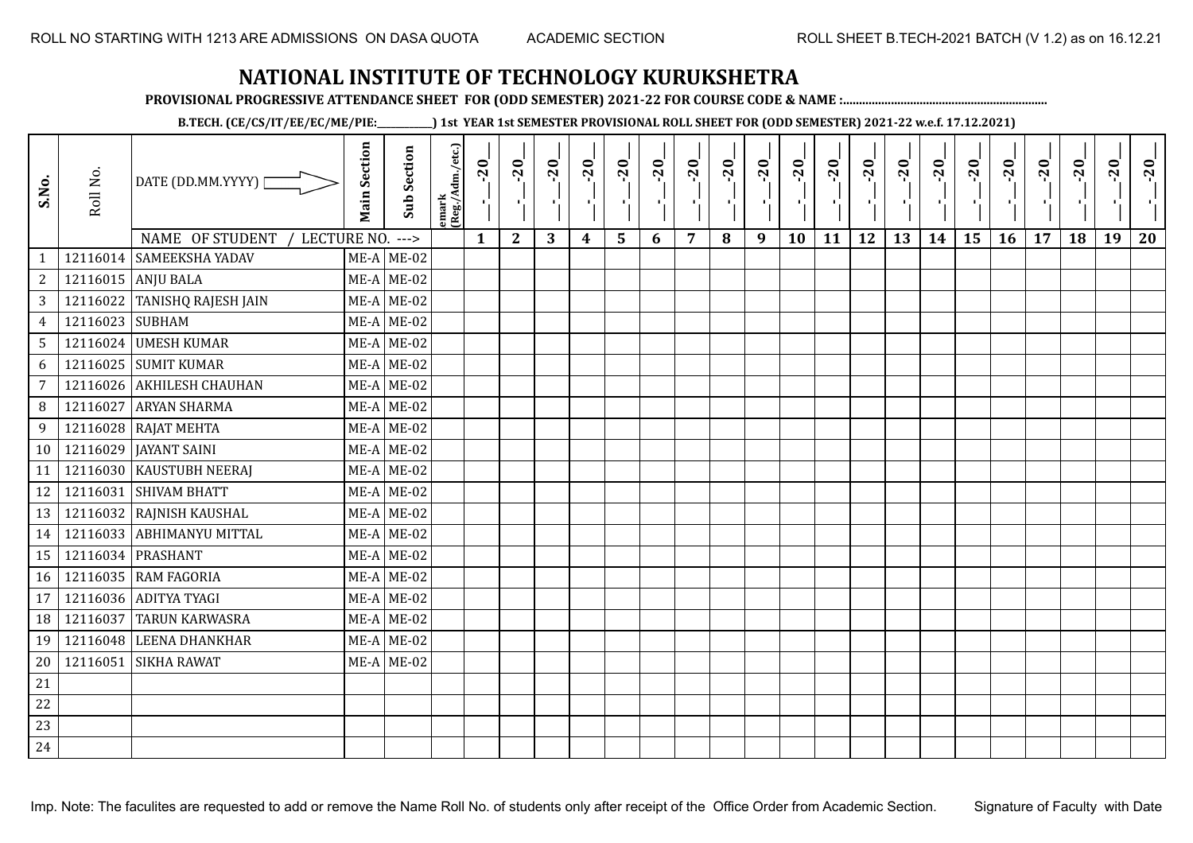# NATIONAL INSTITUTE OF TECHNOLOGY KURUKSHETRA

**PROVISIONAL PROGRESSIVE ATTENDANCE SHEET FOR (ODD SEMESTER) 2021-22 FOR COURSE CODE & NAME :................................................................**

**B.TECH. (CE/CS/IT/EE/EC/ME/PIE:___________) 1st YEAR 1st SEMESTER PROVISIONAL ROLL SHEET FOR (ODD SEMESTER) 2021-22 w.e.f. 17.12.2021)**

| S.No. | Roll No. | DATE (DD.MM.YYYY) | Main Section | Sub Section | emark (Reg./Adm./etc.) | __-__-20__ | __-__-20__ | __-__-20__ | __-__-20__ | __-__-20__ | __-__-20__ | __-__-20__ | __-__-20__ | __-__-20__ | __-__-20__ | __-__-20__ | __-__-20__ | __-__-20__ | __-__-20__ | __-__-20__ | __-__-20__ | __-__-20__ | __-__-20__ | __-__-20__ | __-__-20__ |
|---|---|---|---|---|---|---|---|---|---|---|---|---|---|---|---|---|---|---|---|---|---|---|---|---|---|
| | | NAME OF STUDENT / LECTURE NO. ---> | | | | 1 | 2 | 3 | 4 | 5 | 6 | 7 | 8 | 9 | 10 | 11 | 12 | 13 | 14 | 15 | 16 | 17 | 18 | 19 | 20 |
| 1 | 12116014 | SAMEEKSHA YADAV | ME-A | ME-02 | | | | | | | | | | | | | | | | | | | | | |
| 2 | 12116015 | ANJU BALA | ME-A | ME-02 | | | | | | | | | | | | | | | | | | | | | |
| 3 | 12116022 | TANISHQ RAJESH JAIN | ME-A | ME-02 | | | | | | | | | | | | | | | | | | | | | |
| 4 | 12116023 | SUBHAM | ME-A | ME-02 | | | | | | | | | | | | | | | | | | | | | |
| 5 | 12116024 | UMESH KUMAR | ME-A | ME-02 | | | | | | | | | | | | | | | | | | | | | |
| 6 | 12116025 | SUMIT KUMAR | ME-A | ME-02 | | | | | | | | | | | | | | | | | | | | | |
| 7 | 12116026 | AKHILESH CHAUHAN | ME-A | ME-02 | | | | | | | | | | | | | | | | | | | | | |
| 8 | 12116027 | ARYAN SHARMA | ME-A | ME-02 | | | | | | | | | | | | | | | | | | | | | |
| 9 | 12116028 | RAJAT MEHTA | ME-A | ME-02 | | | | | | | | | | | | | | | | | | | | | |
| 10 | 12116029 | JAYANT SAINI | ME-A | ME-02 | | | | | | | | | | | | | | | | | | | | | |
| 11 | 12116030 | KAUSTUBH NEERAJ | ME-A | ME-02 | | | | | | | | | | | | | | | | | | | | | |
| 12 | 12116031 | SHIVAM BHATT | ME-A | ME-02 | | | | | | | | | | | | | | | | | | | | | |
| 13 | 12116032 | RAJNISH KAUSHAL | ME-A | ME-02 | | | | | | | | | | | | | | | | | | | | | |
| 14 | 12116033 | ABHIMANYU MITTAL | ME-A | ME-02 | | | | | | | | | | | | | | | | | | | | | |
| 15 | 12116034 | PRASHANT | ME-A | ME-02 | | | | | | | | | | | | | | | | | | | | | |
| 16 | 12116035 | RAM FAGORIA | ME-A | ME-02 | | | | | | | | | | | | | | | | | | | | | |
| 17 | 12116036 | ADITYA TYAGI | ME-A | ME-02 | | | | | | | | | | | | | | | | | | | | | |
| 18 | 12116037 | TARUN KARWASRA | ME-A | ME-02 | | | | | | | | | | | | | | | | | | | | | |
| 19 | 12116048 | LEENA DHANKHAR | ME-A | ME-02 | | | | | | | | | | | | | | | | | | | | | |
| 20 | 12116051 | SIKHA RAWAT | ME-A | ME-02 | | | | | | | | | | | | | | | | | | | | | |
| 21 | | | | | | | | | | | | | | | | | | | | | | | | | |
| 22 | | | | | | | | | | | | | | | | | | | | | | | | | |
| 23 | | | | | | | | | | | | | | | | | | | | | | | | | |
| 24 | | | | | | | | | | | | | | | | | | | | | | | | | |

Imp. Note: The faculites are requested to add or remove the Name Roll No. of students only after receipt of the Office Order from Academic Section. Signature of Faculty with Date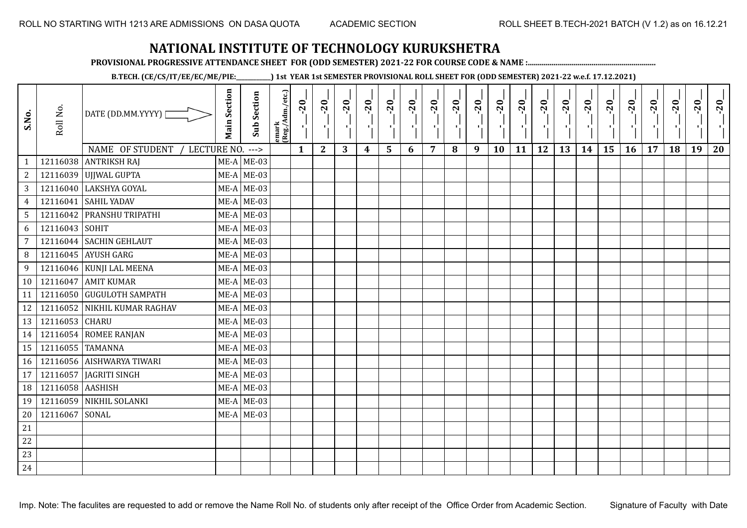ROLL NO STARTING WITH 1213 ARE ADMISSIONS ON DASA QUOTA — ACADEMIC SECTION — ROLL SHEET B.TECH-2021 BATCH (V 1.2) as on 16.12.21

# NATIONAL INSTITUTE OF TECHNOLOGY KURUKSHETRA

**PROVISIONAL PROGRESSIVE ATTENDANCE SHEET FOR (ODD SEMESTER) 2021-22 FOR COURSE CODE & NAME :..............................................................**

**B.TECH. (CE/CS/IT/EE/EC/ME/PIE:__________) 1st YEAR 1st SEMESTER PROVISIONAL ROLL SHEET FOR (ODD SEMESTER) 2021-22 w.e.f. 17.12.2021)**

| S.No. | Roll No. | DATE (DD.MM.YYYY) | Main Section | Sub Section | emark (Reg./Adm./etc.) | __-__-20__ | __-__-20__ | __-__-20__ | __-__-20__ | __-__-20__ | __-__-20__ | __-__-20__ | __-__-20__ | __-__-20__ | __-__-20__ | __-__-20__ | __-__-20__ | __-__-20__ | __-__-20__ | __-__-20__ | __-__-20__ | __-__-20__ | __-__-20__ | __-__-20__ | __-__-20__ |
|---|---|---|---|---|---|---|---|---|---|---|---|---|---|---|---|---|---|---|---|---|---|---|---|---|---|
| | | NAME OF STUDENT / LECTURE NO. ---> | | | | 1 | 2 | 3 | 4 | 5 | 6 | 7 | 8 | 9 | 10 | 11 | 12 | 13 | 14 | 15 | 16 | 17 | 18 | 19 | 20 |
| 1 | 12116038 | ANTRIKSH RAJ | ME-A | ME-03 | | | | | | | | | | | | | | | | | | | | | |
| 2 | 12116039 | UJJWAL GUPTA | ME-A | ME-03 | | | | | | | | | | | | | | | | | | | | | |
| 3 | 12116040 | LAKSHYA GOYAL | ME-A | ME-03 | | | | | | | | | | | | | | | | | | | | | |
| 4 | 12116041 | SAHIL YADAV | ME-A | ME-03 | | | | | | | | | | | | | | | | | | | | | |
| 5 | 12116042 | PRANSHU TRIPATHI | ME-A | ME-03 | | | | | | | | | | | | | | | | | | | | | |
| 6 | 12116043 | SOHIT | ME-A | ME-03 | | | | | | | | | | | | | | | | | | | | | |
| 7 | 12116044 | SACHIN GEHLAUT | ME-A | ME-03 | | | | | | | | | | | | | | | | | | | | | |
| 8 | 12116045 | AYUSH GARG | ME-A | ME-03 | | | | | | | | | | | | | | | | | | | | | |
| 9 | 12116046 | KUNJI LAL MEENA | ME-A | ME-03 | | | | | | | | | | | | | | | | | | | | | |
| 10 | 12116047 | AMIT KUMAR | ME-A | ME-03 | | | | | | | | | | | | | | | | | | | | | |
| 11 | 12116050 | GUGULOTH SAMPATH | ME-A | ME-03 | | | | | | | | | | | | | | | | | | | | | |
| 12 | 12116052 | NIKHIL KUMAR RAGHAV | ME-A | ME-03 | | | | | | | | | | | | | | | | | | | | | |
| 13 | 12116053 | CHARU | ME-A | ME-03 | | | | | | | | | | | | | | | | | | | | | |
| 14 | 12116054 | ROMEE RANJAN | ME-A | ME-03 | | | | | | | | | | | | | | | | | | | | | |
| 15 | 12116055 | TAMANNA | ME-A | ME-03 | | | | | | | | | | | | | | | | | | | | | |
| 16 | 12116056 | AISHWARYA TIWARI | ME-A | ME-03 | | | | | | | | | | | | | | | | | | | | | |
| 17 | 12116057 | JAGRITI SINGH | ME-A | ME-03 | | | | | | | | | | | | | | | | | | | | | |
| 18 | 12116058 | AASHISH | ME-A | ME-03 | | | | | | | | | | | | | | | | | | | | | |
| 19 | 12116059 | NIKHIL SOLANKI | ME-A | ME-03 | | | | | | | | | | | | | | | | | | | | | |
| 20 | 12116067 | SONAL | ME-A | ME-03 | | | | | | | | | | | | | | | | | | | | | |
| 21 | | | | | | | | | | | | | | | | | | | | | | | | | |
| 22 | | | | | | | | | | | | | | | | | | | | | | | | | |
| 23 | | | | | | | | | | | | | | | | | | | | | | | | | |
| 24 | | | | | | | | | | | | | | | | | | | | | | | | | |

Imp. Note: The faculites are requested to add or remove the Name Roll No. of students only after receipt of the Office Order from Academic Section. — Signature of Faculty with Date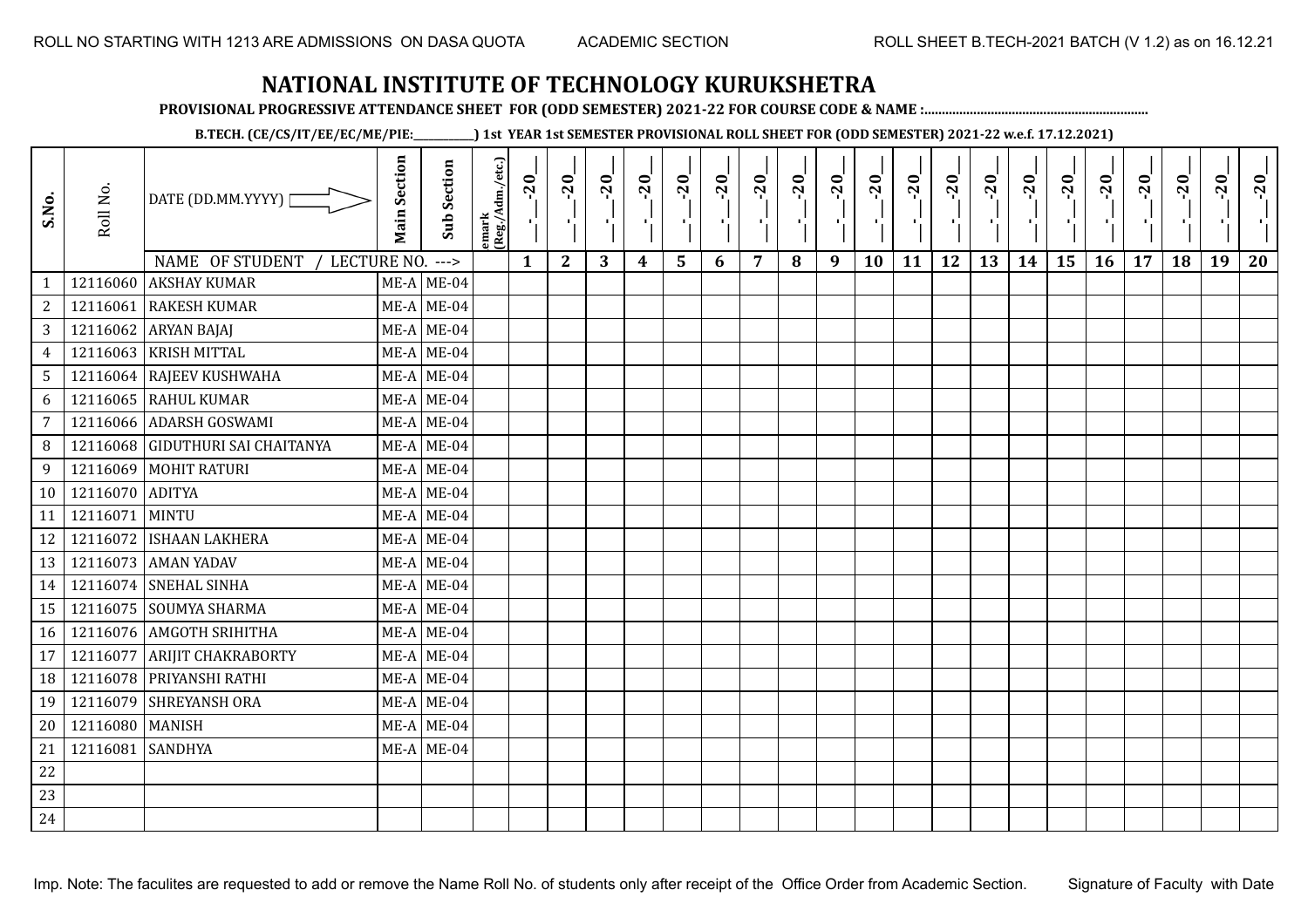ROLL NO STARTING WITH 1213 ARE ADMISSIONS ON DASA QUOTA    ACADEMIC SECTION    ROLL SHEET B.TECH-2021 BATCH (V 1.2) as on 16.12.21

# NATIONAL INSTITUTE OF TECHNOLOGY KURUKSHETRA

**PROVISIONAL PROGRESSIVE ATTENDANCE SHEET FOR (ODD SEMESTER) 2021-22 FOR COURSE CODE & NAME :..............................................................**

**B.TECH. (CE/CS/IT/EE/EC/ME/PIE:__________) 1st YEAR 1st SEMESTER PROVISIONAL ROLL SHEET FOR (ODD SEMESTER) 2021-22 w.e.f. 17.12.2021)**

| S.No. | Roll No. | DATE (DD.MM.YYYY) | Main Section | Sub Section | emark (Reg./Adm./etc.) | __-__-20__ | __-__-20__ | __-__-20__ | __-__-20__ | __-__-20__ | __-__-20__ | __-__-20__ | __-__-20__ | __-__-20__ | __-__-20__ | __-__-20__ | __-__-20__ | __-__-20__ | __-__-20__ | __-__-20__ | __-__-20__ | __-__-20__ | __-__-20__ | __-__-20__ | __-__-20__ |
|---|---|---|---|---|---|---|---|---|---|---|---|---|---|---|---|---|---|---|---|---|---|---|---|---|---|
| | | NAME OF STUDENT / LECTURE NO. ---> | | | | 1 | 2 | 3 | 4 | 5 | 6 | 7 | 8 | 9 | 10 | 11 | 12 | 13 | 14 | 15 | 16 | 17 | 18 | 19 | 20 |
| 1 | 12116060 | AKSHAY KUMAR | ME-A | ME-04 | | | | | | | | | | | | | | | | | | | | | |
| 2 | 12116061 | RAKESH KUMAR | ME-A | ME-04 | | | | | | | | | | | | | | | | | | | | | |
| 3 | 12116062 | ARYAN BAJAJ | ME-A | ME-04 | | | | | | | | | | | | | | | | | | | | | |
| 4 | 12116063 | KRISH MITTAL | ME-A | ME-04 | | | | | | | | | | | | | | | | | | | | | |
| 5 | 12116064 | RAJEEV KUSHWAHA | ME-A | ME-04 | | | | | | | | | | | | | | | | | | | | | |
| 6 | 12116065 | RAHUL KUMAR | ME-A | ME-04 | | | | | | | | | | | | | | | | | | | | | |
| 7 | 12116066 | ADARSH GOSWAMI | ME-A | ME-04 | | | | | | | | | | | | | | | | | | | | | |
| 8 | 12116068 | GIDUTHURI SAI CHAITANYA | ME-A | ME-04 | | | | | | | | | | | | | | | | | | | | | |
| 9 | 12116069 | MOHIT RATURI | ME-A | ME-04 | | | | | | | | | | | | | | | | | | | | | |
| 10 | 12116070 | ADITYA | ME-A | ME-04 | | | | | | | | | | | | | | | | | | | | | |
| 11 | 12116071 | MINTU | ME-A | ME-04 | | | | | | | | | | | | | | | | | | | | | |
| 12 | 12116072 | ISHAAN LAKHERA | ME-A | ME-04 | | | | | | | | | | | | | | | | | | | | | |
| 13 | 12116073 | AMAN YADAV | ME-A | ME-04 | | | | | | | | | | | | | | | | | | | | | |
| 14 | 12116074 | SNEHAL SINHA | ME-A | ME-04 | | | | | | | | | | | | | | | | | | | | | |
| 15 | 12116075 | SOUMYA SHARMA | ME-A | ME-04 | | | | | | | | | | | | | | | | | | | | | |
| 16 | 12116076 | AMGOTH SRIHITHA | ME-A | ME-04 | | | | | | | | | | | | | | | | | | | | | |
| 17 | 12116077 | ARIJIT CHAKRABORTY | ME-A | ME-04 | | | | | | | | | | | | | | | | | | | | | |
| 18 | 12116078 | PRIYANSHI RATHI | ME-A | ME-04 | | | | | | | | | | | | | | | | | | | | | |
| 19 | 12116079 | SHREYANSH ORA | ME-A | ME-04 | | | | | | | | | | | | | | | | | | | | | |
| 20 | 12116080 | MANISH | ME-A | ME-04 | | | | | | | | | | | | | | | | | | | | | |
| 21 | 12116081 | SANDHYA | ME-A | ME-04 | | | | | | | | | | | | | | | | | | | | | |
| 22 | | | | | | | | | | | | | | | | | | | | | | | | | |
| 23 | | | | | | | | | | | | | | | | | | | | | | | | | |
| 24 | | | | | | | | | | | | | | | | | | | | | | | | | |

Imp. Note: The faculites are requested to add or remove the Name Roll No. of students only after receipt of the Office Order from Academic Section.    Signature of Faculty with Date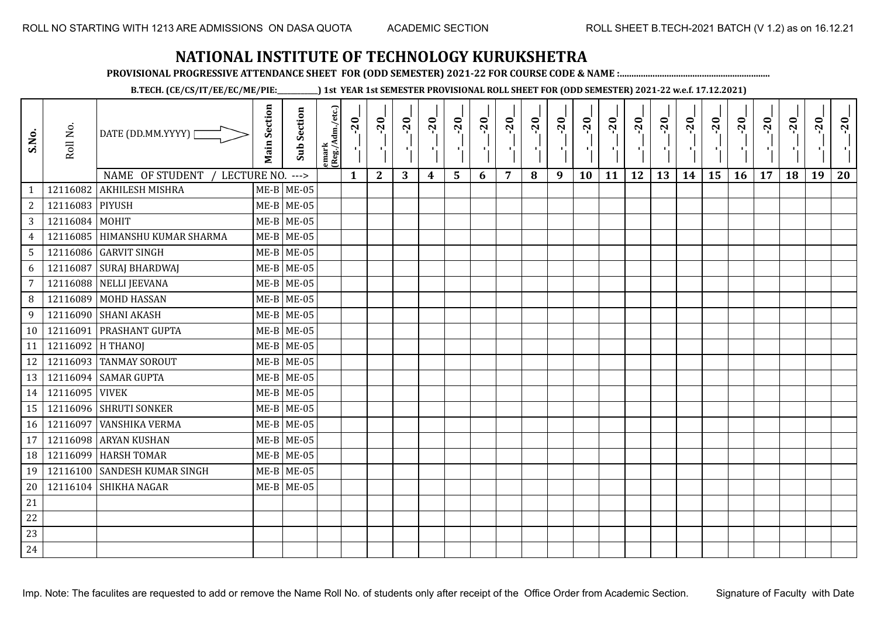ROLL NO STARTING WITH 1213 ARE ADMISSIONS ON DASA QUOTA ACADEMIC SECTION ROLL SHEET B.TECH-2021 BATCH (V 1.2) as on 16.12.21

# NATIONAL INSTITUTE OF TECHNOLOGY KURUKSHETRA

**PROVISIONAL PROGRESSIVE ATTENDANCE SHEET FOR (ODD SEMESTER) 2021-22 FOR COURSE CODE & NAME :...............................................................**

**B.TECH. (CE/CS/IT/EE/EC/ME/PIE:__________) 1st YEAR 1st SEMESTER PROVISIONAL ROLL SHEET FOR (ODD SEMESTER) 2021-22 w.e.f. 17.12.2021)**

| S.No. | Roll No. | DATE (DD.MM.YYYY) | Main Section | Sub Section | emark (Reg./Adm./etc.) | __-__-20__ | __-__-20__ | __-__-20__ | __-__-20__ | __-__-20__ | __-__-20__ | __-__-20__ | __-__-20__ | __-__-20__ | __-__-20__ | __-__-20__ | __-__-20__ | __-__-20__ | __-__-20__ | __-__-20__ | __-__-20__ | __-__-20__ | __-__-20__ | __-__-20__ | __-__-20__ |
|---|---|---|---|---|---|---|---|---|---|---|---|---|---|---|---|---|---|---|---|---|---|---|---|---|---|
| | | NAME OF STUDENT / LECTURE NO. ---> | | | | 1 | 2 | 3 | 4 | 5 | 6 | 7 | 8 | 9 | 10 | 11 | 12 | 13 | 14 | 15 | 16 | 17 | 18 | 19 | 20 |
| 1 | 12116082 | AKHILESH MISHRA | ME-B | ME-05 | | | | | | | | | | | | | | | | | | | | | |
| 2 | 12116083 | PIYUSH | ME-B | ME-05 | | | | | | | | | | | | | | | | | | | | | |
| 3 | 12116084 | MOHIT | ME-B | ME-05 | | | | | | | | | | | | | | | | | | | | | |
| 4 | 12116085 | HIMANSHU KUMAR SHARMA | ME-B | ME-05 | | | | | | | | | | | | | | | | | | | | | |
| 5 | 12116086 | GARVIT SINGH | ME-B | ME-05 | | | | | | | | | | | | | | | | | | | | | |
| 6 | 12116087 | SURAJ BHARDWAJ | ME-B | ME-05 | | | | | | | | | | | | | | | | | | | | | |
| 7 | 12116088 | NELLI JEEVANA | ME-B | ME-05 | | | | | | | | | | | | | | | | | | | | | |
| 8 | 12116089 | MOHD HASSAN | ME-B | ME-05 | | | | | | | | | | | | | | | | | | | | | |
| 9 | 12116090 | SHANI AKASH | ME-B | ME-05 | | | | | | | | | | | | | | | | | | | | | |
| 10 | 12116091 | PRASHANT GUPTA | ME-B | ME-05 | | | | | | | | | | | | | | | | | | | | | |
| 11 | 12116092 | H THANOJ | ME-B | ME-05 | | | | | | | | | | | | | | | | | | | | | |
| 12 | 12116093 | TANMAY SOROUT | ME-B | ME-05 | | | | | | | | | | | | | | | | | | | | | |
| 13 | 12116094 | SAMAR GUPTA | ME-B | ME-05 | | | | | | | | | | | | | | | | | | | | | |
| 14 | 12116095 | VIVEK | ME-B | ME-05 | | | | | | | | | | | | | | | | | | | | | |
| 15 | 12116096 | SHRUTI SONKER | ME-B | ME-05 | | | | | | | | | | | | | | | | | | | | | |
| 16 | 12116097 | VANSHIKA VERMA | ME-B | ME-05 | | | | | | | | | | | | | | | | | | | | | |
| 17 | 12116098 | ARYAN KUSHAN | ME-B | ME-05 | | | | | | | | | | | | | | | | | | | | | |
| 18 | 12116099 | HARSH TOMAR | ME-B | ME-05 | | | | | | | | | | | | | | | | | | | | | |
| 19 | 12116100 | SANDESH KUMAR SINGH | ME-B | ME-05 | | | | | | | | | | | | | | | | | | | | | |
| 20 | 12116104 | SHIKHA NAGAR | ME-B | ME-05 | | | | | | | | | | | | | | | | | | | | | |
| 21 | | | | | | | | | | | | | | | | | | | | | | | | | |
| 22 | | | | | | | | | | | | | | | | | | | | | | | | | |
| 23 | | | | | | | | | | | | | | | | | | | | | | | | | |
| 24 | | | | | | | | | | | | | | | | | | | | | | | | | |

Imp. Note: The faculites are requested to add or remove the Name Roll No. of students only after receipt of the Office Order from Academic Section. Signature of Faculty with Date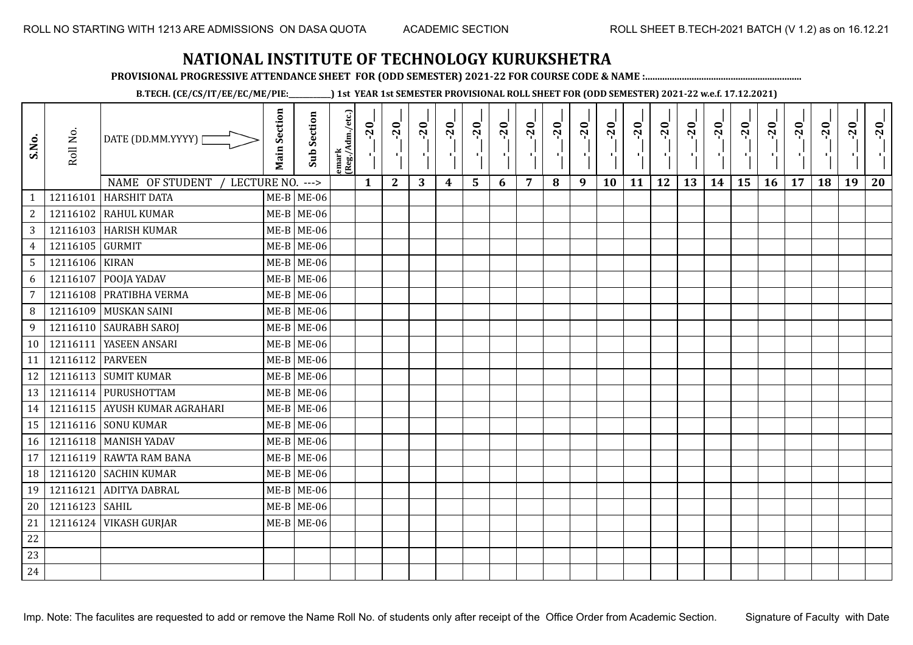ROLL NO STARTING WITH 1213 ARE ADMISSIONS ON DASA QUOTA — ACADEMIC SECTION — ROLL SHEET B.TECH-2021 BATCH (V 1.2) as on 16.12.21

# NATIONAL INSTITUTE OF TECHNOLOGY KURUKSHETRA

**PROVISIONAL PROGRESSIVE ATTENDANCE SHEET FOR (ODD SEMESTER) 2021-22 FOR COURSE CODE & NAME :...............................................................**

**B.TECH. (CE/CS/IT/EE/EC/ME/PIE:__________) 1st YEAR 1st SEMESTER PROVISIONAL ROLL SHEET FOR (ODD SEMESTER) 2021-22 w.e.f. 17.12.2021)**

| S.No. | Roll No. | DATE (DD.MM.YYYY) | Main Section | Sub Section | emark (Reg./Adm./etc.) | _-_-20_ | _-_-20_ | _-_-20_ | _-_-20_ | _-_-20_ | _-_-20_ | _-_-20_ | _-_-20_ | _-_-20_ | _-_-20_ | _-_-20_ | _-_-20_ | _-_-20_ | _-_-20_ | _-_-20_ | _-_-20_ | _-_-20_ | _-_-20_ | _-_-20_ | _-_-20_ |
|---|---|---|---|---|---|---|---|---|---|---|---|---|---|---|---|---|---|---|---|---|---|---|---|---|---|
| | | NAME OF STUDENT / LECTURE NO. ---> | | | | 1 | 2 | 3 | 4 | 5 | 6 | 7 | 8 | 9 | 10 | 11 | 12 | 13 | 14 | 15 | 16 | 17 | 18 | 19 | 20 |
| 1 | 12116101 | HARSHIT DATA | ME-B | ME-06 | | | | | | | | | | | | | | | | | | | | | |
| 2 | 12116102 | RAHUL KUMAR | ME-B | ME-06 | | | | | | | | | | | | | | | | | | | | | |
| 3 | 12116103 | HARISH KUMAR | ME-B | ME-06 | | | | | | | | | | | | | | | | | | | | | |
| 4 | 12116105 | GURMIT | ME-B | ME-06 | | | | | | | | | | | | | | | | | | | | | |
| 5 | 12116106 | KIRAN | ME-B | ME-06 | | | | | | | | | | | | | | | | | | | | | |
| 6 | 12116107 | POOJA YADAV | ME-B | ME-06 | | | | | | | | | | | | | | | | | | | | | |
| 7 | 12116108 | PRATIBHA VERMA | ME-B | ME-06 | | | | | | | | | | | | | | | | | | | | | |
| 8 | 12116109 | MUSKAN SAINI | ME-B | ME-06 | | | | | | | | | | | | | | | | | | | | | |
| 9 | 12116110 | SAURABH SAROJ | ME-B | ME-06 | | | | | | | | | | | | | | | | | | | | | |
| 10 | 12116111 | YASEEN ANSARI | ME-B | ME-06 | | | | | | | | | | | | | | | | | | | | | |
| 11 | 12116112 | PARVEEN | ME-B | ME-06 | | | | | | | | | | | | | | | | | | | | | |
| 12 | 12116113 | SUMIT KUMAR | ME-B | ME-06 | | | | | | | | | | | | | | | | | | | | | |
| 13 | 12116114 | PURUSHOTTAM | ME-B | ME-06 | | | | | | | | | | | | | | | | | | | | | |
| 14 | 12116115 | AYUSH KUMAR AGRAHARI | ME-B | ME-06 | | | | | | | | | | | | | | | | | | | | | |
| 15 | 12116116 | SONU KUMAR | ME-B | ME-06 | | | | | | | | | | | | | | | | | | | | | |
| 16 | 12116118 | MANISH YADAV | ME-B | ME-06 | | | | | | | | | | | | | | | | | | | | | |
| 17 | 12116119 | RAWTA RAM BANA | ME-B | ME-06 | | | | | | | | | | | | | | | | | | | | | |
| 18 | 12116120 | SACHIN KUMAR | ME-B | ME-06 | | | | | | | | | | | | | | | | | | | | | |
| 19 | 12116121 | ADITYA DABRAL | ME-B | ME-06 | | | | | | | | | | | | | | | | | | | | | |
| 20 | 12116123 | SAHIL | ME-B | ME-06 | | | | | | | | | | | | | | | | | | | | | |
| 21 | 12116124 | VIKASH GURJAR | ME-B | ME-06 | | | | | | | | | | | | | | | | | | | | | |
| 22 | | | | | | | | | | | | | | | | | | | | | | | | | |
| 23 | | | | | | | | | | | | | | | | | | | | | | | | | |
| 24 | | | | | | | | | | | | | | | | | | | | | | | | | |

Imp. Note: The faculites are requested to add or remove the Name Roll No. of students only after receipt of the Office Order from Academic Section. — Signature of Faculty with Date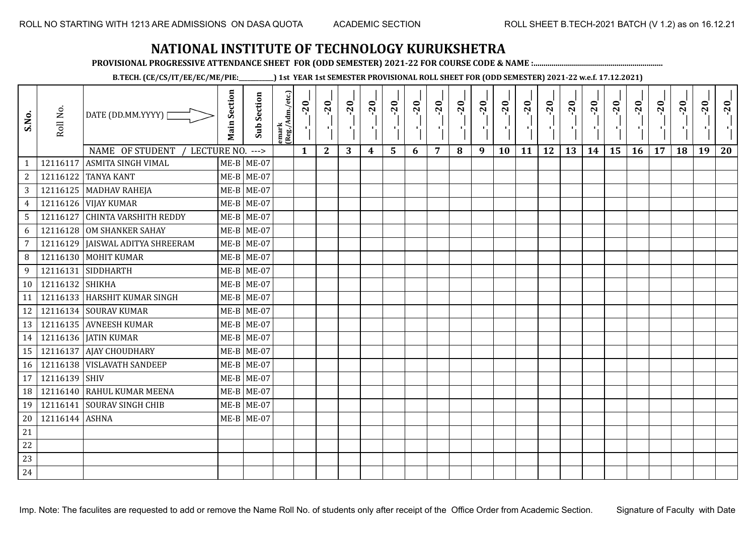# NATIONAL INSTITUTE OF TECHNOLOGY KURUKSHETRA

**PROVISIONAL PROGRESSIVE ATTENDANCE SHEET FOR (ODD SEMESTER) 2021-22 FOR COURSE CODE & NAME :...............................................................**

**B.TECH. (CE/CS/IT/EE/EC/ME/PIE:___________) 1st YEAR 1st SEMESTER PROVISIONAL ROLL SHEET FOR (ODD SEMESTER) 2021-22 w.e.f. 17.12.2021)**

| S.No. | Roll No. | DATE (DD.MM.YYYY) | Main Section | Sub Section | emark (Reg./Adm./etc.) | __-__-20__ | __-__-20__ | __-__-20__ | __-__-20__ | __-__-20__ | __-__-20__ | __-__-20__ | __-__-20__ | __-__-20__ | __-__-20__ | __-__-20__ | __-__-20__ | __-__-20__ | __-__-20__ | __-__-20__ | __-__-20__ | __-__-20__ | __-__-20__ | __-__-20__ | __-__-20__ |
|---|---|---|---|---|---|---|---|---|---|---|---|---|---|---|---|---|---|---|---|---|---|---|---|---|---|
| | | NAME OF STUDENT / LECTURE NO. ---> | | | | 1 | 2 | 3 | 4 | 5 | 6 | 7 | 8 | 9 | 10 | 11 | 12 | 13 | 14 | 15 | 16 | 17 | 18 | 19 | 20 |
| 1 | 12116117 | ASMITA SINGH VIMAL | ME-B | ME-07 | | | | | | | | | | | | | | | | | | | | | |
| 2 | 12116122 | TANYA KANT | ME-B | ME-07 | | | | | | | | | | | | | | | | | | | | | |
| 3 | 12116125 | MADHAV RAHEJA | ME-B | ME-07 | | | | | | | | | | | | | | | | | | | | | |
| 4 | 12116126 | VIJAY KUMAR | ME-B | ME-07 | | | | | | | | | | | | | | | | | | | | | |
| 5 | 12116127 | CHINTA VARSHITH REDDY | ME-B | ME-07 | | | | | | | | | | | | | | | | | | | | | |
| 6 | 12116128 | OM SHANKER SAHAY | ME-B | ME-07 | | | | | | | | | | | | | | | | | | | | | |
| 7 | 12116129 | JAISWAL ADITYA SHREERAM | ME-B | ME-07 | | | | | | | | | | | | | | | | | | | | | |
| 8 | 12116130 | MOHIT KUMAR | ME-B | ME-07 | | | | | | | | | | | | | | | | | | | | | |
| 9 | 12116131 | SIDDHARTH | ME-B | ME-07 | | | | | | | | | | | | | | | | | | | | | |
| 10 | 12116132 | SHIKHA | ME-B | ME-07 | | | | | | | | | | | | | | | | | | | | | |
| 11 | 12116133 | HARSHIT KUMAR SINGH | ME-B | ME-07 | | | | | | | | | | | | | | | | | | | | | |
| 12 | 12116134 | SOURAV KUMAR | ME-B | ME-07 | | | | | | | | | | | | | | | | | | | | | |
| 13 | 12116135 | AVNEESH KUMAR | ME-B | ME-07 | | | | | | | | | | | | | | | | | | | | | |
| 14 | 12116136 | JATIN KUMAR | ME-B | ME-07 | | | | | | | | | | | | | | | | | | | | | |
| 15 | 12116137 | AJAY CHOUDHARY | ME-B | ME-07 | | | | | | | | | | | | | | | | | | | | | |
| 16 | 12116138 | VISLAVATH SANDEEP | ME-B | ME-07 | | | | | | | | | | | | | | | | | | | | | |
| 17 | 12116139 | SHIV | ME-B | ME-07 | | | | | | | | | | | | | | | | | | | | | |
| 18 | 12116140 | RAHUL KUMAR MEENA | ME-B | ME-07 | | | | | | | | | | | | | | | | | | | | | |
| 19 | 12116141 | SOURAV SINGH CHIB | ME-B | ME-07 | | | | | | | | | | | | | | | | | | | | | |
| 20 | 12116144 | ASHNA | ME-B | ME-07 | | | | | | | | | | | | | | | | | | | | | |
| 21 | | | | | | | | | | | | | | | | | | | | | | | | | |
| 22 | | | | | | | | | | | | | | | | | | | | | | | | | |
| 23 | | | | | | | | | | | | | | | | | | | | | | | | | |
| 24 | | | | | | | | | | | | | | | | | | | | | | | | | |

Imp. Note: The faculites are requested to add or remove the Name Roll No. of students only after receipt of the Office Order from Academic Section.

Signature of Faculty with Date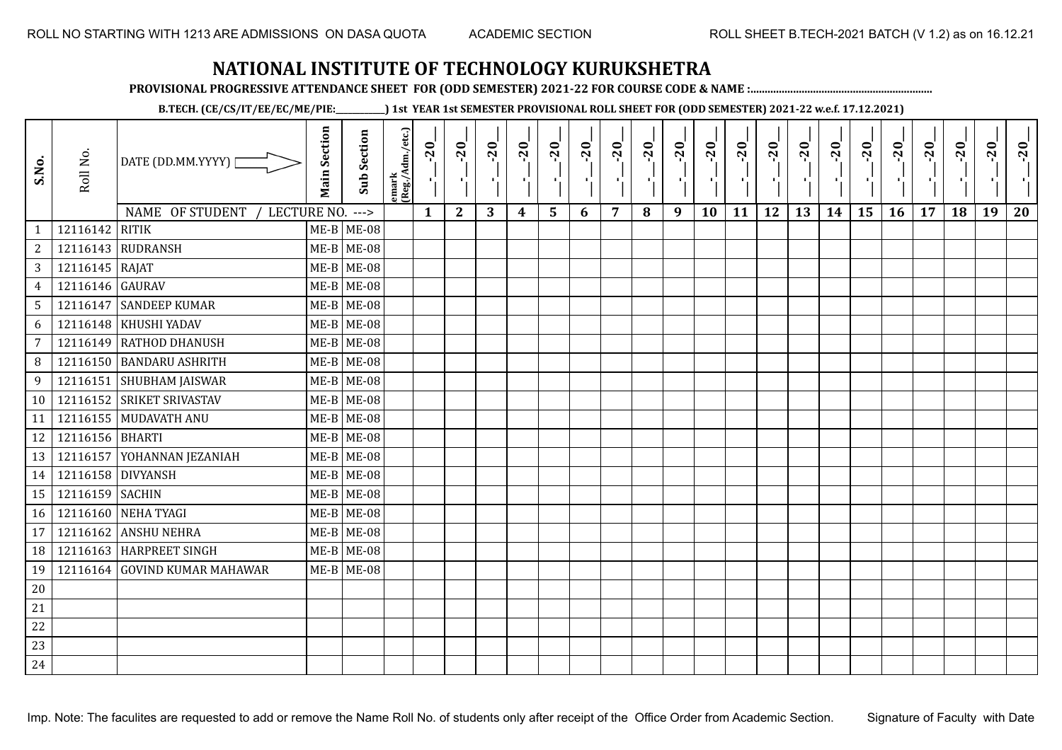ROLL NO STARTING WITH 1213 ARE ADMISSIONS ON DASA QUOTA ACADEMIC SECTION ROLL SHEET B.TECH-2021 BATCH (V 1.2) as on 16.12.21

# NATIONAL INSTITUTE OF TECHNOLOGY KURUKSHETRA

**PROVISIONAL PROGRESSIVE ATTENDANCE SHEET FOR (ODD SEMESTER) 2021-22 FOR COURSE CODE & NAME :..............................................................**

**B.TECH. (CE/CS/IT/EE/EC/ME/PIE:__________) 1st YEAR 1st SEMESTER PROVISIONAL ROLL SHEET FOR (ODD SEMESTER) 2021-22 w.e.f. 17.12.2021)**

| S.No. | Roll No. | DATE (DD.MM.YYYY) | Main Section | Sub Section | emark (Reg./Adm./etc.) | __-__-20__ | __-__-20__ | __-__-20__ | __-__-20__ | __-__-20__ | __-__-20__ | __-__-20__ | __-__-20__ | __-__-20__ | __-__-20__ | __-__-20__ | __-__-20__ | __-__-20__ | __-__-20__ | __-__-20__ | __-__-20__ | __-__-20__ | __-__-20__ | __-__-20__ | __-__-20__ |
|---|---|---|---|---|---|---|---|---|---|---|---|---|---|---|---|---|---|---|---|---|---|---|---|---|---|
| | | NAME OF STUDENT / LECTURE NO. ---> | | | | 1 | 2 | 3 | 4 | 5 | 6 | 7 | 8 | 9 | 10 | 11 | 12 | 13 | 14 | 15 | 16 | 17 | 18 | 19 | 20 |
| 1 | 12116142 | RITIK | ME-B | ME-08 | | | | | | | | | | | | | | | | | | | | | |
| 2 | 12116143 | RUDRANSH | ME-B | ME-08 | | | | | | | | | | | | | | | | | | | | | |
| 3 | 12116145 | RAJAT | ME-B | ME-08 | | | | | | | | | | | | | | | | | | | | | |
| 4 | 12116146 | GAURAV | ME-B | ME-08 | | | | | | | | | | | | | | | | | | | | | |
| 5 | 12116147 | SANDEEP KUMAR | ME-B | ME-08 | | | | | | | | | | | | | | | | | | | | | |
| 6 | 12116148 | KHUSHI YADAV | ME-B | ME-08 | | | | | | | | | | | | | | | | | | | | | |
| 7 | 12116149 | RATHOD DHANUSH | ME-B | ME-08 | | | | | | | | | | | | | | | | | | | | | |
| 8 | 12116150 | BANDARU ASHRITH | ME-B | ME-08 | | | | | | | | | | | | | | | | | | | | | |
| 9 | 12116151 | SHUBHAM JAISWAR | ME-B | ME-08 | | | | | | | | | | | | | | | | | | | | | |
| 10 | 12116152 | SRIKET SRIVASTAV | ME-B | ME-08 | | | | | | | | | | | | | | | | | | | | | |
| 11 | 12116155 | MUDAVATH ANU | ME-B | ME-08 | | | | | | | | | | | | | | | | | | | | | |
| 12 | 12116156 | BHARTI | ME-B | ME-08 | | | | | | | | | | | | | | | | | | | | | |
| 13 | 12116157 | YOHANNAN JEZANIAH | ME-B | ME-08 | | | | | | | | | | | | | | | | | | | | | |
| 14 | 12116158 | DIVYANSH | ME-B | ME-08 | | | | | | | | | | | | | | | | | | | | | |
| 15 | 12116159 | SACHIN | ME-B | ME-08 | | | | | | | | | | | | | | | | | | | | | |
| 16 | 12116160 | NEHA TYAGI | ME-B | ME-08 | | | | | | | | | | | | | | | | | | | | | |
| 17 | 12116162 | ANSHU NEHRA | ME-B | ME-08 | | | | | | | | | | | | | | | | | | | | | |
| 18 | 12116163 | HARPREET SINGH | ME-B | ME-08 | | | | | | | | | | | | | | | | | | | | | |
| 19 | 12116164 | GOVIND KUMAR MAHAWAR | ME-B | ME-08 | | | | | | | | | | | | | | | | | | | | | |
| 20 | | | | | | | | | | | | | | | | | | | | | | | | | |
| 21 | | | | | | | | | | | | | | | | | | | | | | | | | |
| 22 | | | | | | | | | | | | | | | | | | | | | | | | | |
| 23 | | | | | | | | | | | | | | | | | | | | | | | | | |
| 24 | | | | | | | | | | | | | | | | | | | | | | | | | |

Imp. Note: The faculites are requested to add or remove the Name Roll No. of students only after receipt of the Office Order from Academic Section. Signature of Faculty with Date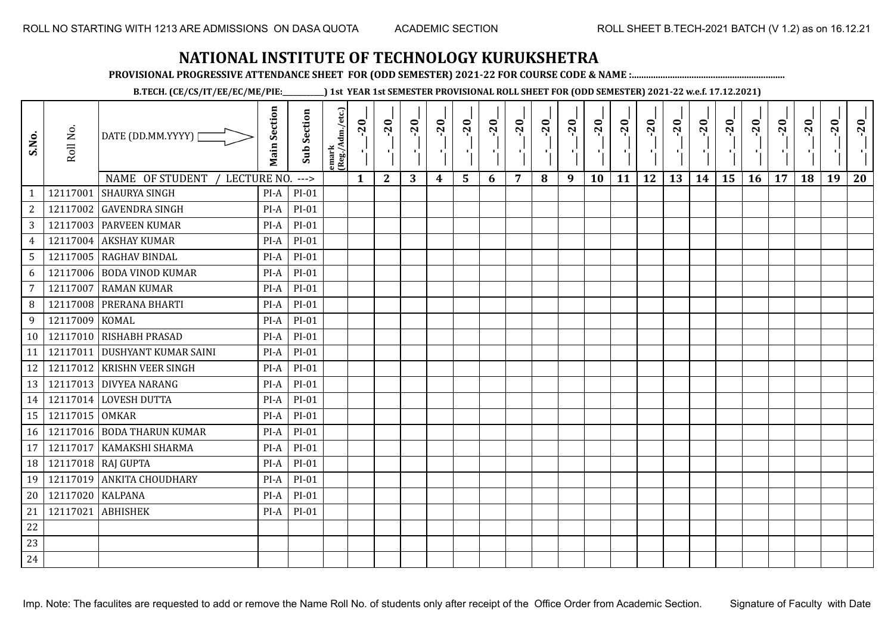ROLL NO STARTING WITH 1213 ARE ADMISSIONS ON DASA QUOTA    ACADEMIC SECTION    ROLL SHEET B.TECH-2021 BATCH (V 1.2) as on 16.12.21

# NATIONAL INSTITUTE OF TECHNOLOGY KURUKSHETRA

**PROVISIONAL PROGRESSIVE ATTENDANCE SHEET FOR (ODD SEMESTER) 2021-22 FOR COURSE CODE & NAME :..............................................................**

**B.TECH. (CE/CS/IT/EE/EC/ME/PIE:__________) 1st YEAR 1st SEMESTER PROVISIONAL ROLL SHEET FOR (ODD SEMESTER) 2021-22 w.e.f. 17.12.2021)**

| S.No. | Roll No. | DATE (DD.MM.YYYY) | Main Section | Sub Section | emark (Reg./Adm./etc.) | _-_-20_ | _-_-20_ | _-_-20_ | _-_-20_ | _-_-20_ | _-_-20_ | _-_-20_ | _-_-20_ | _-_-20_ | _-_-20_ | _-_-20_ | _-_-20_ | _-_-20_ | _-_-20_ | _-_-20_ | _-_-20_ | _-_-20_ | _-_-20_ | _-_-20_ | _-_-20_ |
|---|---|---|---|---|---|---|---|---|---|---|---|---|---|---|---|---|---|---|---|---|---|---|---|---|---|
| | | NAME OF STUDENT / LECTURE NO. ---> | | | | 1 | 2 | 3 | 4 | 5 | 6 | 7 | 8 | 9 | 10 | 11 | 12 | 13 | 14 | 15 | 16 | 17 | 18 | 19 | 20 |
| 1 | 12117001 | SHAURYA SINGH | PI-A | PI-01 | | | | | | | | | | | | | | | | | | | | | |
| 2 | 12117002 | GAVENDRA SINGH | PI-A | PI-01 | | | | | | | | | | | | | | | | | | | | | |
| 3 | 12117003 | PARVEEN KUMAR | PI-A | PI-01 | | | | | | | | | | | | | | | | | | | | | |
| 4 | 12117004 | AKSHAY KUMAR | PI-A | PI-01 | | | | | | | | | | | | | | | | | | | | | |
| 5 | 12117005 | RAGHAV BINDAL | PI-A | PI-01 | | | | | | | | | | | | | | | | | | | | | |
| 6 | 12117006 | BODA VINOD KUMAR | PI-A | PI-01 | | | | | | | | | | | | | | | | | | | | | |
| 7 | 12117007 | RAMAN KUMAR | PI-A | PI-01 | | | | | | | | | | | | | | | | | | | | | |
| 8 | 12117008 | PRERANA BHARTI | PI-A | PI-01 | | | | | | | | | | | | | | | | | | | | | |
| 9 | 12117009 | KOMAL | PI-A | PI-01 | | | | | | | | | | | | | | | | | | | | | |
| 10 | 12117010 | RISHABH PRASAD | PI-A | PI-01 | | | | | | | | | | | | | | | | | | | | | |
| 11 | 12117011 | DUSHYANT KUMAR SAINI | PI-A | PI-01 | | | | | | | | | | | | | | | | | | | | | |
| 12 | 12117012 | KRISHN VEER SINGH | PI-A | PI-01 | | | | | | | | | | | | | | | | | | | | | |
| 13 | 12117013 | DIVYEA NARANG | PI-A | PI-01 | | | | | | | | | | | | | | | | | | | | | |
| 14 | 12117014 | LOVESH DUTTA | PI-A | PI-01 | | | | | | | | | | | | | | | | | | | | | |
| 15 | 12117015 | OMKAR | PI-A | PI-01 | | | | | | | | | | | | | | | | | | | | | |
| 16 | 12117016 | BODA THARUN KUMAR | PI-A | PI-01 | | | | | | | | | | | | | | | | | | | | | |
| 17 | 12117017 | KAMAKSHI SHARMA | PI-A | PI-01 | | | | | | | | | | | | | | | | | | | | | |
| 18 | 12117018 | RAJ GUPTA | PI-A | PI-01 | | | | | | | | | | | | | | | | | | | | | |
| 19 | 12117019 | ANKITA CHOUDHARY | PI-A | PI-01 | | | | | | | | | | | | | | | | | | | | | |
| 20 | 12117020 | KALPANA | PI-A | PI-01 | | | | | | | | | | | | | | | | | | | | | |
| 21 | 12117021 | ABHISHEK | PI-A | PI-01 | | | | | | | | | | | | | | | | | | | | | |
| 22 | | | | | | | | | | | | | | | | | | | | | | | | | |
| 23 | | | | | | | | | | | | | | | | | | | | | | | | | |
| 24 | | | | | | | | | | | | | | | | | | | | | | | | | |

Imp. Note: The faculites are requested to add or remove the Name Roll No. of students only after receipt of the Office Order from Academic Section.    Signature of Faculty with Date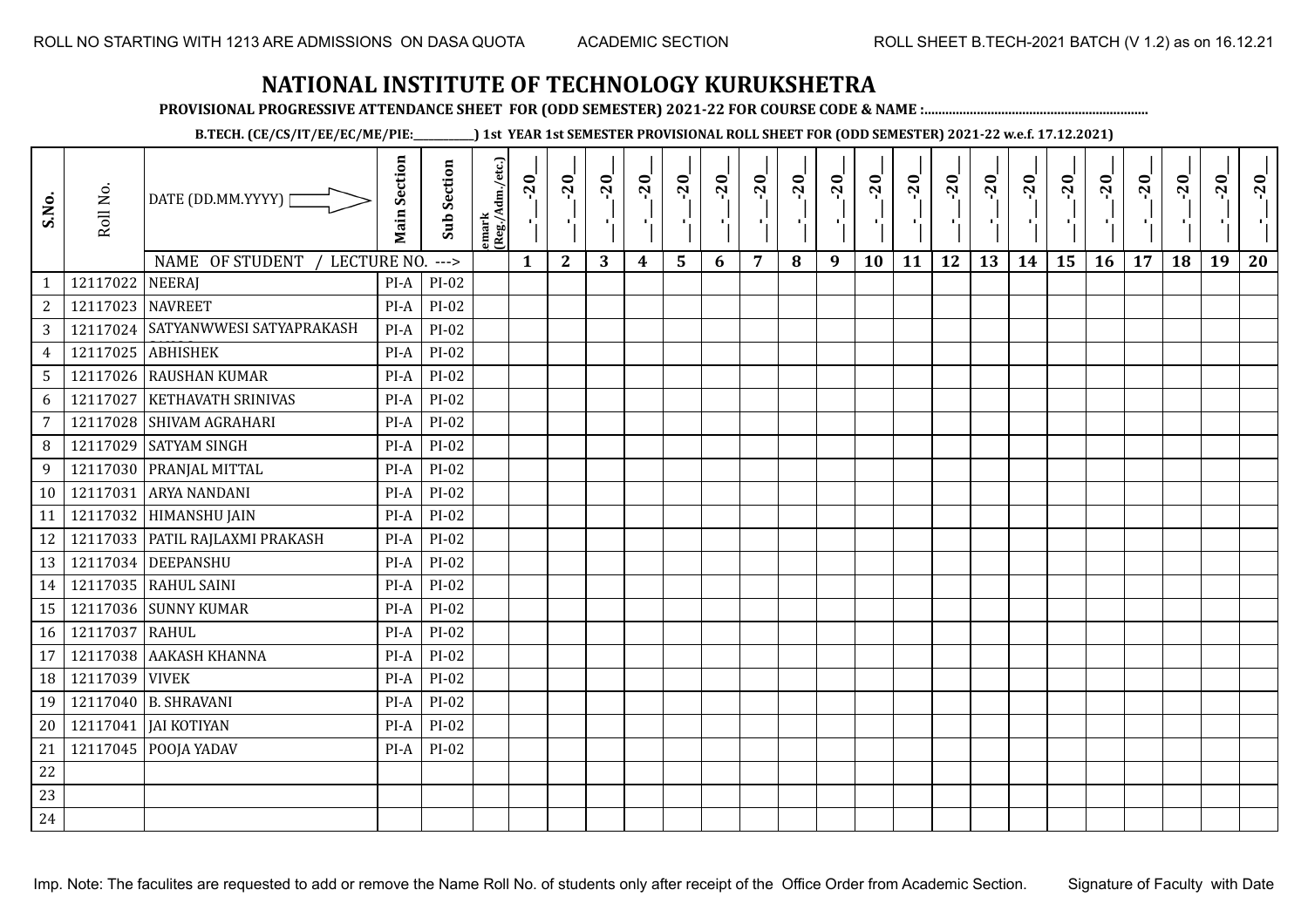ROLL NO STARTING WITH 1213 ARE ADMISSIONS ON DASA QUOTA ACADEMIC SECTION ROLL SHEET B.TECH-2021 BATCH (V 1.2) as on 16.12.21

# NATIONAL INSTITUTE OF TECHNOLOGY KURUKSHETRA

**PROVISIONAL PROGRESSIVE ATTENDANCE SHEET FOR (ODD SEMESTER) 2021-22 FOR COURSE CODE & NAME :...............................................................**

**B.TECH. (CE/CS/IT/EE/EC/ME/PIE:__________) 1st YEAR 1st SEMESTER PROVISIONAL ROLL SHEET FOR (ODD SEMESTER) 2021-22 w.e.f. 17.12.2021)**

| S.No. | Roll No. | DATE (DD.MM.YYYY) | Main Section | Sub Section | Remark (Reg./Adm./etc.) | __-__-20__ | __-__-20__ | __-__-20__ | __-__-20__ | __-__-20__ | __-__-20__ | __-__-20__ | __-__-20__ | __-__-20__ | __-__-20__ | __-__-20__ | __-__-20__ | __-__-20__ | __-__-20__ | __-__-20__ | __-__-20__ | __-__-20__ | __-__-20__ | __-__-20__ | __-__-20__ |
|---|---|---|---|---|---|---|---|---|---|---|---|---|---|---|---|---|---|---|---|---|---|---|---|---|---|
| | | NAME OF STUDENT / LECTURE NO. ---> | | | | 1 | 2 | 3 | 4 | 5 | 6 | 7 | 8 | 9 | 10 | 11 | 12 | 13 | 14 | 15 | 16 | 17 | 18 | 19 | 20 |
| 1 | 12117022 | NEERAJ | PI-A | PI-02 | | | | | | | | | | | | | | | | | | | | | |
| 2 | 12117023 | NAVREET | PI-A | PI-02 | | | | | | | | | | | | | | | | | | | | | |
| 3 | 12117024 | SATYANWWESI SATYAPRAKASH | PI-A | PI-02 | | | | | | | | | | | | | | | | | | | | | |
| 4 | 12117025 | ABHISHEK | PI-A | PI-02 | | | | | | | | | | | | | | | | | | | | | |
| 5 | 12117026 | RAUSHAN KUMAR | PI-A | PI-02 | | | | | | | | | | | | | | | | | | | | | |
| 6 | 12117027 | KETHAVATH SRINIVAS | PI-A | PI-02 | | | | | | | | | | | | | | | | | | | | | |
| 7 | 12117028 | SHIVAM AGRAHARI | PI-A | PI-02 | | | | | | | | | | | | | | | | | | | | | |
| 8 | 12117029 | SATYAM SINGH | PI-A | PI-02 | | | | | | | | | | | | | | | | | | | | | |
| 9 | 12117030 | PRANJAL MITTAL | PI-A | PI-02 | | | | | | | | | | | | | | | | | | | | | |
| 10 | 12117031 | ARYA NANDANI | PI-A | PI-02 | | | | | | | | | | | | | | | | | | | | | |
| 11 | 12117032 | HIMANSHU JAIN | PI-A | PI-02 | | | | | | | | | | | | | | | | | | | | | |
| 12 | 12117033 | PATIL RAJLAXMI PRAKASH | PI-A | PI-02 | | | | | | | | | | | | | | | | | | | | | |
| 13 | 12117034 | DEEPANSHU | PI-A | PI-02 | | | | | | | | | | | | | | | | | | | | | |
| 14 | 12117035 | RAHUL SAINI | PI-A | PI-02 | | | | | | | | | | | | | | | | | | | | | |
| 15 | 12117036 | SUNNY KUMAR | PI-A | PI-02 | | | | | | | | | | | | | | | | | | | | | |
| 16 | 12117037 | RAHUL | PI-A | PI-02 | | | | | | | | | | | | | | | | | | | | | |
| 17 | 12117038 | AAKASH KHANNA | PI-A | PI-02 | | | | | | | | | | | | | | | | | | | | | |
| 18 | 12117039 | VIVEK | PI-A | PI-02 | | | | | | | | | | | | | | | | | | | | | |
| 19 | 12117040 | B. SHRAVANI | PI-A | PI-02 | | | | | | | | | | | | | | | | | | | | | |
| 20 | 12117041 | JAI KOTIYAN | PI-A | PI-02 | | | | | | | | | | | | | | | | | | | | | |
| 21 | 12117045 | POOJA YADAV | PI-A | PI-02 | | | | | | | | | | | | | | | | | | | | | |
| 22 | | | | | | | | | | | | | | | | | | | | | | | | | |
| 23 | | | | | | | | | | | | | | | | | | | | | | | | | |
| 24 | | | | | | | | | | | | | | | | | | | | | | | | | |

Imp. Note: The faculites are requested to add or remove the Name Roll No. of students only after receipt of the Office Order from Academic Section. Signature of Faculty with Date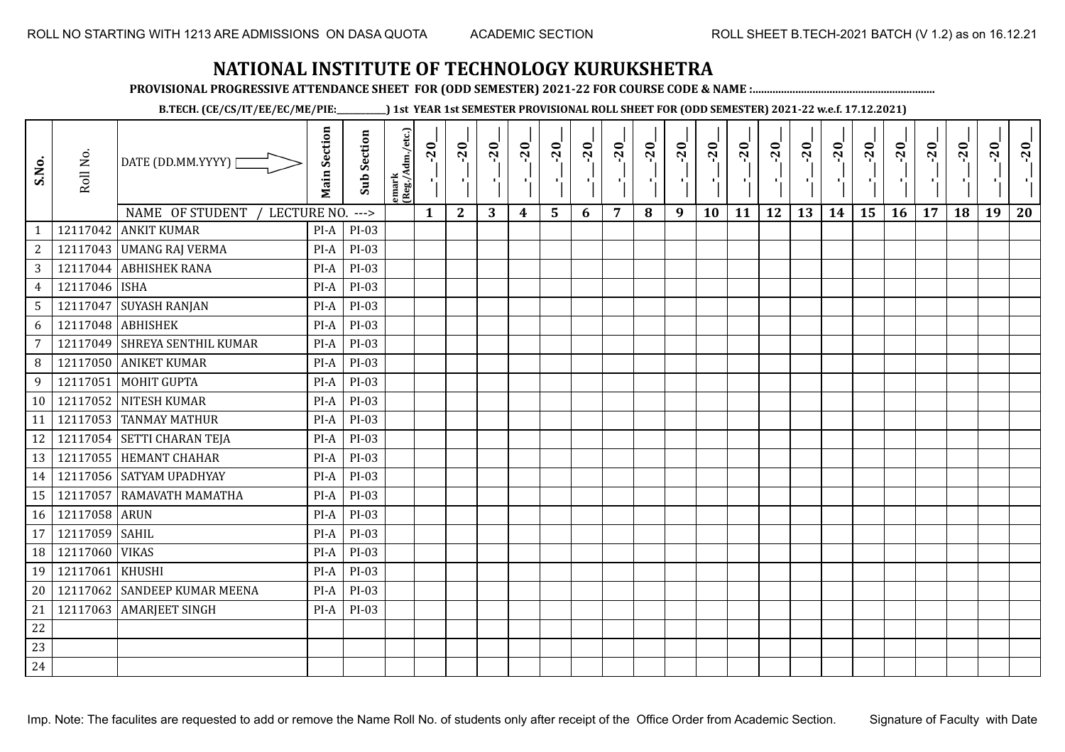# NATIONAL INSTITUTE OF TECHNOLOGY KURUKSHETRA

**PROVISIONAL PROGRESSIVE ATTENDANCE SHEET FOR (ODD SEMESTER) 2021-22 FOR COURSE CODE & NAME :..............................................................**

**B.TECH. (CE/CS/IT/EE/EC/ME/PIE:__________) 1st YEAR 1st SEMESTER PROVISIONAL ROLL SHEET FOR (ODD SEMESTER) 2021-22 w.e.f. 17.12.2021)**

| S.No. | Roll No. | DATE (DD.MM.YYYY) | Main Section | Sub Section | emark (Reg./Adm./etc.) | __-__-20__ | __-__-20__ | __-__-20__ | __-__-20__ | __-__-20__ | __-__-20__ | __-__-20__ | __-__-20__ | __-__-20__ | __-__-20__ | __-__-20__ | __-__-20__ | __-__-20__ | __-__-20__ | __-__-20__ | __-__-20__ | __-__-20__ | __-__-20__ | __-__-20__ | __-__-20__ |
|---|---|---|---|---|---|---|---|---|---|---|---|---|---|---|---|---|---|---|---|---|---|---|---|---|---|
| | | NAME OF STUDENT / LECTURE NO. ---> | | | | 1 | 2 | 3 | 4 | 5 | 6 | 7 | 8 | 9 | 10 | 11 | 12 | 13 | 14 | 15 | 16 | 17 | 18 | 19 | 20 |
| 1 | 12117042 | ANKIT KUMAR | PI-A | PI-03 | | | | | | | | | | | | | | | | | | | | | |
| 2 | 12117043 | UMANG RAJ VERMA | PI-A | PI-03 | | | | | | | | | | | | | | | | | | | | | |
| 3 | 12117044 | ABHISHEK RANA | PI-A | PI-03 | | | | | | | | | | | | | | | | | | | | | |
| 4 | 12117046 | ISHA | PI-A | PI-03 | | | | | | | | | | | | | | | | | | | | | |
| 5 | 12117047 | SUYASH RANJAN | PI-A | PI-03 | | | | | | | | | | | | | | | | | | | | | |
| 6 | 12117048 | ABHISHEK | PI-A | PI-03 | | | | | | | | | | | | | | | | | | | | | |
| 7 | 12117049 | SHREYA SENTHIL KUMAR | PI-A | PI-03 | | | | | | | | | | | | | | | | | | | | | |
| 8 | 12117050 | ANIKET KUMAR | PI-A | PI-03 | | | | | | | | | | | | | | | | | | | | | |
| 9 | 12117051 | MOHIT GUPTA | PI-A | PI-03 | | | | | | | | | | | | | | | | | | | | | |
| 10 | 12117052 | NITESH KUMAR | PI-A | PI-03 | | | | | | | | | | | | | | | | | | | | | |
| 11 | 12117053 | TANMAY MATHUR | PI-A | PI-03 | | | | | | | | | | | | | | | | | | | | | |
| 12 | 12117054 | SETTI CHARAN TEJA | PI-A | PI-03 | | | | | | | | | | | | | | | | | | | | | |
| 13 | 12117055 | HEMANT CHAHAR | PI-A | PI-03 | | | | | | | | | | | | | | | | | | | | | |
| 14 | 12117056 | SATYAM UPADHYAY | PI-A | PI-03 | | | | | | | | | | | | | | | | | | | | | |
| 15 | 12117057 | RAMAVATH MAMATHA | PI-A | PI-03 | | | | | | | | | | | | | | | | | | | | | |
| 16 | 12117058 | ARUN | PI-A | PI-03 | | | | | | | | | | | | | | | | | | | | | |
| 17 | 12117059 | SAHIL | PI-A | PI-03 | | | | | | | | | | | | | | | | | | | | | |
| 18 | 12117060 | VIKAS | PI-A | PI-03 | | | | | | | | | | | | | | | | | | | | | |
| 19 | 12117061 | KHUSHI | PI-A | PI-03 | | | | | | | | | | | | | | | | | | | | | |
| 20 | 12117062 | SANDEEP KUMAR MEENA | PI-A | PI-03 | | | | | | | | | | | | | | | | | | | | | |
| 21 | 12117063 | AMARJEET SINGH | PI-A | PI-03 | | | | | | | | | | | | | | | | | | | | | |
| 22 | | | | | | | | | | | | | | | | | | | | | | | | | |
| 23 | | | | | | | | | | | | | | | | | | | | | | | | | |
| 24 | | | | | | | | | | | | | | | | | | | | | | | | | |

Imp. Note: The faculites are requested to add or remove the Name Roll No. of students only after receipt of the Office Order from Academic Section.

Signature of Faculty with Date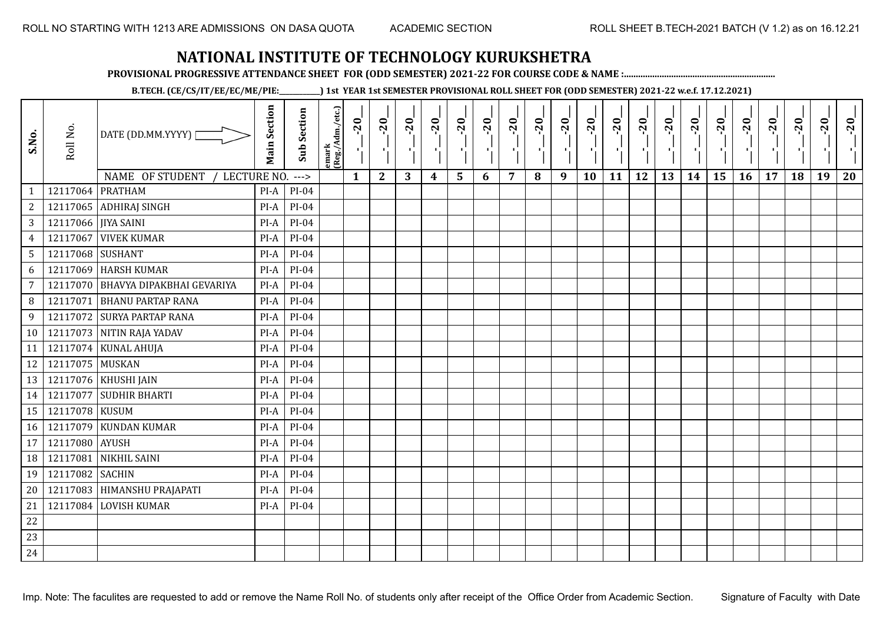ROLL NO STARTING WITH 1213 ARE ADMISSIONS ON DASA QUOTA ACADEMIC SECTION ROLL SHEET B.TECH-2021 BATCH (V 1.2) as on 16.12.21

# NATIONAL INSTITUTE OF TECHNOLOGY KURUKSHETRA

**PROVISIONAL PROGRESSIVE ATTENDANCE SHEET FOR (ODD SEMESTER) 2021-22 FOR COURSE CODE & NAME :..............................................................**

**B.TECH. (CE/CS/IT/EE/EC/ME/PIE:__________) 1st YEAR 1st SEMESTER PROVISIONAL ROLL SHEET FOR (ODD SEMESTER) 2021-22 w.e.f. 17.12.2021)**

| S.No. | Roll No. | DATE (DD.MM.YYYY) | Main Section | Sub Section | emark (Reg./Adm./etc.) | _-_-20_ | _-_-20_ | _-_-20_ | _-_-20_ | _-_-20_ | _-_-20_ | _-_-20_ | _-_-20_ | _-_-20_ | _-_-20_ | _-_-20_ | _-_-20_ | _-_-20_ | _-_-20_ | _-_-20_ | _-_-20_ | _-_-20_ | _-_-20_ | _-_-20_ | _-_-20_ |
|---|---|---|---|---|---|---|---|---|---|---|---|---|---|---|---|---|---|---|---|---|---|---|---|---|---|
| | | NAME OF STUDENT / LECTURE NO. ---> | | | | 1 | 2 | 3 | 4 | 5 | 6 | 7 | 8 | 9 | 10 | 11 | 12 | 13 | 14 | 15 | 16 | 17 | 18 | 19 | 20 |
| 1 | 12117064 | PRATHAM | PI-A | PI-04 | | | | | | | | | | | | | | | | | | | | | |
| 2 | 12117065 | ADHIRAJ SINGH | PI-A | PI-04 | | | | | | | | | | | | | | | | | | | | | |
| 3 | 12117066 | JIYA SAINI | PI-A | PI-04 | | | | | | | | | | | | | | | | | | | | | |
| 4 | 12117067 | VIVEK KUMAR | PI-A | PI-04 | | | | | | | | | | | | | | | | | | | | | |
| 5 | 12117068 | SUSHANT | PI-A | PI-04 | | | | | | | | | | | | | | | | | | | | | |
| 6 | 12117069 | HARSH KUMAR | PI-A | PI-04 | | | | | | | | | | | | | | | | | | | | | |
| 7 | 12117070 | BHAVYA DIPAKBHAI GEVARIYA | PI-A | PI-04 | | | | | | | | | | | | | | | | | | | | | |
| 8 | 12117071 | BHANU PARTAP RANA | PI-A | PI-04 | | | | | | | | | | | | | | | | | | | | | |
| 9 | 12117072 | SURYA PARTAP RANA | PI-A | PI-04 | | | | | | | | | | | | | | | | | | | | | |
| 10 | 12117073 | NITIN RAJA YADAV | PI-A | PI-04 | | | | | | | | | | | | | | | | | | | | | |
| 11 | 12117074 | KUNAL AHUJA | PI-A | PI-04 | | | | | | | | | | | | | | | | | | | | | |
| 12 | 12117075 | MUSKAN | PI-A | PI-04 | | | | | | | | | | | | | | | | | | | | | |
| 13 | 12117076 | KHUSHI JAIN | PI-A | PI-04 | | | | | | | | | | | | | | | | | | | | | |
| 14 | 12117077 | SUDHIR BHARTI | PI-A | PI-04 | | | | | | | | | | | | | | | | | | | | | |
| 15 | 12117078 | KUSUM | PI-A | PI-04 | | | | | | | | | | | | | | | | | | | | | |
| 16 | 12117079 | KUNDAN KUMAR | PI-A | PI-04 | | | | | | | | | | | | | | | | | | | | | |
| 17 | 12117080 | AYUSH | PI-A | PI-04 | | | | | | | | | | | | | | | | | | | | | |
| 18 | 12117081 | NIKHIL SAINI | PI-A | PI-04 | | | | | | | | | | | | | | | | | | | | | |
| 19 | 12117082 | SACHIN | PI-A | PI-04 | | | | | | | | | | | | | | | | | | | | | |
| 20 | 12117083 | HIMANSHU PRAJAPATI | PI-A | PI-04 | | | | | | | | | | | | | | | | | | | | | |
| 21 | 12117084 | LOVISH KUMAR | PI-A | PI-04 | | | | | | | | | | | | | | | | | | | | | |
| 22 | | | | | | | | | | | | | | | | | | | | | | | | | |
| 23 | | | | | | | | | | | | | | | | | | | | | | | | | |
| 24 | | | | | | | | | | | | | | | | | | | | | | | | | |

Imp. Note: The faculites are requested to add or remove the Name Roll No. of students only after receipt of the Office Order from Academic Section. Signature of Faculty with Date